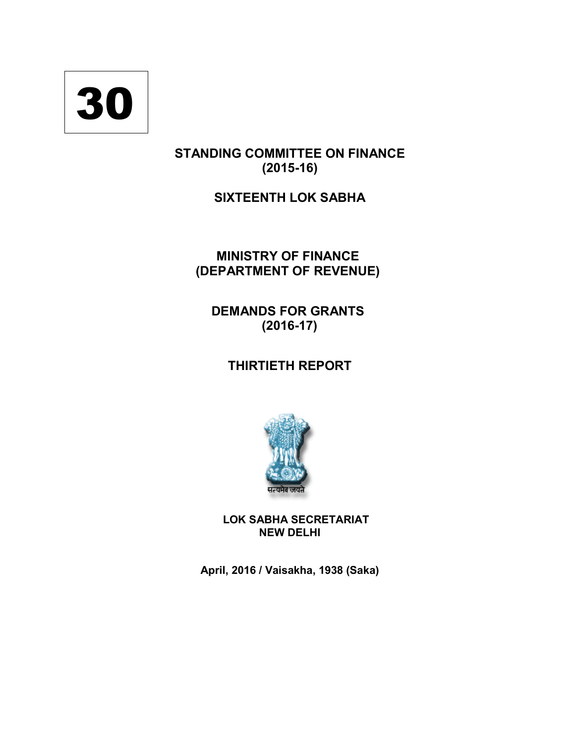30

# STANDING COMMITTEE ON FINANCE
## (2015-16)

## SIXTEENTH LOK SABHA

## MINISTRY OF FINANCE
## (DEPARTMENT OF REVENUE)

## DEMANDS FOR GRANTS
## (2016-17)

## THIRTIETH REPORT

सत्यमेव जयते

**LOK SABHA SECRETARIAT**
**NEW DELHI**

**April, 2016 / Vaisakha, 1938 (Saka)**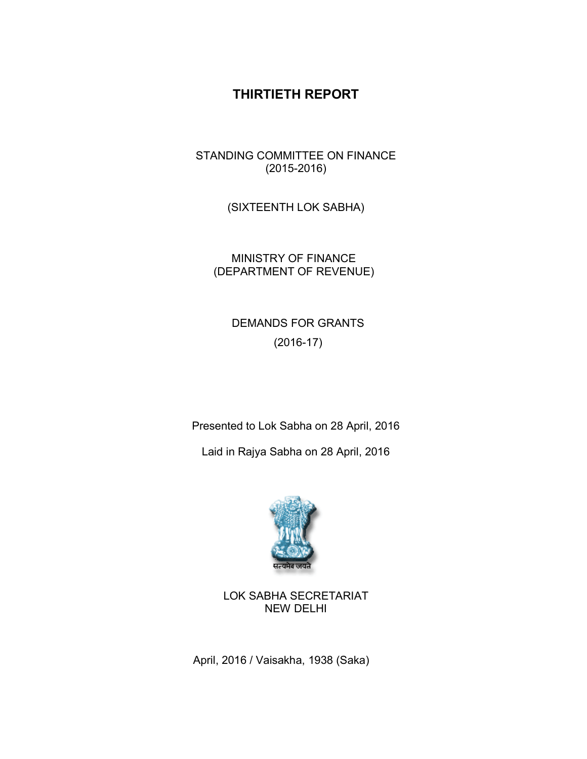# THIRTIETH REPORT

STANDING COMMITTEE ON FINANCE
(2015-2016)

(SIXTEENTH LOK SABHA)

MINISTRY OF FINANCE
(DEPARTMENT OF REVENUE)

DEMANDS FOR GRANTS
(2016-17)

Presented to Lok Sabha on 28 April, 2016

Laid in Rajya Sabha on 28 April, 2016

सत्यमेव जयते

LOK SABHA SECRETARIAT
NEW DELHI

April, 2016 / Vaisakha, 1938 (Saka)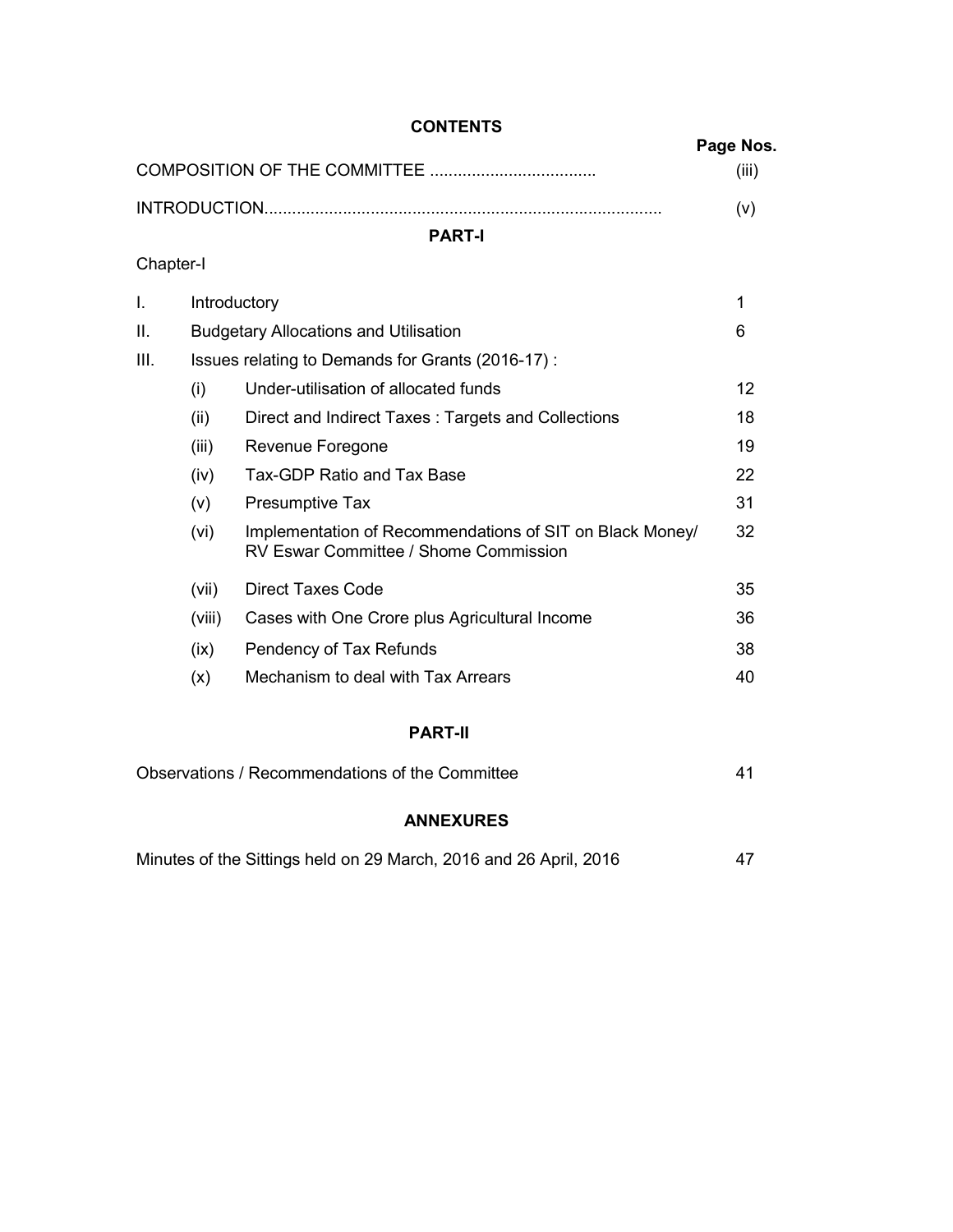# CONTENTS

| | | | Page Nos. |
|---|---|---|---|
| COMPOSITION OF THE COMMITTEE .................................... | | | (iii) |
| INTRODUCTION...................................................................................... | | | (v) |

## PART-I

Chapter-I

| | | | |
|---|---|---|---|
| I. | Introductory | | 1 |
| II. | Budgetary Allocations and Utilisation | | 6 |
| III. | Issues relating to Demands for Grants (2016-17) : | | |
| | (i) | Under-utilisation of allocated funds | 12 |
| | (ii) | Direct and Indirect Taxes : Targets and Collections | 18 |
| | (iii) | Revenue Foregone | 19 |
| | (iv) | Tax-GDP Ratio and Tax Base | 22 |
| | (v) | Presumptive Tax | 31 |
| | (vi) | Implementation of Recommendations of SIT on Black Money/ RV Eswar Committee / Shome Commission | 32 |
| | (vii) | Direct Taxes Code | 35 |
| | (viii) | Cases with One Crore plus Agricultural Income | 36 |
| | (ix) | Pendency of Tax Refunds | 38 |
| | (x) | Mechanism to deal with Tax Arrears | 40 |

## PART-II

| | |
|---|---|
| Observations / Recommendations of the Committee | 41 |

## ANNEXURES

| | |
|---|---|
| Minutes of the Sittings held on 29 March, 2016 and 26 April, 2016 | 47 |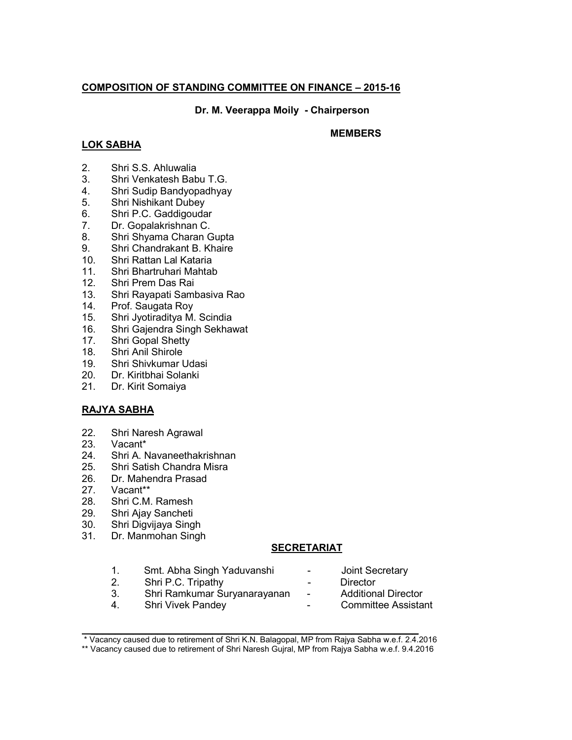## COMPOSITION OF STANDING COMMITTEE ON FINANCE – 2015-16

**Dr. M. Veerappa Moily - Chairperson**

**MEMBERS**

### LOK SABHA

2. Shri S.S. Ahluwalia
3. Shri Venkatesh Babu T.G.
4. Shri Sudip Bandyopadhyay
5. Shri Nishikant Dubey
6. Shri P.C. Gaddigoudar
7. Dr. Gopalakrishnan C.
8. Shri Shyama Charan Gupta
9. Shri Chandrakant B. Khaire
10. Shri Rattan Lal Kataria
11. Shri Bhartruhari Mahtab
12. Shri Prem Das Rai
13. Shri Rayapati Sambasiva Rao
14. Prof. Saugata Roy
15. Shri Jyotiraditya M. Scindia
16. Shri Gajendra Singh Sekhawat
17. Shri Gopal Shetty
18. Shri Anil Shirole
19. Shri Shivkumar Udasi
20. Dr. Kiritbhai Solanki
21. Dr. Kirit Somaiya

### RAJYA SABHA

22. Shri Naresh Agrawal
23. Vacant*
24. Shri A. Navaneethakrishnan
25. Shri Satish Chandra Misra
26. Dr. Mahendra Prasad
27. Vacant**
28. Shri C.M. Ramesh
29. Shri Ajay Sancheti
30. Shri Digvijaya Singh
31. Dr. Manmohan Singh

### SECRETARIAT

1. Smt. Abha Singh Yaduvanshi - Joint Secretary
2. Shri P.C. Tripathy - Director
3. Shri Ramkumar Suryanarayanan - Additional Director
4. Shri Vivek Pandey - Committee Assistant

---

\* Vacancy caused due to retirement of Shri K.N. Balagopal, MP from Rajya Sabha w.e.f. 2.4.2016

** Vacancy caused due to retirement of Shri Naresh Gujral, MP from Rajya Sabha w.e.f. 9.4.2016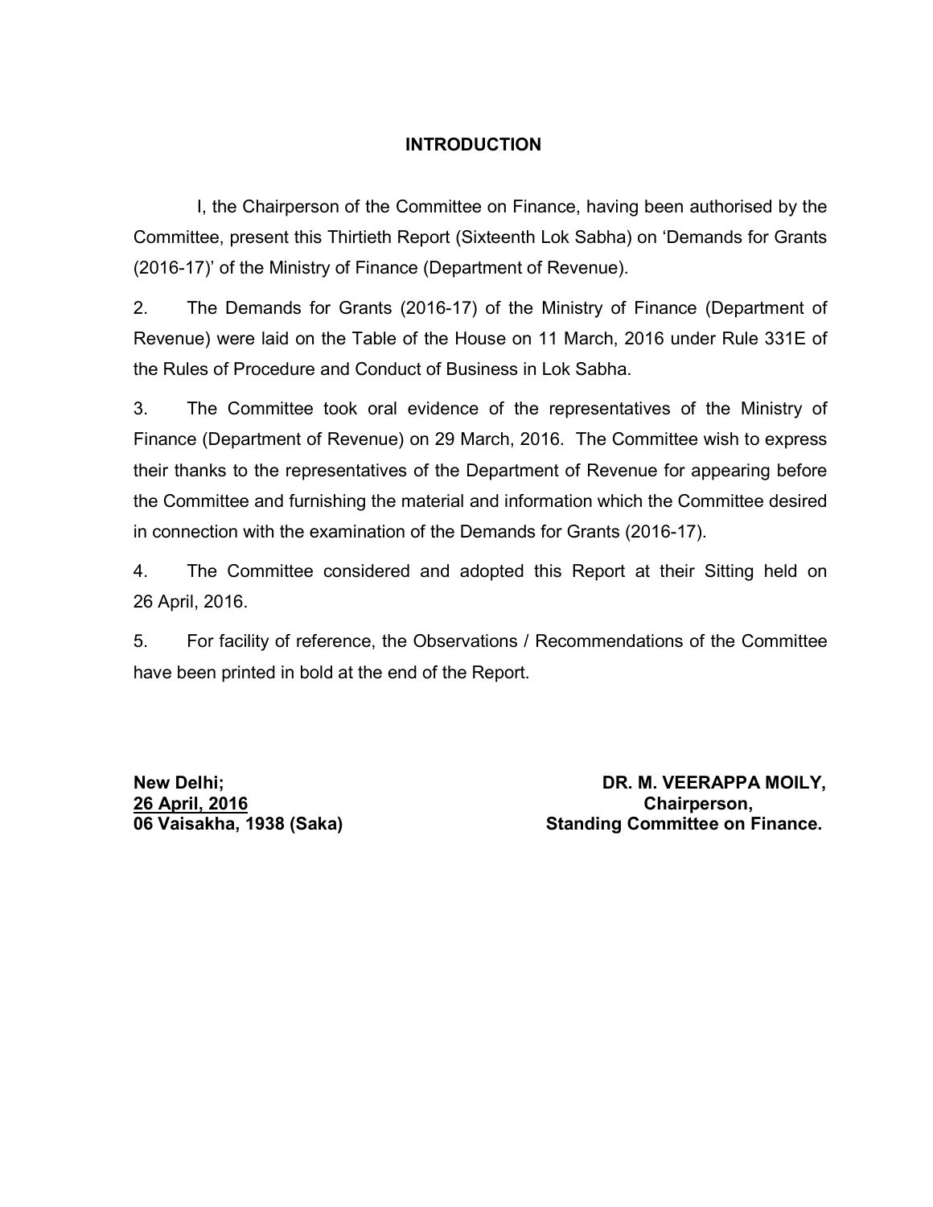## INTRODUCTION

I, the Chairperson of the Committee on Finance, having been authorised by the Committee, present this Thirtieth Report (Sixteenth Lok Sabha) on 'Demands for Grants (2016-17)' of the Ministry of Finance (Department of Revenue).

2. The Demands for Grants (2016-17) of the Ministry of Finance (Department of Revenue) were laid on the Table of the House on 11 March, 2016 under Rule 331E of the Rules of Procedure and Conduct of Business in Lok Sabha.

3. The Committee took oral evidence of the representatives of the Ministry of Finance (Department of Revenue) on 29 March, 2016. The Committee wish to express their thanks to the representatives of the Department of Revenue for appearing before the Committee and furnishing the material and information which the Committee desired in connection with the examination of the Demands for Grants (2016-17).

4. The Committee considered and adopted this Report at their Sitting held on 26 April, 2016.

5. For facility of reference, the Observations / Recommendations of the Committee have been printed in bold at the end of the Report.

**New Delhi;**
**<u>26 April, 2016</u>**
**06 Vaisakha, 1938 (Saka)**

**DR. M. VEERAPPA MOILY,**
**Chairperson,**
**Standing Committee on Finance.**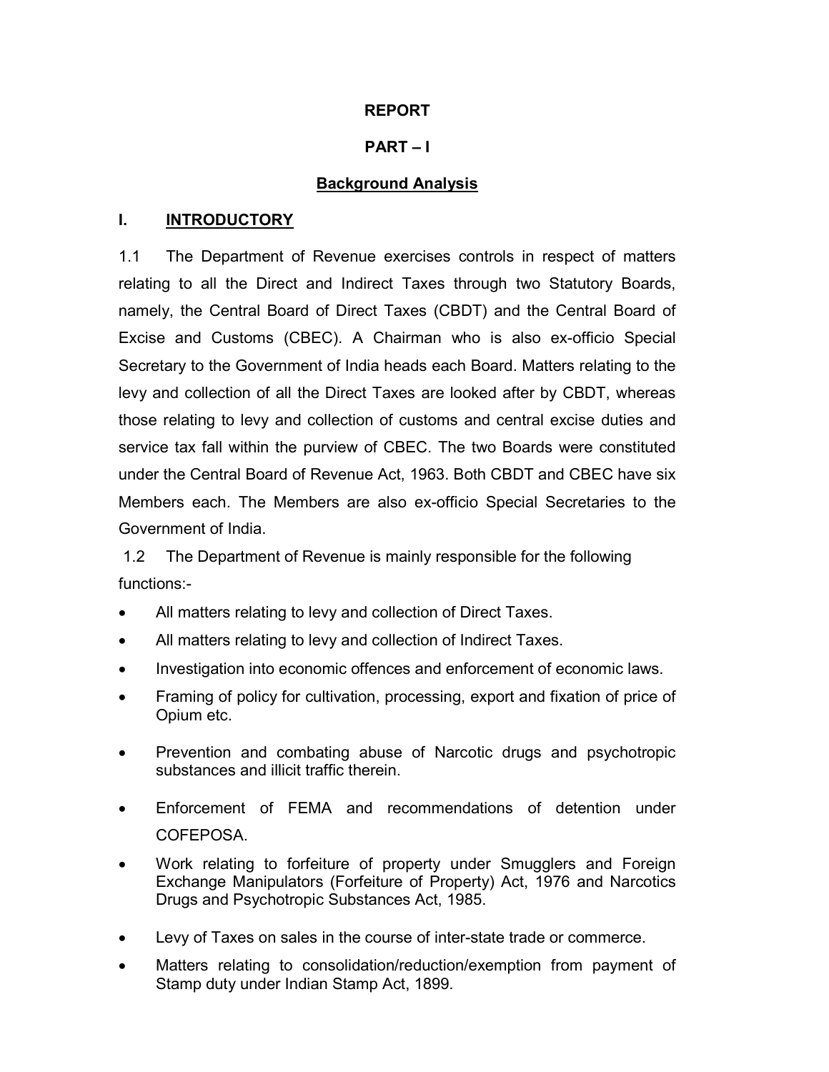# REPORT

## PART – I

### <u>Background Analysis</u>

### I. <u>INTRODUCTORY</u>

1.1 The Department of Revenue exercises controls in respect of matters relating to all the Direct and Indirect Taxes through two Statutory Boards, namely, the Central Board of Direct Taxes (CBDT) and the Central Board of Excise and Customs (CBEC). A Chairman who is also ex-officio Special Secretary to the Government of India heads each Board. Matters relating to the levy and collection of all the Direct Taxes are looked after by CBDT, whereas those relating to levy and collection of customs and central excise duties and service tax fall within the purview of CBEC. The two Boards were constituted under the Central Board of Revenue Act, 1963. Both CBDT and CBEC have six Members each. The Members are also ex-officio Special Secretaries to the Government of India.

1.2 The Department of Revenue is mainly responsible for the following functions:-

- All matters relating to levy and collection of Direct Taxes.
- All matters relating to levy and collection of Indirect Taxes.
- Investigation into economic offences and enforcement of economic laws.
- Framing of policy for cultivation, processing, export and fixation of price of Opium etc.
- Prevention and combating abuse of Narcotic drugs and psychotropic substances and illicit traffic therein.
- Enforcement of FEMA and recommendations of detention under COFEPOSA.
- Work relating to forfeiture of property under Smugglers and Foreign Exchange Manipulators (Forfeiture of Property) Act, 1976 and Narcotics Drugs and Psychotropic Substances Act, 1985.
- Levy of Taxes on sales in the course of inter-state trade or commerce.
- Matters relating to consolidation/reduction/exemption from payment of Stamp duty under Indian Stamp Act, 1899.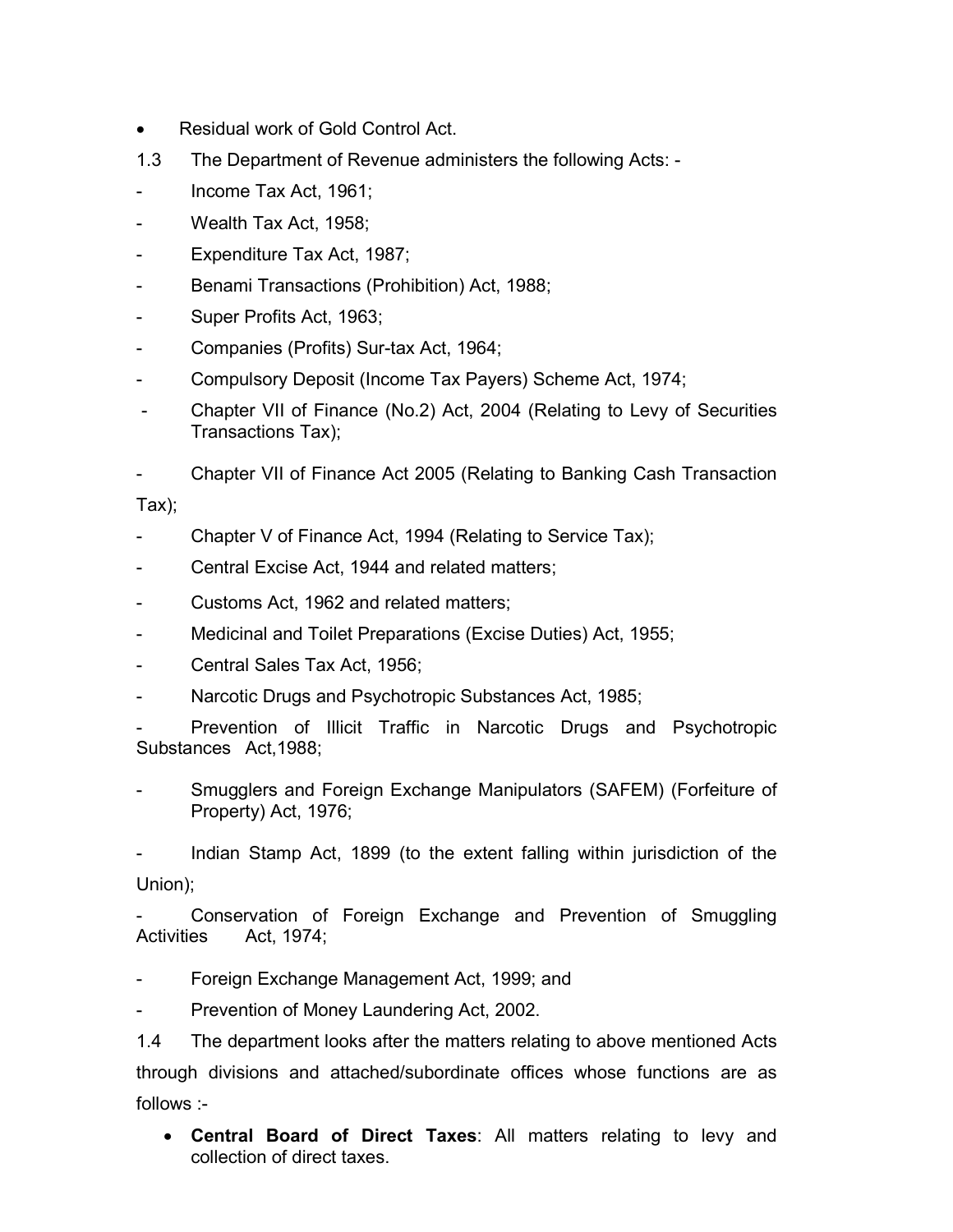- Residual work of Gold Control Act.

1.3 The Department of Revenue administers the following Acts: -

- Income Tax Act, 1961;
- Wealth Tax Act, 1958;
- Expenditure Tax Act, 1987;
- Benami Transactions (Prohibition) Act, 1988;
- Super Profits Act, 1963;
- Companies (Profits) Sur-tax Act, 1964;
- Compulsory Deposit (Income Tax Payers) Scheme Act, 1974;
- Chapter VII of Finance (No.2) Act, 2004 (Relating to Levy of Securities Transactions Tax);
- Chapter VII of Finance Act 2005 (Relating to Banking Cash Transaction Tax);
- Chapter V of Finance Act, 1994 (Relating to Service Tax);
- Central Excise Act, 1944 and related matters;
- Customs Act, 1962 and related matters;
- Medicinal and Toilet Preparations (Excise Duties) Act, 1955;
- Central Sales Tax Act, 1956;
- Narcotic Drugs and Psychotropic Substances Act, 1985;
- Prevention of Illicit Traffic in Narcotic Drugs and Psychotropic Substances Act,1988;
- Smugglers and Foreign Exchange Manipulators (SAFEM) (Forfeiture of Property) Act, 1976;
- Indian Stamp Act, 1899 (to the extent falling within jurisdiction of the Union);
- Conservation of Foreign Exchange and Prevention of Smuggling Activities Act, 1974;
- Foreign Exchange Management Act, 1999; and
- Prevention of Money Laundering Act, 2002.

1.4 The department looks after the matters relating to above mentioned Acts through divisions and attached/subordinate offices whose functions are as follows :-

- **Central Board of Direct Taxes**: All matters relating to levy and collection of direct taxes.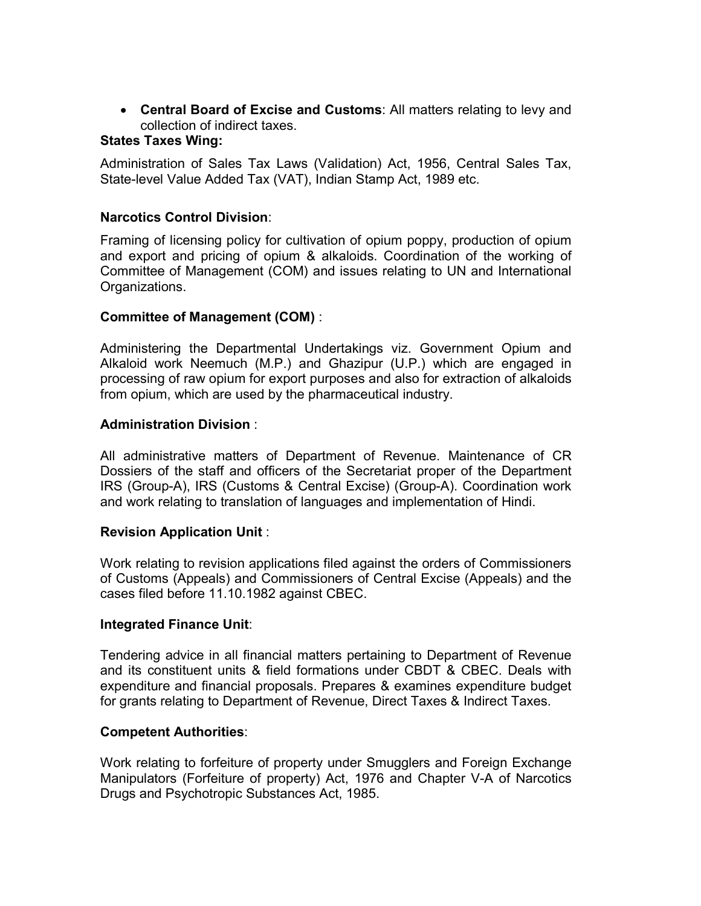- **Central Board of Excise and Customs**: All matters relating to levy and collection of indirect taxes.

**States Taxes Wing:**

Administration of Sales Tax Laws (Validation) Act, 1956, Central Sales Tax, State-level Value Added Tax (VAT), Indian Stamp Act, 1989 etc.

**Narcotics Control Division**:

Framing of licensing policy for cultivation of opium poppy, production of opium and export and pricing of opium & alkaloids. Coordination of the working of Committee of Management (COM) and issues relating to UN and International Organizations.

**Committee of Management (COM)** :

Administering the Departmental Undertakings viz. Government Opium and Alkaloid work Neemuch (M.P.) and Ghazipur (U.P.) which are engaged in processing of raw opium for export purposes and also for extraction of alkaloids from opium, which are used by the pharmaceutical industry.

**Administration Division** :

All administrative matters of Department of Revenue. Maintenance of CR Dossiers of the staff and officers of the Secretariat proper of the Department IRS (Group-A), IRS (Customs & Central Excise) (Group-A). Coordination work and work relating to translation of languages and implementation of Hindi.

**Revision Application Unit** :

Work relating to revision applications filed against the orders of Commissioners of Customs (Appeals) and Commissioners of Central Excise (Appeals) and the cases filed before 11.10.1982 against CBEC.

**Integrated Finance Unit**:

Tendering advice in all financial matters pertaining to Department of Revenue and its constituent units & field formations under CBDT & CBEC. Deals with expenditure and financial proposals. Prepares & examines expenditure budget for grants relating to Department of Revenue, Direct Taxes & Indirect Taxes.

**Competent Authorities**:

Work relating to forfeiture of property under Smugglers and Foreign Exchange Manipulators (Forfeiture of property) Act, 1976 and Chapter V-A of Narcotics Drugs and Psychotropic Substances Act, 1985.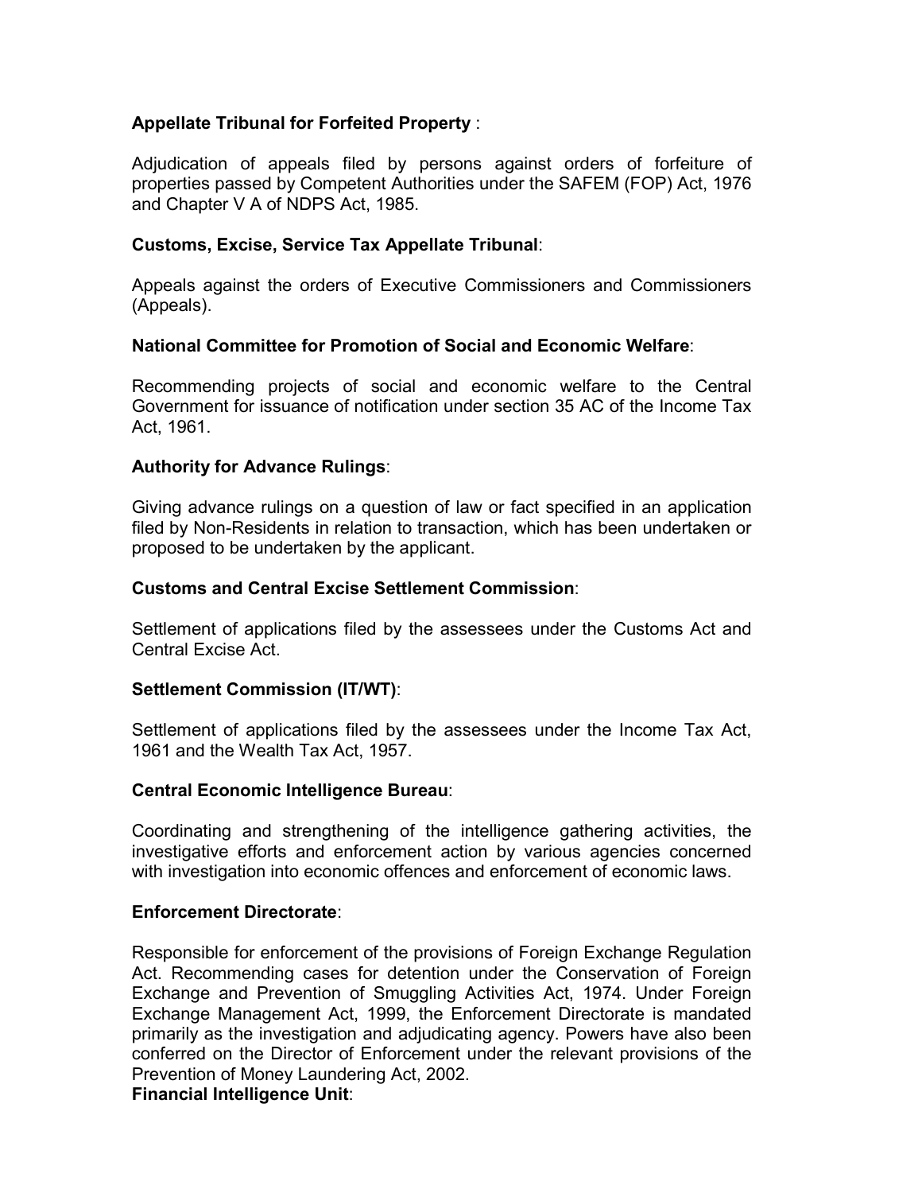**Appellate Tribunal for Forfeited Property** :

Adjudication of appeals filed by persons against orders of forfeiture of properties passed by Competent Authorities under the SAFEM (FOP) Act, 1976 and Chapter V A of NDPS Act, 1985.

**Customs, Excise, Service Tax Appellate Tribunal**:

Appeals against the orders of Executive Commissioners and Commissioners (Appeals).

**National Committee for Promotion of Social and Economic Welfare**:

Recommending projects of social and economic welfare to the Central Government for issuance of notification under section 35 AC of the Income Tax Act, 1961.

**Authority for Advance Rulings**:

Giving advance rulings on a question of law or fact specified in an application filed by Non-Residents in relation to transaction, which has been undertaken or proposed to be undertaken by the applicant.

**Customs and Central Excise Settlement Commission**:

Settlement of applications filed by the assessees under the Customs Act and Central Excise Act.

**Settlement Commission (IT/WT)**:

Settlement of applications filed by the assessees under the Income Tax Act, 1961 and the Wealth Tax Act, 1957.

**Central Economic Intelligence Bureau**:

Coordinating and strengthening of the intelligence gathering activities, the investigative efforts and enforcement action by various agencies concerned with investigation into economic offences and enforcement of economic laws.

**Enforcement Directorate**:

Responsible for enforcement of the provisions of Foreign Exchange Regulation Act. Recommending cases for detention under the Conservation of Foreign Exchange and Prevention of Smuggling Activities Act, 1974. Under Foreign Exchange Management Act, 1999, the Enforcement Directorate is mandated primarily as the investigation and adjudicating agency. Powers have also been conferred on the Director of Enforcement under the relevant provisions of the Prevention of Money Laundering Act, 2002.

**Financial Intelligence Unit**: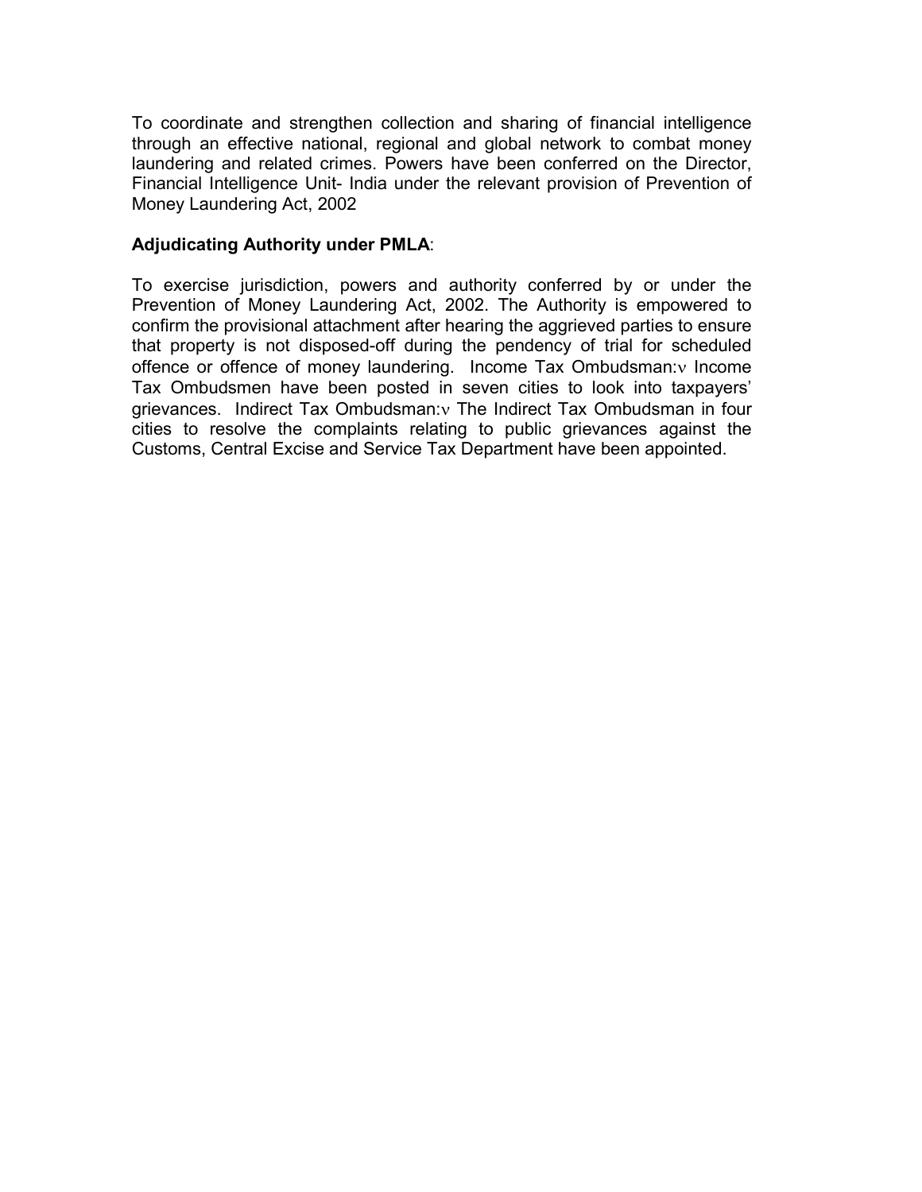To coordinate and strengthen collection and sharing of financial intelligence through an effective national, regional and global network to combat money laundering and related crimes. Powers have been conferred on the Director, Financial Intelligence Unit- India under the relevant provision of Prevention of Money Laundering Act, 2002

**Adjudicating Authority under PMLA**:

To exercise jurisdiction, powers and authority conferred by or under the Prevention of Money Laundering Act, 2002. The Authority is empowered to confirm the provisional attachment after hearing the aggrieved parties to ensure that property is not disposed-off during the pendency of trial for scheduled offence or offence of money laundering. Income Tax Ombudsman:ν Income Tax Ombudsmen have been posted in seven cities to look into taxpayers' grievances. Indirect Tax Ombudsman:ν The Indirect Tax Ombudsman in four cities to resolve the complaints relating to public grievances against the Customs, Central Excise and Service Tax Department have been appointed.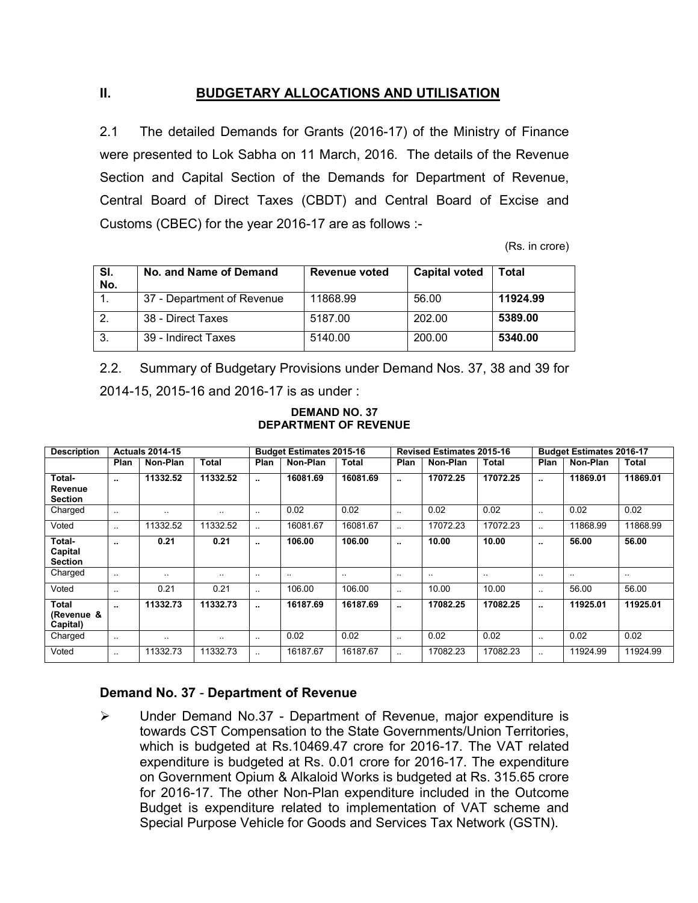## II. BUDGETARY ALLOCATIONS AND UTILISATION

2.1 The detailed Demands for Grants (2016-17) of the Ministry of Finance were presented to Lok Sabha on 11 March, 2016. The details of the Revenue Section and Capital Section of the Demands for Department of Revenue, Central Board of Direct Taxes (CBDT) and Central Board of Excise and Customs (CBEC) for the year 2016-17 are as follows :-

(Rs. in crore)

| Sl. No. | No. and Name of Demand | Revenue voted | Capital voted | Total |
|---|---|---|---|---|
| 1. | 37 - Department of Revenue | 11868.99 | 56.00 | **11924.99** |
| 2. | 38 - Direct Taxes | 5187.00 | 202.00 | **5389.00** |
| 3. | 39 - Indirect Taxes | 5140.00 | 200.00 | **5340.00** |

2.2. Summary of Budgetary Provisions under Demand Nos. 37, 38 and 39 for 2014-15, 2015-16 and 2016-17 is as under :

**DEMAND NO. 37**
**DEPARTMENT OF REVENUE**

| Description | Actuals 2014-15 | | | Budget Estimates 2015-16 | | | Revised Estimates 2015-16 | | | Budget Estimates 2016-17 | | |
|---|---|---|---|---|---|---|---|---|---|---|---|---|
| | Plan | Non-Plan | Total | Plan | Non-Plan | Total | Plan | Non-Plan | Total | Plan | Non-Plan | Total |
| **Total-Revenue Section** | .. | **11332.52** | **11332.52** | .. | **16081.69** | **16081.69** | .. | **17072.25** | **17072.25** | .. | **11869.01** | **11869.01** |
| Charged | .. | .. | .. | .. | 0.02 | 0.02 | .. | 0.02 | 0.02 | .. | 0.02 | 0.02 |
| Voted | .. | 11332.52 | 11332.52 | .. | 16081.67 | 16081.67 | .. | 17072.23 | 17072.23 | .. | 11868.99 | 11868.99 |
| **Total-Capital Section** | .. | **0.21** | **0.21** | .. | **106.00** | **106.00** | .. | **10.00** | **10.00** | .. | **56.00** | **56.00** |
| Charged | .. | .. | .. | .. | .. | .. | .. | .. | .. | .. | .. | .. |
| Voted | .. | 0.21 | 0.21 | .. | 106.00 | 106.00 | .. | 10.00 | 10.00 | .. | 56.00 | 56.00 |
| **Total (Revenue & Capital)** | .. | **11332.73** | **11332.73** | .. | **16187.69** | **16187.69** | .. | **17082.25** | **17082.25** | .. | **11925.01** | **11925.01** |
| Charged | .. | .. | .. | .. | 0.02 | 0.02 | .. | 0.02 | 0.02 | .. | 0.02 | 0.02 |
| Voted | .. | 11332.73 | 11332.73 | .. | 16187.67 | 16187.67 | .. | 17082.23 | 17082.23 | .. | 11924.99 | 11924.99 |

### Demand No. 37 - Department of Revenue

- Under Demand No.37 - Department of Revenue, major expenditure is towards CST Compensation to the State Governments/Union Territories, which is budgeted at Rs.10469.47 crore for 2016-17. The VAT related expenditure is budgeted at Rs. 0.01 crore for 2016-17. The expenditure on Government Opium & Alkaloid Works is budgeted at Rs. 315.65 crore for 2016-17. The other Non-Plan expenditure included in the Outcome Budget is expenditure related to implementation of VAT scheme and Special Purpose Vehicle for Goods and Services Tax Network (GSTN).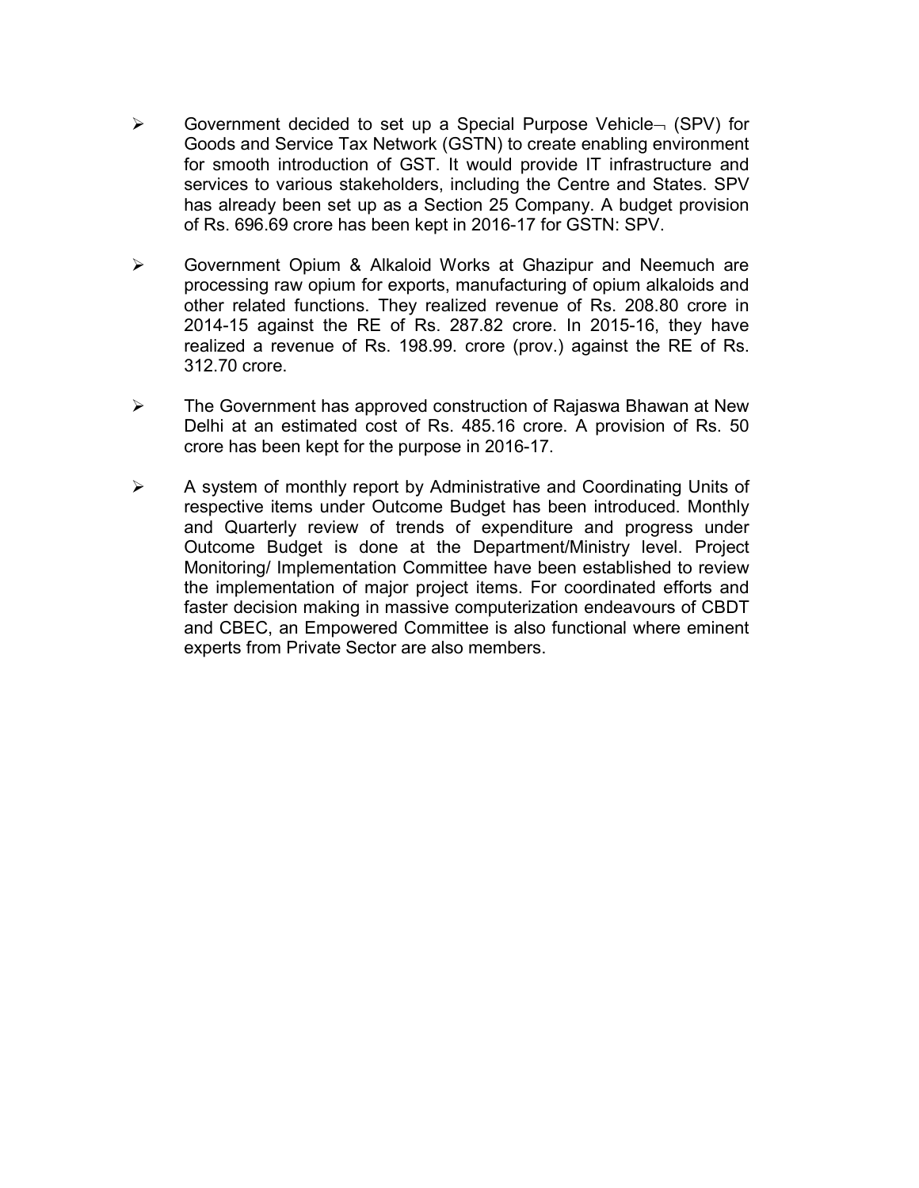- Government decided to set up a Special Purpose Vehicle¬ (SPV) for Goods and Service Tax Network (GSTN) to create enabling environment for smooth introduction of GST. It would provide IT infrastructure and services to various stakeholders, including the Centre and States. SPV has already been set up as a Section 25 Company. A budget provision of Rs. 696.69 crore has been kept in 2016-17 for GSTN: SPV.

- Government Opium & Alkaloid Works at Ghazipur and Neemuch are processing raw opium for exports, manufacturing of opium alkaloids and other related functions. They realized revenue of Rs. 208.80 crore in 2014-15 against the RE of Rs. 287.82 crore. In 2015-16, they have realized a revenue of Rs. 198.99. crore (prov.) against the RE of Rs. 312.70 crore.

- The Government has approved construction of Rajaswa Bhawan at New Delhi at an estimated cost of Rs. 485.16 crore. A provision of Rs. 50 crore has been kept for the purpose in 2016-17.

- A system of monthly report by Administrative and Coordinating Units of respective items under Outcome Budget has been introduced. Monthly and Quarterly review of trends of expenditure and progress under Outcome Budget is done at the Department/Ministry level. Project Monitoring/ Implementation Committee have been established to review the implementation of major project items. For coordinated efforts and faster decision making in massive computerization endeavours of CBDT and CBEC, an Empowered Committee is also functional where eminent experts from Private Sector are also members.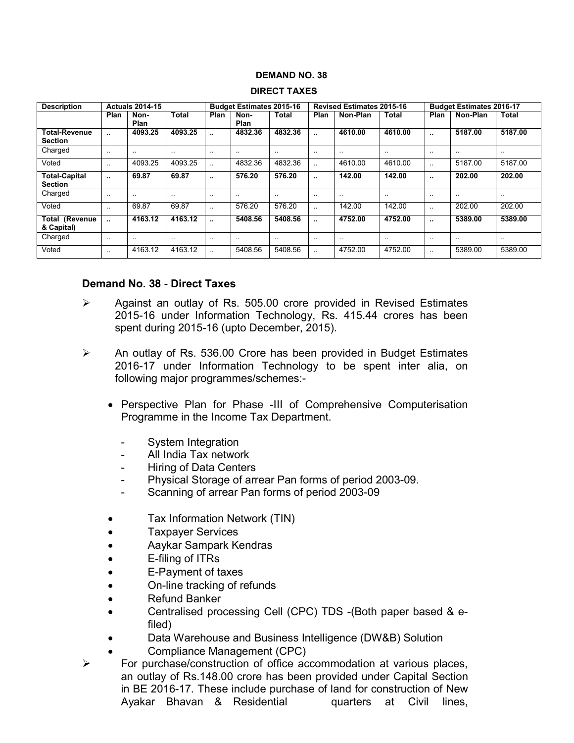**DEMAND NO. 38**

**DIRECT TAXES**

| Description | Actuals 2014-15 | | | Budget Estimates 2015-16 | | | Revised Estimates 2015-16 | | | Budget Estimates 2016-17 | | |
|---|---|---|---|---|---|---|---|---|---|---|---|---|
| | Plan | Non-Plan | Total | Plan | Non-Plan | Total | Plan | Non-Plan | Total | Plan | Non-Plan | Total |
| **Total-Revenue Section** | **..** | **4093.25** | **4093.25** | **..** | **4832.36** | **4832.36** | **..** | **4610.00** | **4610.00** | **..** | **5187.00** | **5187.00** |
| Charged | .. | .. | .. | .. | .. | .. | .. | .. | .. | .. | .. | .. |
| Voted | .. | 4093.25 | 4093.25 | .. | 4832.36 | 4832.36 | .. | 4610.00 | 4610.00 | .. | 5187.00 | 5187.00 |
| **Total-Capital Section** | **..** | **69.87** | **69.87** | **..** | **576.20** | **576.20** | **..** | **142.00** | **142.00** | **..** | **202.00** | **202.00** |
| Charged | .. | .. | .. | .. | .. | .. | .. | .. | .. | .. | .. | .. |
| Voted | .. | 69.87 | 69.87 | .. | 576.20 | 576.20 | .. | 142.00 | 142.00 | .. | 202.00 | 202.00 |
| **Total (Revenue & Capital)** | **..** | **4163.12** | **4163.12** | **..** | **5408.56** | **5408.56** | **..** | **4752.00** | **4752.00** | **..** | **5389.00** | **5389.00** |
| Charged | .. | .. | .. | .. | .. | .. | .. | .. | .. | .. | .. | .. |
| Voted | .. | 4163.12 | 4163.12 | .. | 5408.56 | 5408.56 | .. | 4752.00 | 4752.00 | .. | 5389.00 | 5389.00 |

### Demand No. 38 - Direct Taxes

- Against an outlay of Rs. 505.00 crore provided in Revised Estimates 2015-16 under Information Technology, Rs. 415.44 crores has been spent during 2015-16 (upto December, 2015).

- An outlay of Rs. 536.00 Crore has been provided in Budget Estimates 2016-17 under Information Technology to be spent inter alia, on following major programmes/schemes:-

  - Perspective Plan for Phase -III of Comprehensive Computerisation Programme in the Income Tax Department.
    - System Integration
    - All India Tax network
    - Hiring of Data Centers
    - Physical Storage of arrear Pan forms of period 2003-09.
    - Scanning of arrear Pan forms of period 2003-09
  - Tax Information Network (TIN)
  - Taxpayer Services
  - Aaykar Sampark Kendras
  - E-filing of ITRs
  - E-Payment of taxes
  - On-line tracking of refunds
  - Refund Banker
  - Centralised processing Cell (CPC) TDS -(Both paper based & e-filed)
  - Data Warehouse and Business Intelligence (DW&B) Solution
  - Compliance Management (CPC)

- For purchase/construction of office accommodation at various places, an outlay of Rs.148.00 crore has been provided under Capital Section in BE 2016-17. These include purchase of land for construction of New Ayakar Bhavan & Residential quarters at Civil lines,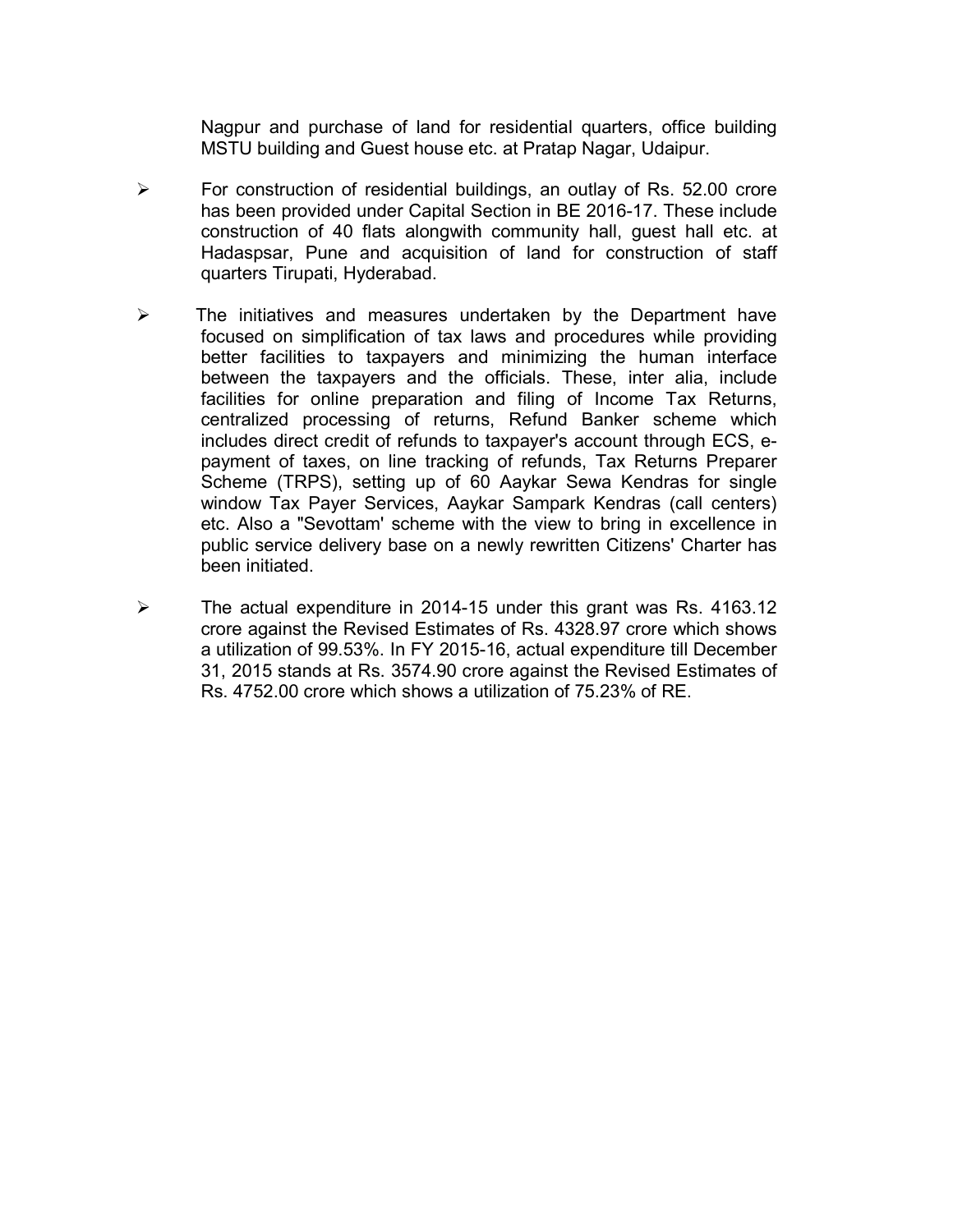Nagpur and purchase of land for residential quarters, office building MSTU building and Guest house etc. at Pratap Nagar, Udaipur.

- For construction of residential buildings, an outlay of Rs. 52.00 crore has been provided under Capital Section in BE 2016-17. These include construction of 40 flats alongwith community hall, guest hall etc. at Hadaspsar, Pune and acquisition of land for construction of staff quarters Tirupati, Hyderabad.

- The initiatives and measures undertaken by the Department have focused on simplification of tax laws and procedures while providing better facilities to taxpayers and minimizing the human interface between the taxpayers and the officials. These, inter alia, include facilities for online preparation and filing of Income Tax Returns, centralized processing of returns, Refund Banker scheme which includes direct credit of refunds to taxpayer's account through ECS, e-payment of taxes, on line tracking of refunds, Tax Returns Preparer Scheme (TRPS), setting up of 60 Aaykar Sewa Kendras for single window Tax Payer Services, Aaykar Sampark Kendras (call centers) etc. Also a "Sevottam' scheme with the view to bring in excellence in public service delivery base on a newly rewritten Citizens' Charter has been initiated.

- The actual expenditure in 2014-15 under this grant was Rs. 4163.12 crore against the Revised Estimates of Rs. 4328.97 crore which shows a utilization of 99.53%. In FY 2015-16, actual expenditure till December 31, 2015 stands at Rs. 3574.90 crore against the Revised Estimates of Rs. 4752.00 crore which shows a utilization of 75.23% of RE.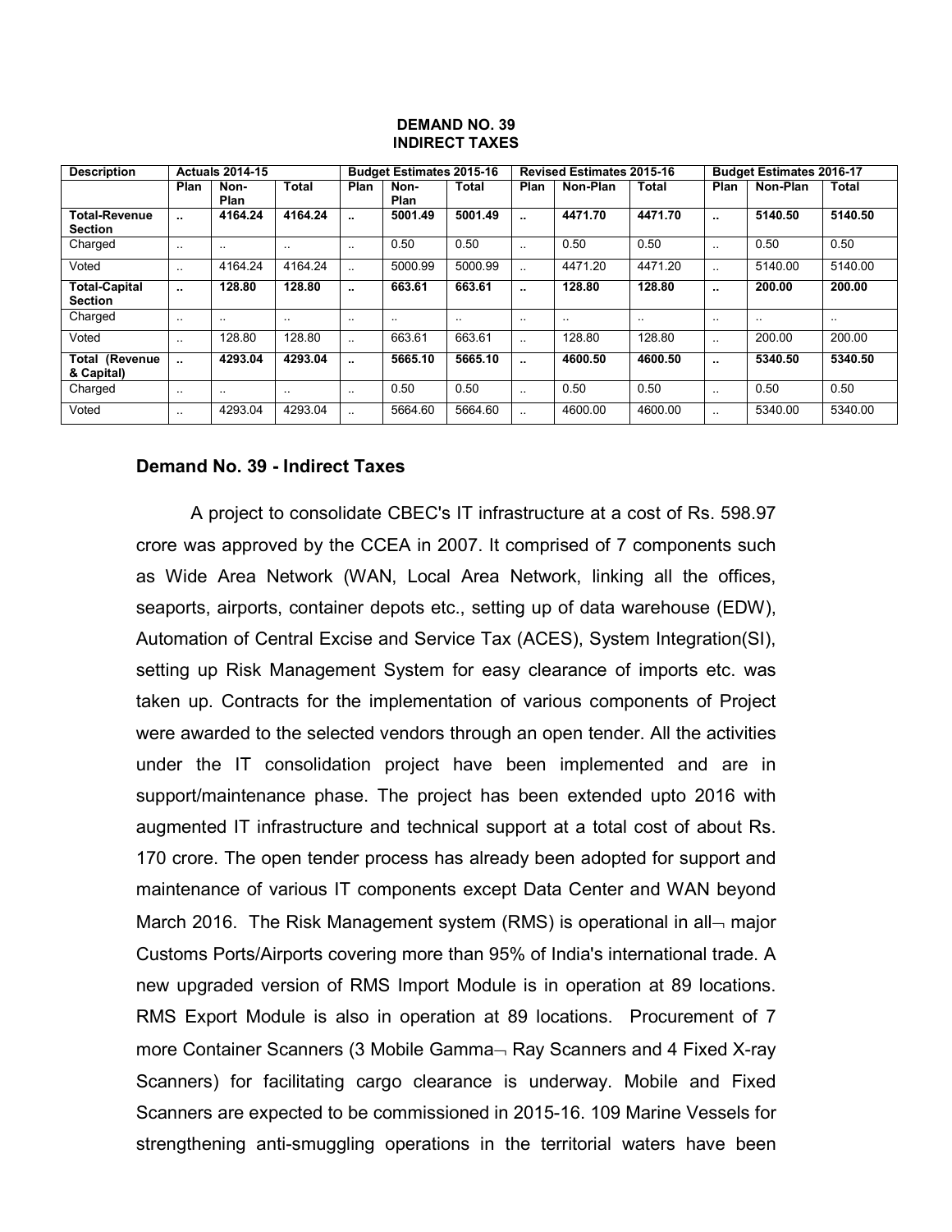**DEMAND NO. 39**
**INDIRECT TAXES**

| Description | Actuals 2014-15 | | | Budget Estimates 2015-16 | | | Revised Estimates 2015-16 | | | Budget Estimates 2016-17 | | |
|---|---|---|---|---|---|---|---|---|---|---|---|---|
| | Plan | Non-Plan | Total | Plan | Non-Plan | Total | Plan | Non-Plan | Total | Plan | Non-Plan | Total |
| **Total-Revenue Section** | **..** | **4164.24** | **4164.24** | **..** | **5001.49** | **5001.49** | **..** | **4471.70** | **4471.70** | **..** | **5140.50** | **5140.50** |
| Charged | .. | .. | .. | .. | 0.50 | 0.50 | .. | 0.50 | 0.50 | .. | 0.50 | 0.50 |
| Voted | .. | 4164.24 | 4164.24 | .. | 5000.99 | 5000.99 | .. | 4471.20 | 4471.20 | .. | 5140.00 | 5140.00 |
| **Total-Capital Section** | **..** | **128.80** | **128.80** | **..** | **663.61** | **663.61** | **..** | **128.80** | **128.80** | **..** | **200.00** | **200.00** |
| Charged | .. | .. | .. | .. | .. | .. | .. | .. | .. | .. | .. | .. |
| Voted | .. | 128.80 | 128.80 | .. | 663.61 | 663.61 | .. | 128.80 | 128.80 | .. | 200.00 | 200.00 |
| **Total (Revenue & Capital)** | **..** | **4293.04** | **4293.04** | **..** | **5665.10** | **5665.10** | **..** | **4600.50** | **4600.50** | **..** | **5340.50** | **5340.50** |
| Charged | .. | .. | .. | .. | 0.50 | 0.50 | .. | 0.50 | 0.50 | .. | 0.50 | 0.50 |
| Voted | .. | 4293.04 | 4293.04 | .. | 5664.60 | 5664.60 | .. | 4600.00 | 4600.00 | .. | 5340.00 | 5340.00 |

### Demand No. 39 - Indirect Taxes

A project to consolidate CBEC's IT infrastructure at a cost of Rs. 598.97 crore was approved by the CCEA in 2007. It comprised of 7 components such as Wide Area Network (WAN, Local Area Network, linking all the offices, seaports, airports, container depots etc., setting up of data warehouse (EDW), Automation of Central Excise and Service Tax (ACES), System Integration(SI), setting up Risk Management System for easy clearance of imports etc. was taken up. Contracts for the implementation of various components of Project were awarded to the selected vendors through an open tender. All the activities under the IT consolidation project have been implemented and are in support/maintenance phase. The project has been extended upto 2016 with augmented IT infrastructure and technical support at a total cost of about Rs. 170 crore. The open tender process has already been adopted for support and maintenance of various IT components except Data Center and WAN beyond March 2016. The Risk Management system (RMS) is operational in all¬ major Customs Ports/Airports covering more than 95% of India's international trade. A new upgraded version of RMS Import Module is in operation at 89 locations. RMS Export Module is also in operation at 89 locations. Procurement of 7 more Container Scanners (3 Mobile Gamma¬ Ray Scanners and 4 Fixed X-ray Scanners) for facilitating cargo clearance is underway. Mobile and Fixed Scanners are expected to be commissioned in 2015-16. 109 Marine Vessels for strengthening anti-smuggling operations in the territorial waters have been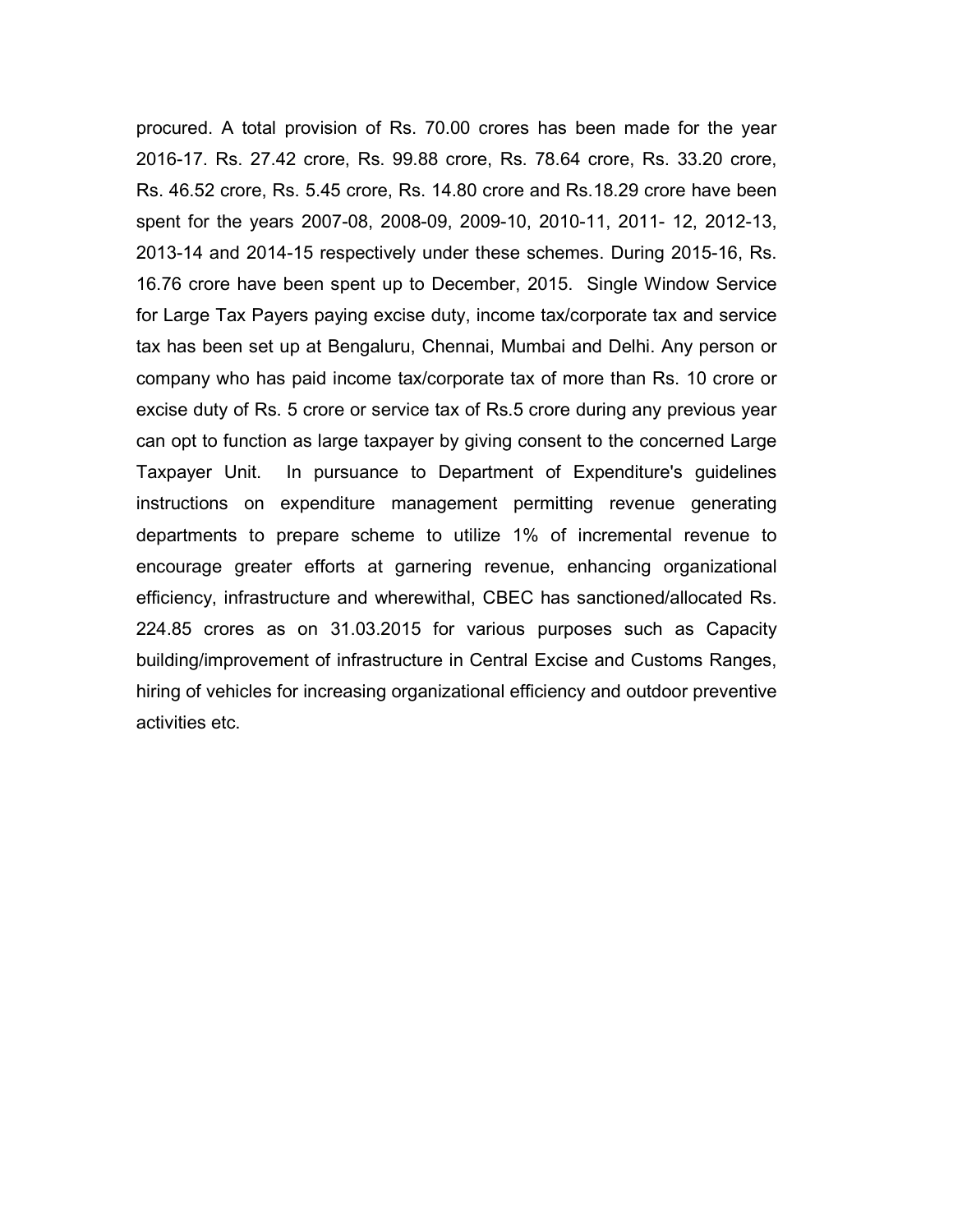procured. A total provision of Rs. 70.00 crores has been made for the year 2016-17. Rs. 27.42 crore, Rs. 99.88 crore, Rs. 78.64 crore, Rs. 33.20 crore, Rs. 46.52 crore, Rs. 5.45 crore, Rs. 14.80 crore and Rs.18.29 crore have been spent for the years 2007-08, 2008-09, 2009-10, 2010-11, 2011- 12, 2012-13, 2013-14 and 2014-15 respectively under these schemes. During 2015-16, Rs. 16.76 crore have been spent up to December, 2015. Single Window Service for Large Tax Payers paying excise duty, income tax/corporate tax and service tax has been set up at Bengaluru, Chennai, Mumbai and Delhi. Any person or company who has paid income tax/corporate tax of more than Rs. 10 crore or excise duty of Rs. 5 crore or service tax of Rs.5 crore during any previous year can opt to function as large taxpayer by giving consent to the concerned Large Taxpayer Unit. In pursuance to Department of Expenditure's guidelines instructions on expenditure management permitting revenue generating departments to prepare scheme to utilize 1% of incremental revenue to encourage greater efforts at garnering revenue, enhancing organizational efficiency, infrastructure and wherewithal, CBEC has sanctioned/allocated Rs. 224.85 crores as on 31.03.2015 for various purposes such as Capacity building/improvement of infrastructure in Central Excise and Customs Ranges, hiring of vehicles for increasing organizational efficiency and outdoor preventive activities etc.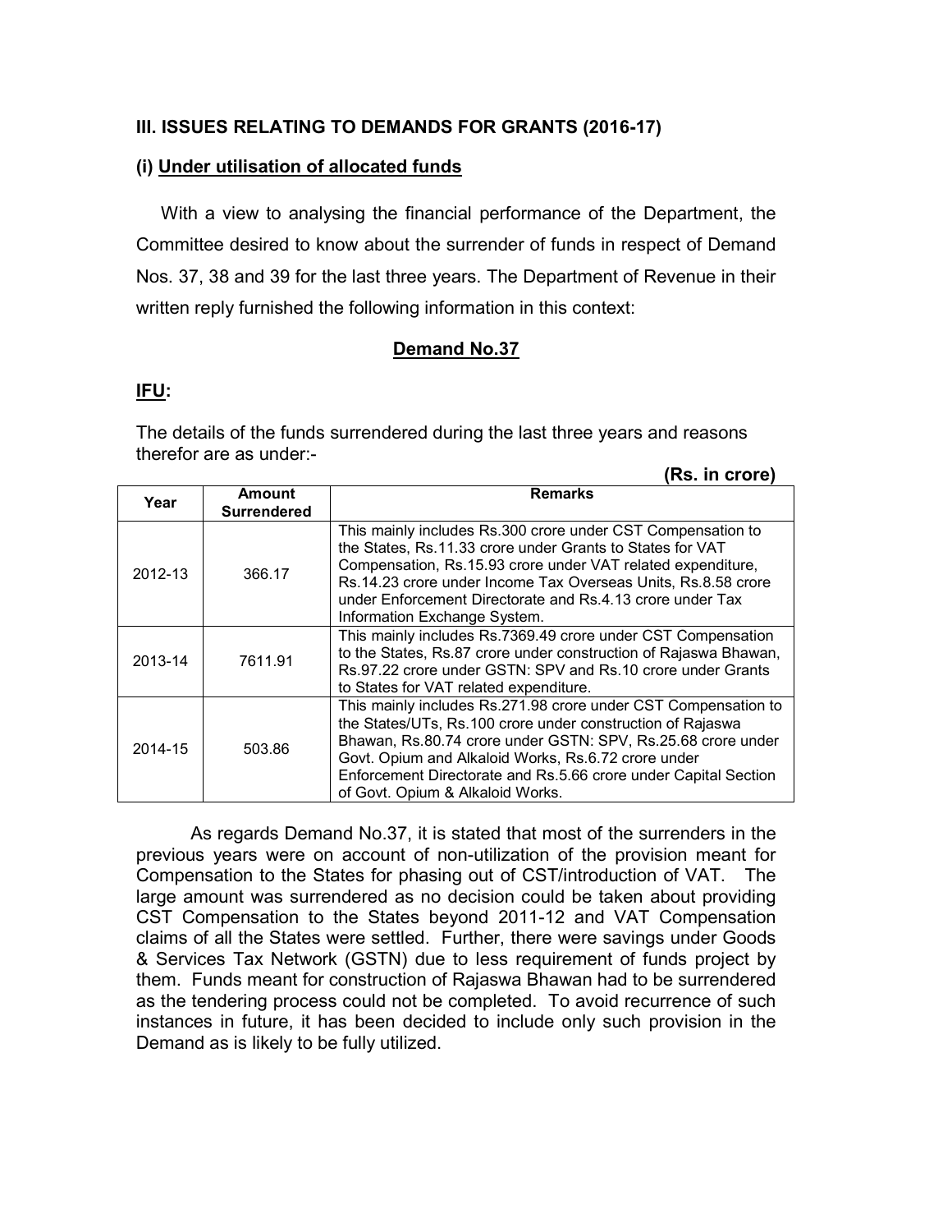### III. ISSUES RELATING TO DEMANDS FOR GRANTS (2016-17)

#### (i) Under utilisation of allocated funds

With a view to analysing the financial performance of the Department, the Committee desired to know about the surrender of funds in respect of Demand Nos. 37, 38 and 39 for the last three years. The Department of Revenue in their written reply furnished the following information in this context:

**Demand No.37**

**IFU:**

The details of the funds surrendered during the last three years and reasons therefor are as under:-

**(Rs. in crore)**

| Year | Amount Surrendered | Remarks |
|---|---|---|
| 2012-13 | 366.17 | This mainly includes Rs.300 crore under CST Compensation to the States, Rs.11.33 crore under Grants to States for VAT Compensation, Rs.15.93 crore under VAT related expenditure, Rs.14.23 crore under Income Tax Overseas Units, Rs.8.58 crore under Enforcement Directorate and Rs.4.13 crore under Tax Information Exchange System. |
| 2013-14 | 7611.91 | This mainly includes Rs.7369.49 crore under CST Compensation to the States, Rs.87 crore under construction of Rajaswa Bhawan, Rs.97.22 crore under GSTN: SPV and Rs.10 crore under Grants to States for VAT related expenditure. |
| 2014-15 | 503.86 | This mainly includes Rs.271.98 crore under CST Compensation to the States/UTs, Rs.100 crore under construction of Rajaswa Bhawan, Rs.80.74 crore under GSTN: SPV, Rs.25.68 crore under Govt. Opium and Alkaloid Works, Rs.6.72 crore under Enforcement Directorate and Rs.5.66 crore under Capital Section of Govt. Opium & Alkaloid Works. |

As regards Demand No.37, it is stated that most of the surrenders in the previous years were on account of non-utilization of the provision meant for Compensation to the States for phasing out of CST/introduction of VAT. The large amount was surrendered as no decision could be taken about providing CST Compensation to the States beyond 2011-12 and VAT Compensation claims of all the States were settled. Further, there were savings under Goods & Services Tax Network (GSTN) due to less requirement of funds project by them. Funds meant for construction of Rajaswa Bhawan had to be surrendered as the tendering process could not be completed. To avoid recurrence of such instances in future, it has been decided to include only such provision in the Demand as is likely to be fully utilized.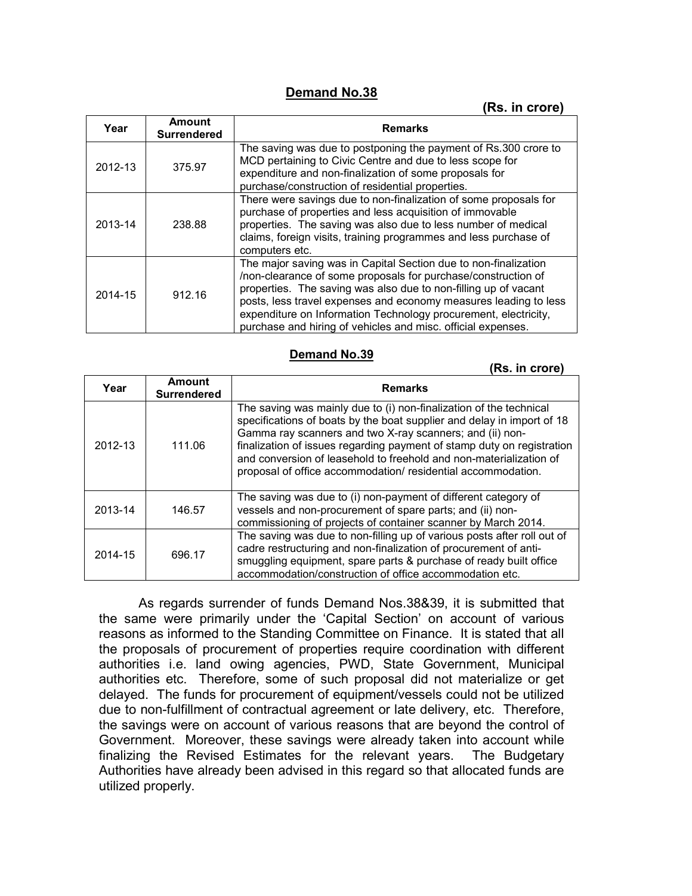**Demand No.38**

**(Rs. in crore)**

| Year | Amount Surrendered | Remarks |
|---|---|---|
| 2012-13 | 375.97 | The saving was due to postponing the payment of Rs.300 crore to MCD pertaining to Civic Centre and due to less scope for expenditure and non-finalization of some proposals for purchase/construction of residential properties. |
| 2013-14 | 238.88 | There were savings due to non-finalization of some proposals for purchase of properties and less acquisition of immovable properties. The saving was also due to less number of medical claims, foreign visits, training programmes and less purchase of computers etc. |
| 2014-15 | 912.16 | The major saving was in Capital Section due to non-finalization /non-clearance of some proposals for purchase/construction of properties. The saving was also due to non-filling up of vacant posts, less travel expenses and economy measures leading to less expenditure on Information Technology procurement, electricity, purchase and hiring of vehicles and misc. official expenses. |

**Demand No.39**

**(Rs. in crore)**

| Year | Amount Surrendered | Remarks |
|---|---|---|
| 2012-13 | 111.06 | The saving was mainly due to (i) non-finalization of the technical specifications of boats by the boat supplier and delay in import of 18 Gamma ray scanners and two X-ray scanners; and (ii) non-finalization of issues regarding payment of stamp duty on registration and conversion of leasehold to freehold and non-materialization of proposal of office accommodation/ residential accommodation. |
| 2013-14 | 146.57 | The saving was due to (i) non-payment of different category of vessels and non-procurement of spare parts; and (ii) non-commissioning of projects of container scanner by March 2014. |
| 2014-15 | 696.17 | The saving was due to non-filling up of various posts after roll out of cadre restructuring and non-finalization of procurement of anti-smuggling equipment, spare parts & purchase of ready built office accommodation/construction of office accommodation etc. |

As regards surrender of funds Demand Nos.38&39, it is submitted that the same were primarily under the 'Capital Section' on account of various reasons as informed to the Standing Committee on Finance. It is stated that all the proposals of procurement of properties require coordination with different authorities i.e. land owing agencies, PWD, State Government, Municipal authorities etc. Therefore, some of such proposal did not materialize or get delayed. The funds for procurement of equipment/vessels could not be utilized due to non-fulfillment of contractual agreement or late delivery, etc. Therefore, the savings were on account of various reasons that are beyond the control of Government. Moreover, these savings were already taken into account while finalizing the Revised Estimates for the relevant years. The Budgetary Authorities have already been advised in this regard so that allocated funds are utilized properly.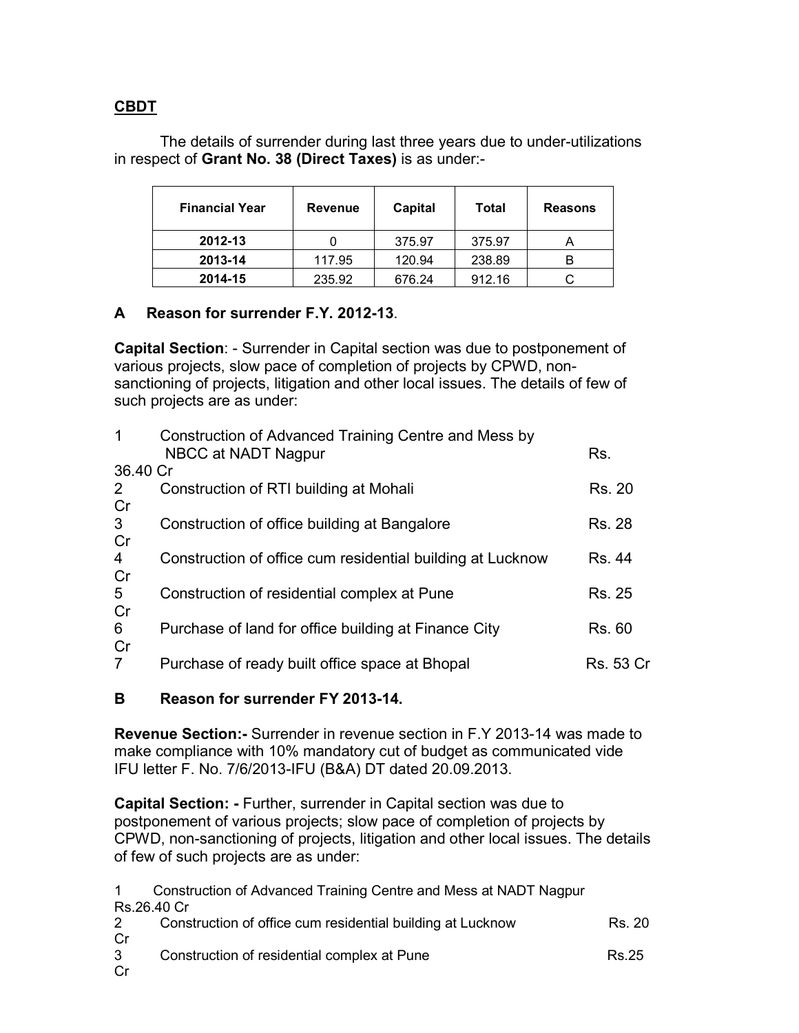**CBDT**

The details of surrender during last three years due to under-utilizations in respect of **Grant No. 38 (Direct Taxes)** is as under:-

| Financial Year | Revenue | Capital | Total | Reasons |
|---|---|---|---|---|
| **2012-13** | 0 | 375.97 | 375.97 | A |
| **2013-14** | 117.95 | 120.94 | 238.89 | B |
| **2014-15** | 235.92 | 676.24 | 912.16 | C |

## A Reason for surrender F.Y. 2012-13.

**Capital Section**: - Surrender in Capital section was due to postponement of various projects, slow pace of completion of projects by CPWD, non-sanctioning of projects, litigation and other local issues. The details of few of such projects are as under:

1. Construction of Advanced Training Centre and Mess by NBCC at NADT Nagpur — Rs. 36.40 Cr
2. Construction of RTI building at Mohali — Rs. 20 Cr
3. Construction of office building at Bangalore — Rs. 28 Cr
4. Construction of office cum residential building at Lucknow — Rs. 44 Cr
5. Construction of residential complex at Pune — Rs. 25 Cr
6. Purchase of land for office building at Finance City — Rs. 60 Cr
7. Purchase of ready built office space at Bhopal — Rs. 53 Cr

## B Reason for surrender FY 2013-14.

**Revenue Section:-** Surrender in revenue section in F.Y 2013-14 was made to make compliance with 10% mandatory cut of budget as communicated vide IFU letter F. No. 7/6/2013-IFU (B&A) DT dated 20.09.2013.

**Capital Section: -** Further, surrender in Capital section was due to postponement of various projects; slow pace of completion of projects by CPWD, non-sanctioning of projects, litigation and other local issues. The details of few of such projects are as under:

1. Construction of Advanced Training Centre and Mess at NADT Nagpur — Rs.26.40 Cr
2. Construction of office cum residential building at Lucknow — Rs. 20 Cr
3. Construction of residential complex at Pune — Rs.25 Cr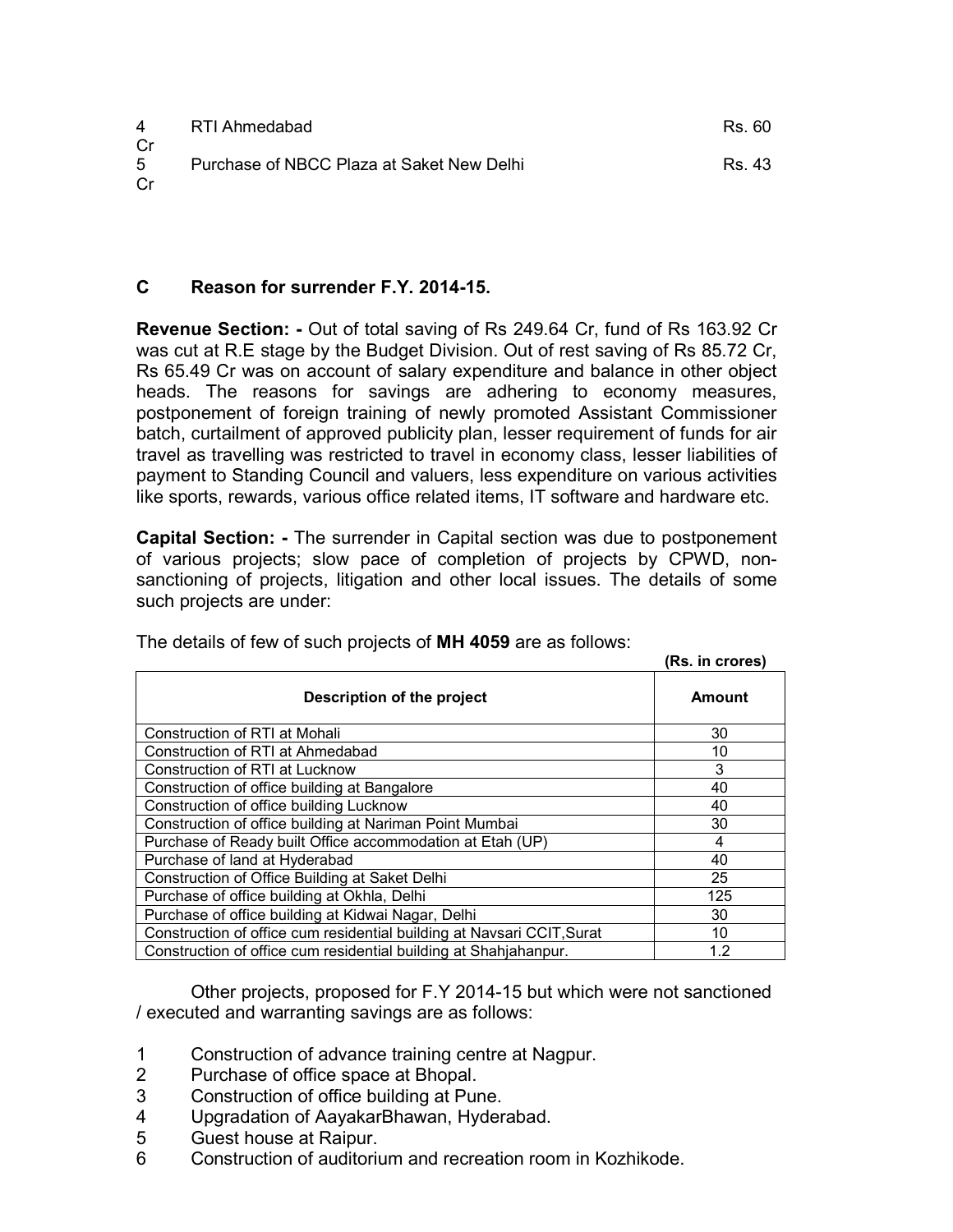4 RTI Ahmedabad Rs. 60 Cr

5 Purchase of NBCC Plaza at Saket New Delhi Rs. 43 Cr

## C Reason for surrender F.Y. 2014-15.

**Revenue Section: -** Out of total saving of Rs 249.64 Cr, fund of Rs 163.92 Cr was cut at R.E stage by the Budget Division. Out of rest saving of Rs 85.72 Cr, Rs 65.49 Cr was on account of salary expenditure and balance in other object heads. The reasons for savings are adhering to economy measures, postponement of foreign training of newly promoted Assistant Commissioner batch, curtailment of approved publicity plan, lesser requirement of funds for air travel as travelling was restricted to travel in economy class, lesser liabilities of payment to Standing Council and valuers, less expenditure on various activities like sports, rewards, various office related items, IT software and hardware etc.

**Capital Section: -** The surrender in Capital section was due to postponement of various projects; slow pace of completion of projects by CPWD, non-sanctioning of projects, litigation and other local issues. The details of some such projects are under:

The details of few of such projects of **MH 4059** are as follows:

**(Rs. in crores)**

| Description of the project | Amount |
|---|---|
| Construction of RTI at Mohali | 30 |
| Construction of RTI at Ahmedabad | 10 |
| Construction of RTI at Lucknow | 3 |
| Construction of office building at Bangalore | 40 |
| Construction of office building Lucknow | 40 |
| Construction of office building at Nariman Point Mumbai | 30 |
| Purchase of Ready built Office accommodation at Etah (UP) | 4 |
| Purchase of land at Hyderabad | 40 |
| Construction of Office Building at Saket Delhi | 25 |
| Purchase of office building at Okhla, Delhi | 125 |
| Purchase of office building at Kidwai Nagar, Delhi | 30 |
| Construction of office cum residential building at Navsari CCIT,Surat | 10 |
| Construction of office cum residential building at Shahjahanpur. | 1.2 |

Other projects, proposed for F.Y 2014-15 but which were not sanctioned / executed and warranting savings are as follows:

1 Construction of advance training centre at Nagpur.
2 Purchase of office space at Bhopal.
3 Construction of office building at Pune.
4 Upgradation of AayakarBhawan, Hyderabad.
5 Guest house at Raipur.
6 Construction of auditorium and recreation room in Kozhikode.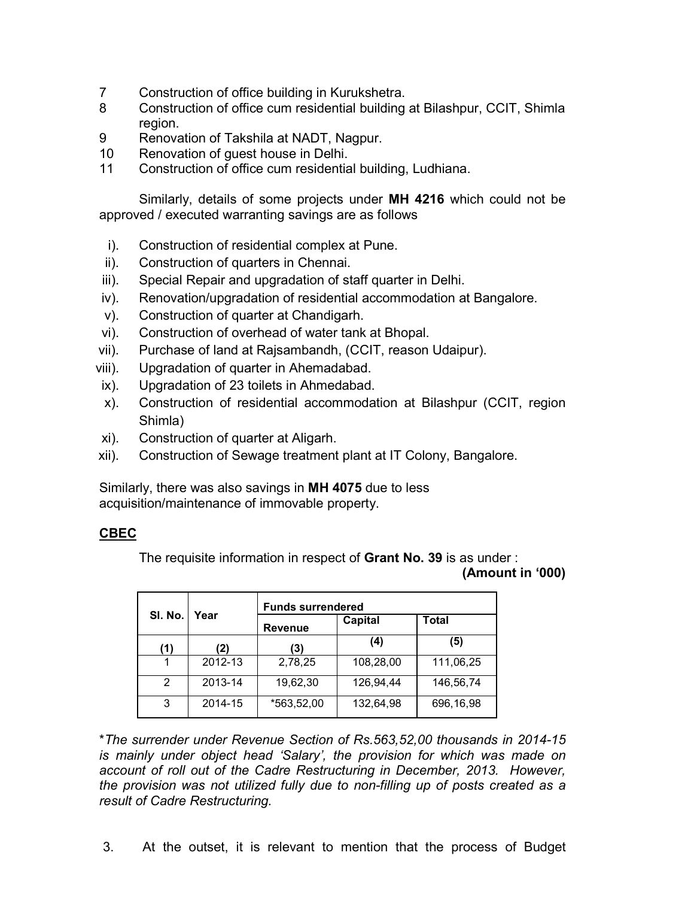7 Construction of office building in Kurukshetra.
8 Construction of office cum residential building at Bilashpur, CCIT, Shimla region.
9 Renovation of Takshila at NADT, Nagpur.
10 Renovation of guest house in Delhi.
11 Construction of office cum residential building, Ludhiana.

Similarly, details of some projects under **MH 4216** which could not be approved / executed warranting savings are as follows

i). Construction of residential complex at Pune.
ii). Construction of quarters in Chennai.
iii). Special Repair and upgradation of staff quarter in Delhi.
iv). Renovation/upgradation of residential accommodation at Bangalore.
v). Construction of quarter at Chandigarh.
vi). Construction of overhead of water tank at Bhopal.
vii). Purchase of land at Rajsambandh, (CCIT, reason Udaipur).
viii). Upgradation of quarter in Ahemadabad.
ix). Upgradation of 23 toilets in Ahmedabad.
x). Construction of residential accommodation at Bilashpur (CCIT, region Shimla)
xi). Construction of quarter at Aligarh.
xii). Construction of Sewage treatment plant at IT Colony, Bangalore.

Similarly, there was also savings in **MH 4075** due to less acquisition/maintenance of immovable property.

**CBEC**

The requisite information in respect of **Grant No. 39** is as under :

**(Amount in '000)**

| Sl. No. | Year | Funds surrendered | | |
|---|---|---|---|---|
| | | Revenue | Capital | Total |
| (1) | (2) | (3) | (4) | (5) |
| 1 | 2012-13 | 2,78,25 | 108,28,00 | 111,06,25 |
| 2 | 2013-14 | 19,62,30 | 126,94,44 | 146,56,74 |
| 3 | 2014-15 | *563,52,00 | 132,64,98 | 696,16,98 |

**\***The surrender under Revenue Section of Rs.563,52,00 thousands in 2014-15 is mainly under object head 'Salary', the provision for which was made on account of roll out of the Cadre Restructuring in December, 2013. However, the provision was not utilized fully due to non-filling up of posts created as a result of Cadre Restructuring.*

3. At the outset, it is relevant to mention that the process of Budget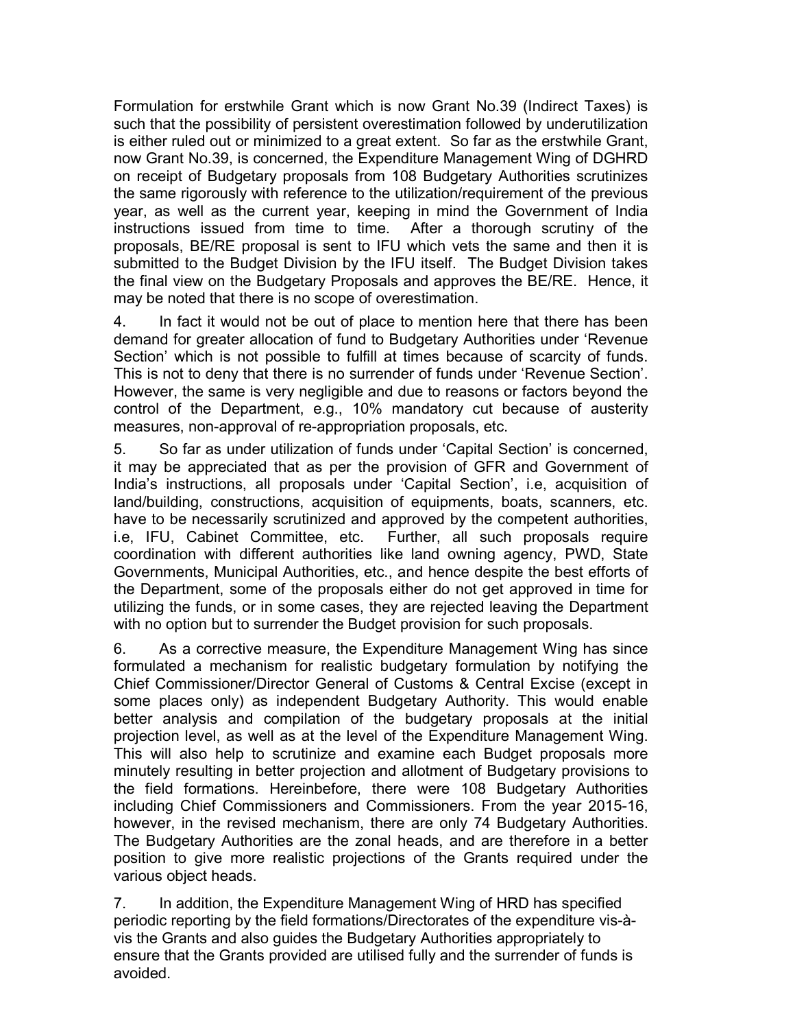Formulation for erstwhile Grant which is now Grant No.39 (Indirect Taxes) is such that the possibility of persistent overestimation followed by underutilization is either ruled out or minimized to a great extent. So far as the erstwhile Grant, now Grant No.39, is concerned, the Expenditure Management Wing of DGHRD on receipt of Budgetary proposals from 108 Budgetary Authorities scrutinizes the same rigorously with reference to the utilization/requirement of the previous year, as well as the current year, keeping in mind the Government of India instructions issued from time to time. After a thorough scrutiny of the proposals, BE/RE proposal is sent to IFU which vets the same and then it is submitted to the Budget Division by the IFU itself. The Budget Division takes the final view on the Budgetary Proposals and approves the BE/RE. Hence, it may be noted that there is no scope of overestimation.

4. In fact it would not be out of place to mention here that there has been demand for greater allocation of fund to Budgetary Authorities under 'Revenue Section' which is not possible to fulfill at times because of scarcity of funds. This is not to deny that there is no surrender of funds under 'Revenue Section'. However, the same is very negligible and due to reasons or factors beyond the control of the Department, e.g., 10% mandatory cut because of austerity measures, non-approval of re-appropriation proposals, etc.

5. So far as under utilization of funds under 'Capital Section' is concerned, it may be appreciated that as per the provision of GFR and Government of India's instructions, all proposals under 'Capital Section', i.e, acquisition of land/building, constructions, acquisition of equipments, boats, scanners, etc. have to be necessarily scrutinized and approved by the competent authorities, i.e, IFU, Cabinet Committee, etc. Further, all such proposals require coordination with different authorities like land owning agency, PWD, State Governments, Municipal Authorities, etc., and hence despite the best efforts of the Department, some of the proposals either do not get approved in time for utilizing the funds, or in some cases, they are rejected leaving the Department with no option but to surrender the Budget provision for such proposals.

6. As a corrective measure, the Expenditure Management Wing has since formulated a mechanism for realistic budgetary formulation by notifying the Chief Commissioner/Director General of Customs & Central Excise (except in some places only) as independent Budgetary Authority. This would enable better analysis and compilation of the budgetary proposals at the initial projection level, as well as at the level of the Expenditure Management Wing. This will also help to scrutinize and examine each Budget proposals more minutely resulting in better projection and allotment of Budgetary provisions to the field formations. Hereinbefore, there were 108 Budgetary Authorities including Chief Commissioners and Commissioners. From the year 2015-16, however, in the revised mechanism, there are only 74 Budgetary Authorities. The Budgetary Authorities are the zonal heads, and are therefore in a better position to give more realistic projections of the Grants required under the various object heads.

7. In addition, the Expenditure Management Wing of HRD has specified periodic reporting by the field formations/Directorates of the expenditure vis-à-vis the Grants and also guides the Budgetary Authorities appropriately to ensure that the Grants provided are utilised fully and the surrender of funds is avoided.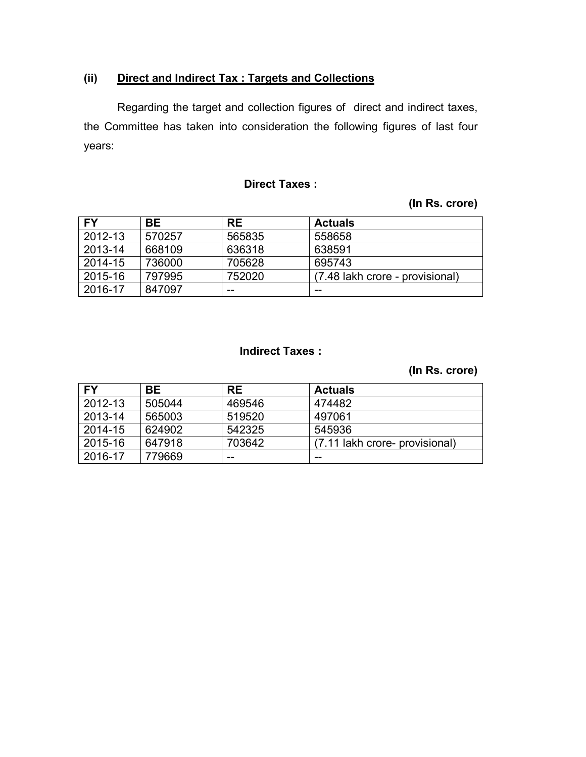### (ii) Direct and Indirect Tax : Targets and Collections

Regarding the target and collection figures of direct and indirect taxes, the Committee has taken into consideration the following figures of last four years:

**Direct Taxes :**

**(In Rs. crore)**

| FY | BE | RE | Actuals |
|---|---|---|---|
| 2012-13 | 570257 | 565835 | 558658 |
| 2013-14 | 668109 | 636318 | 638591 |
| 2014-15 | 736000 | 705628 | 695743 |
| 2015-16 | 797995 | 752020 | (7.48 lakh crore - provisional) |
| 2016-17 | 847097 | -- | -- |

**Indirect Taxes :**

**(In Rs. crore)**

| FY | BE | RE | Actuals |
|---|---|---|---|
| 2012-13 | 505044 | 469546 | 474482 |
| 2013-14 | 565003 | 519520 | 497061 |
| 2014-15 | 624902 | 542325 | 545936 |
| 2015-16 | 647918 | 703642 | (7.11 lakh crore- provisional) |
| 2016-17 | 779669 | -- | -- |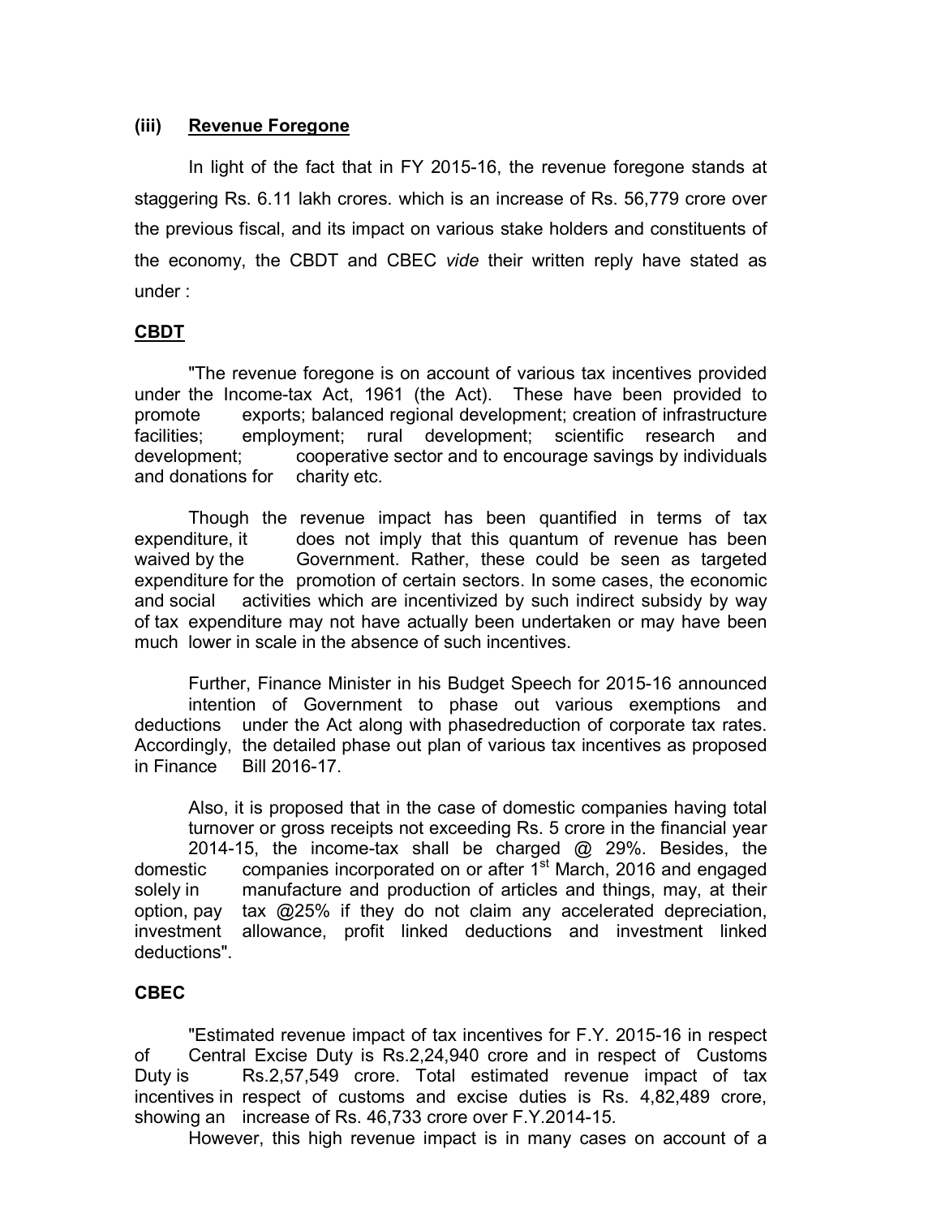### (iii) Revenue Foregone

In light of the fact that in FY 2015-16, the revenue foregone stands at staggering Rs. 6.11 lakh crores. which is an increase of Rs. 56,779 crore over the previous fiscal, and its impact on various stake holders and constituents of the economy, the CBDT and CBEC *vide* their written reply have stated as under :

**CBDT**

"The revenue foregone is on account of various tax incentives provided under the Income-tax Act, 1961 (the Act). These have been provided to promote exports; balanced regional development; creation of infrastructure facilities; employment; rural development; scientific research and development; cooperative sector and to encourage savings by individuals and donations for charity etc.

Though the revenue impact has been quantified in terms of tax expenditure, it does not imply that this quantum of revenue has been waived by the Government. Rather, these could be seen as targeted expenditure for the promotion of certain sectors. In some cases, the economic and social activities which are incentivized by such indirect subsidy by way of tax expenditure may not have actually been undertaken or may have been much lower in scale in the absence of such incentives.

Further, Finance Minister in his Budget Speech for 2015-16 announced intention of Government to phase out various exemptions and deductions under the Act along with phasedreduction of corporate tax rates. Accordingly, the detailed phase out plan of various tax incentives as proposed in Finance Bill 2016-17.

Also, it is proposed that in the case of domestic companies having total turnover or gross receipts not exceeding Rs. 5 crore in the financial year 2014-15, the income-tax shall be charged @ 29%. Besides, the domestic companies incorporated on or after 1st March, 2016 and engaged solely in manufacture and production of articles and things, may, at their option, pay tax @25% if they do not claim any accelerated depreciation, investment allowance, profit linked deductions and investment linked deductions".

**CBEC**

"Estimated revenue impact of tax incentives for F.Y. 2015-16 in respect of Central Excise Duty is Rs.2,24,940 crore and in respect of Customs Duty is Rs.2,57,549 crore. Total estimated revenue impact of tax incentives in respect of customs and excise duties is Rs. 4,82,489 crore, showing an increase of Rs. 46,733 crore over F.Y.2014-15.

However, this high revenue impact is in many cases on account of a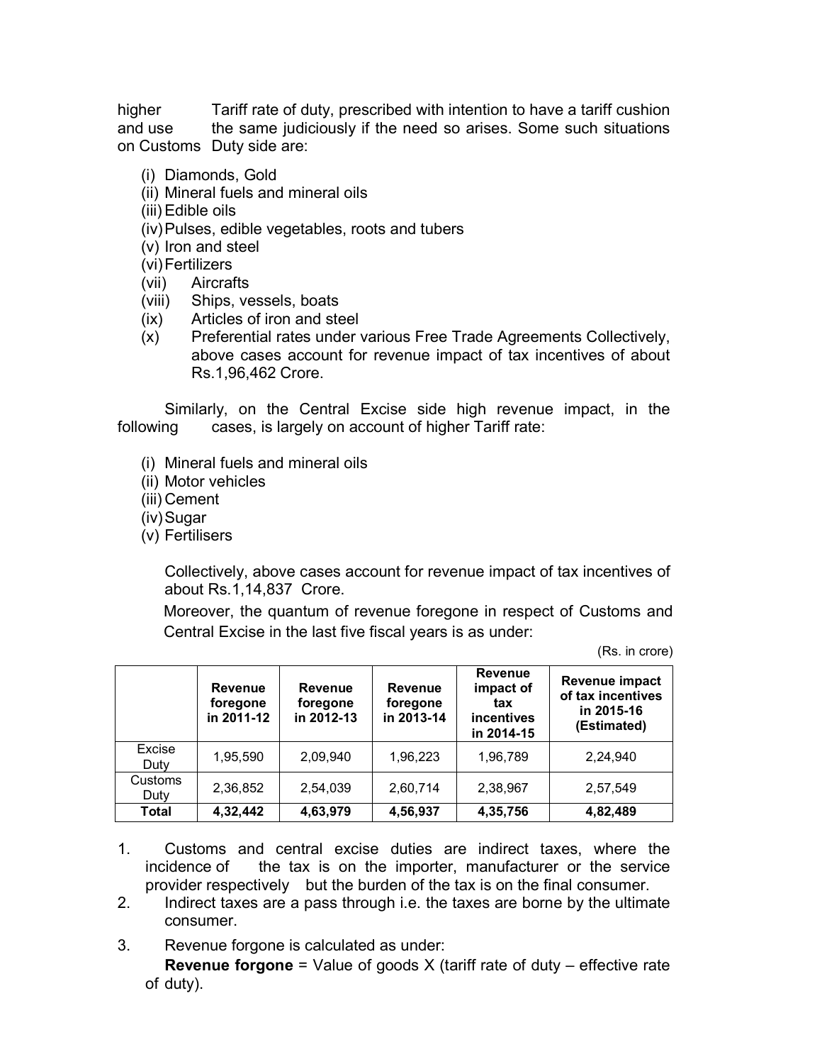higher Tariff rate of duty, prescribed with intention to have a tariff cushion and use the same judiciously if the need so arises. Some such situations on Customs Duty side are:

- (i) Diamonds, Gold
- (ii) Mineral fuels and mineral oils
- (iii) Edible oils
- (iv) Pulses, edible vegetables, roots and tubers
- (v) Iron and steel
- (vi) Fertilizers
- (vii) Aircrafts
- (viii) Ships, vessels, boats
- (ix) Articles of iron and steel
- (x) Preferential rates under various Free Trade Agreements Collectively, above cases account for revenue impact of tax incentives of about Rs.1,96,462 Crore.

Similarly, on the Central Excise side high revenue impact, in the following cases, is largely on account of higher Tariff rate:

- (i) Mineral fuels and mineral oils
- (ii) Motor vehicles
- (iii) Cement
- (iv) Sugar
- (v) Fertilisers

Collectively, above cases account for revenue impact of tax incentives of about Rs.1,14,837 Crore.

Moreover, the quantum of revenue foregone in respect of Customs and Central Excise in the last five fiscal years is as under:

(Rs. in crore)

| | **Revenue foregone in 2011-12** | **Revenue foregone in 2012-13** | **Revenue foregone in 2013-14** | **Revenue impact of tax incentives in 2014-15** | **Revenue impact of tax incentives in 2015-16 (Estimated)** |
|---|---|---|---|---|---|
| Excise Duty | 1,95,590 | 2,09,940 | 1,96,223 | 1,96,789 | 2,24,940 |
| Customs Duty | 2,36,852 | 2,54,039 | 2,60,714 | 2,38,967 | 2,57,549 |
| **Total** | **4,32,442** | **4,63,979** | **4,56,937** | **4,35,756** | **4,82,489** |

1. Customs and central excise duties are indirect taxes, where the incidence of the tax is on the importer, manufacturer or the service provider respectively but the burden of the tax is on the final consumer.
2. Indirect taxes are a pass through i.e. the taxes are borne by the ultimate consumer.
3. Revenue forgone is calculated as under:
   **Revenue forgone** = Value of goods X (tariff rate of duty – effective rate of duty).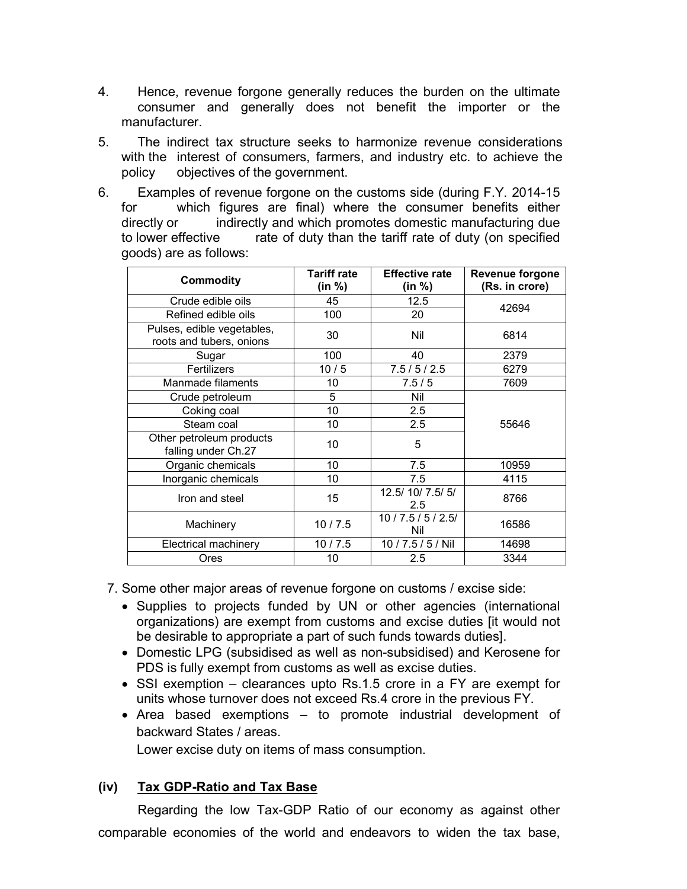4. Hence, revenue forgone generally reduces the burden on the ultimate consumer and generally does not benefit the importer or the manufacturer.

5. The indirect tax structure seeks to harmonize revenue considerations with the interest of consumers, farmers, and industry etc. to achieve the policy objectives of the government.

6. Examples of revenue forgone on the customs side (during F.Y. 2014-15 for which figures are final) where the consumer benefits either directly or indirectly and which promotes domestic manufacturing due to lower effective rate of duty than the tariff rate of duty (on specified goods) are as follows:

| Commodity | Tariff rate (in %) | Effective rate (in %) | Revenue forgone (Rs. in crore) |
|---|---|---|---|
| Crude edible oils | 45 | 12.5 | 42694 |
| Refined edible oils | 100 | 20 | |
| Pulses, edible vegetables, roots and tubers, onions | 30 | Nil | 6814 |
| Sugar | 100 | 40 | 2379 |
| Fertilizers | 10 / 5 | 7.5 / 5 / 2.5 | 6279 |
| Manmade filaments | 10 | 7.5 / 5 | 7609 |
| Crude petroleum | 5 | Nil | 55646 |
| Coking coal | 10 | 2.5 | |
| Steam coal | 10 | 2.5 | |
| Other petroleum products falling under Ch.27 | 10 | 5 | |
| Organic chemicals | 10 | 7.5 | 10959 |
| Inorganic chemicals | 10 | 7.5 | 4115 |
| Iron and steel | 15 | 12.5/ 10/ 7.5/ 5/ 2.5 | 8766 |
| Machinery | 10 / 7.5 | 10 / 7.5 / 5 / 2.5/ Nil | 16586 |
| Electrical machinery | 10 / 7.5 | 10 / 7.5 / 5 / Nil | 14698 |
| Ores | 10 | 2.5 | 3344 |

7. Some other major areas of revenue forgone on customs / excise side:
   - Supplies to projects funded by UN or other agencies (international organizations) are exempt from customs and excise duties [it would not be desirable to appropriate a part of such funds towards duties].
   - Domestic LPG (subsidised as well as non-subsidised) and Kerosene for PDS is fully exempt from customs as well as excise duties.
   - SSI exemption – clearances upto Rs.1.5 crore in a FY are exempt for units whose turnover does not exceed Rs.4 crore in the previous FY.
   - Area based exemptions – to promote industrial development of backward States / areas.

     Lower excise duty on items of mass consumption.

### (iv) Tax GDP-Ratio and Tax Base

Regarding the low Tax-GDP Ratio of our economy as against other comparable economies of the world and endeavors to widen the tax base,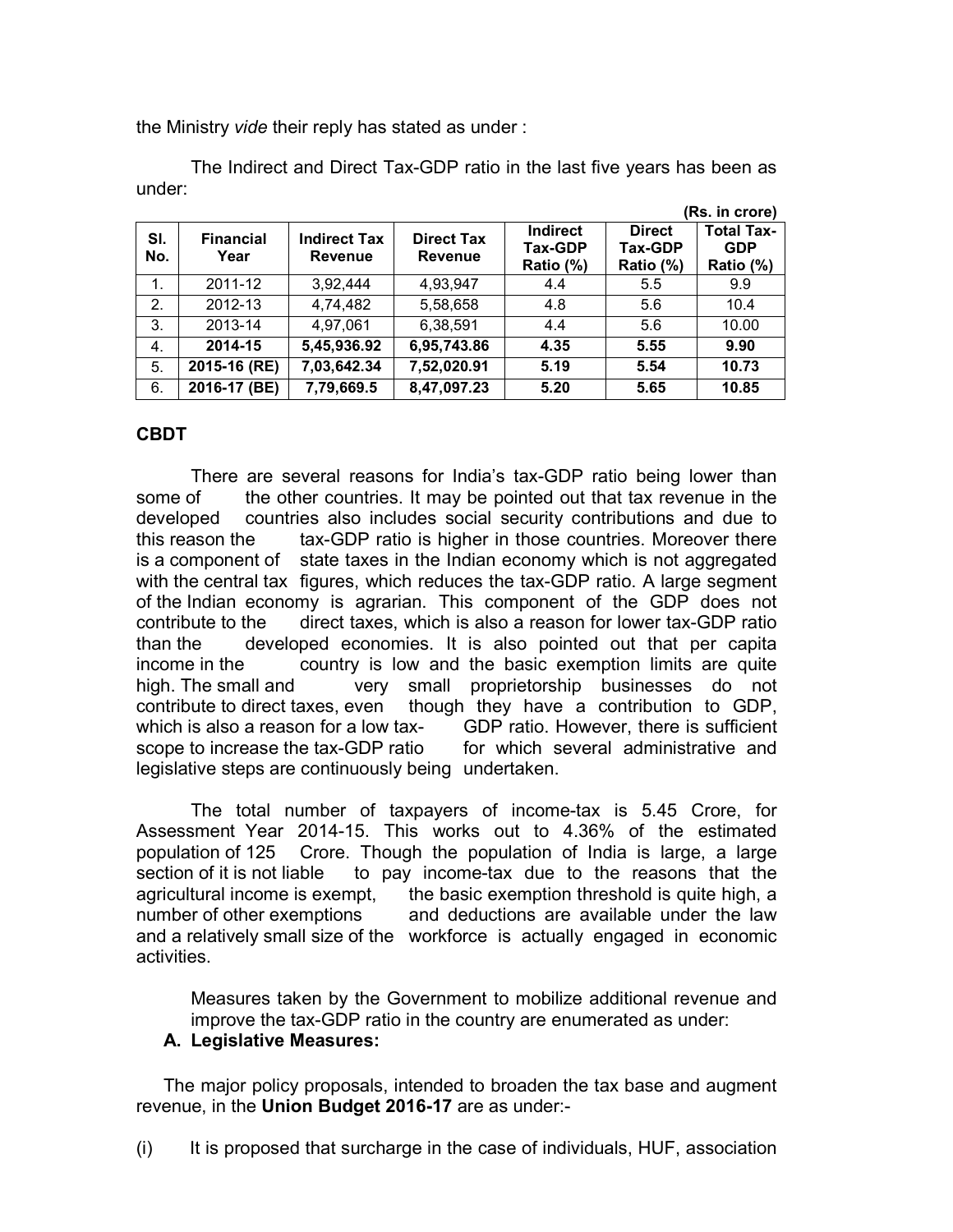the Ministry *vide* their reply has stated as under :

The Indirect and Direct Tax-GDP ratio in the last five years has been as under:

**(Rs. in crore)**

| Sl. No. | Financial Year | Indirect Tax Revenue | Direct Tax Revenue | Indirect Tax-GDP Ratio (%) | Direct Tax-GDP Ratio (%) | Total Tax-GDP Ratio (%) |
|---|---|---|---|---|---|---|
| 1. | 2011-12 | 3,92,444 | 4,93,947 | 4.4 | 5.5 | 9.9 |
| 2. | 2012-13 | 4,74,482 | 5,58,658 | 4.8 | 5.6 | 10.4 |
| 3. | 2013-14 | 4,97,061 | 6,38,591 | 4.4 | 5.6 | 10.00 |
| 4. | **2014-15** | **5,45,936.92** | **6,95,743.86** | **4.35** | **5.55** | **9.90** |
| 5. | **2015-16 (RE)** | **7,03,642.34** | **7,52,020.91** | **5.19** | **5.54** | **10.73** |
| 6. | **2016-17 (BE)** | **7,79,669.5** | **8,47,097.23** | **5.20** | **5.65** | **10.85** |

**CBDT**

There are several reasons for India's tax-GDP ratio being lower than some of the other countries. It may be pointed out that tax revenue in the developed countries also includes social security contributions and due to this reason the tax-GDP ratio is higher in those countries. Moreover there is a component of state taxes in the Indian economy which is not aggregated with the central tax figures, which reduces the tax-GDP ratio. A large segment of the Indian economy is agrarian. This component of the GDP does not contribute to the direct taxes, which is also a reason for lower tax-GDP ratio than the developed economies. It is also pointed out that per capita income in the country is low and the basic exemption limits are quite high. The small and very small proprietorship businesses do not contribute to direct taxes, even though they have a contribution to GDP, which is also a reason for a low tax-GDP ratio. However, there is sufficient scope to increase the tax-GDP ratio for which several administrative and legislative steps are continuously being undertaken.

The total number of taxpayers of income-tax is 5.45 Crore, for Assessment Year 2014-15. This works out to 4.36% of the estimated population of 125 Crore. Though the population of India is large, a large section of it is not liable to pay income-tax due to the reasons that the agricultural income is exempt, the basic exemption threshold is quite high, a number of other exemptions and deductions are available under the law and a relatively small size of the workforce is actually engaged in economic activities.

Measures taken by the Government to mobilize additional revenue and improve the tax-GDP ratio in the country are enumerated as under:

**A. Legislative Measures:**

The major policy proposals, intended to broaden the tax base and augment revenue, in the **Union Budget 2016-17** are as under:-

(i) It is proposed that surcharge in the case of individuals, HUF, association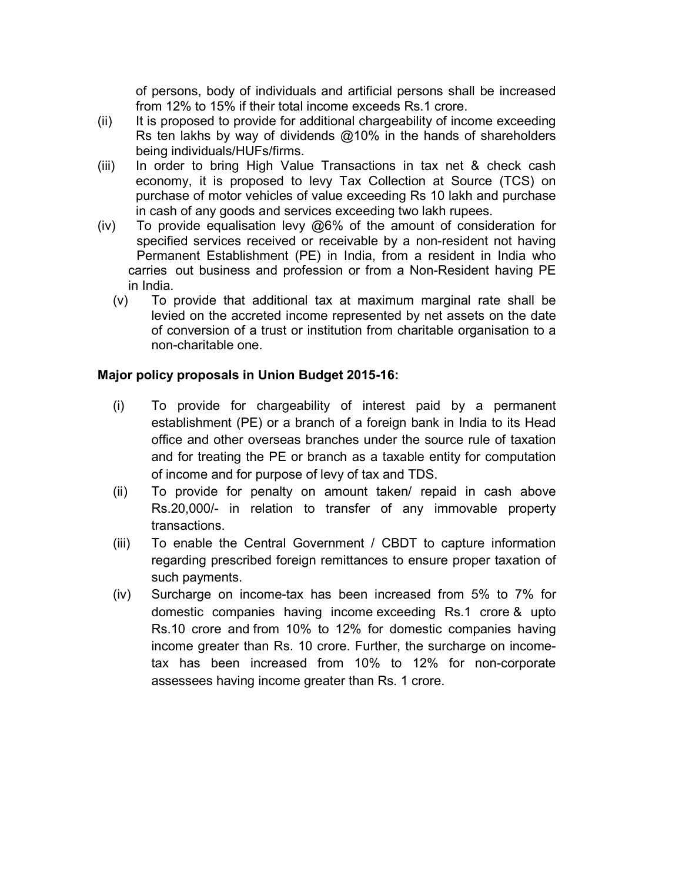of persons, body of individuals and artificial persons shall be increased from 12% to 15% if their total income exceeds Rs.1 crore.

(ii) It is proposed to provide for additional chargeability of income exceeding Rs ten lakhs by way of dividends @10% in the hands of shareholders being individuals/HUFs/firms.

(iii) In order to bring High Value Transactions in tax net & check cash economy, it is proposed to levy Tax Collection at Source (TCS) on purchase of motor vehicles of value exceeding Rs 10 lakh and purchase in cash of any goods and services exceeding two lakh rupees.

(iv) To provide equalisation levy @6% of the amount of consideration for specified services received or receivable by a non-resident not having Permanent Establishment (PE) in India, from a resident in India who carries out business and profession or from a Non-Resident having PE in India.

(v) To provide that additional tax at maximum marginal rate shall be levied on the accreted income represented by net assets on the date of conversion of a trust or institution from charitable organisation to a non-charitable one.

**Major policy proposals in Union Budget 2015-16:**

(i) To provide for chargeability of interest paid by a permanent establishment (PE) or a branch of a foreign bank in India to its Head office and other overseas branches under the source rule of taxation and for treating the PE or branch as a taxable entity for computation of income and for purpose of levy of tax and TDS.

(ii) To provide for penalty on amount taken/ repaid in cash above Rs.20,000/- in relation to transfer of any immovable property transactions.

(iii) To enable the Central Government / CBDT to capture information regarding prescribed foreign remittances to ensure proper taxation of such payments.

(iv) Surcharge on income-tax has been increased from 5% to 7% for domestic companies having income exceeding Rs.1 crore & upto Rs.10 crore and from 10% to 12% for domestic companies having income greater than Rs. 10 crore. Further, the surcharge on income-tax has been increased from 10% to 12% for non-corporate assessees having income greater than Rs. 1 crore.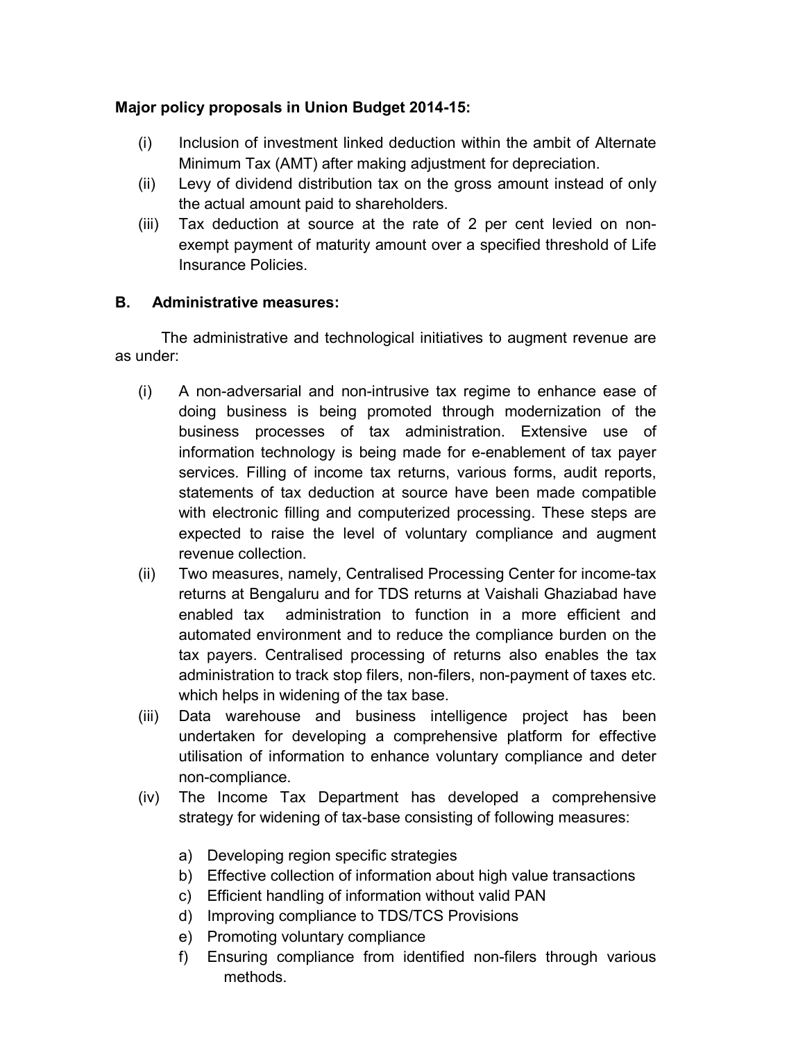**Major policy proposals in Union Budget 2014-15:**

(i) Inclusion of investment linked deduction within the ambit of Alternate Minimum Tax (AMT) after making adjustment for depreciation.

(ii) Levy of dividend distribution tax on the gross amount instead of only the actual amount paid to shareholders.

(iii) Tax deduction at source at the rate of 2 per cent levied on non-exempt payment of maturity amount over a specified threshold of Life Insurance Policies.

**B. Administrative measures:**

The administrative and technological initiatives to augment revenue are as under:

(i) A non-adversarial and non-intrusive tax regime to enhance ease of doing business is being promoted through modernization of the business processes of tax administration. Extensive use of information technology is being made for e-enablement of tax payer services. Filling of income tax returns, various forms, audit reports, statements of tax deduction at source have been made compatible with electronic filling and computerized processing. These steps are expected to raise the level of voluntary compliance and augment revenue collection.

(ii) Two measures, namely, Centralised Processing Center for income-tax returns at Bengaluru and for TDS returns at Vaishali Ghaziabad have enabled tax administration to function in a more efficient and automated environment and to reduce the compliance burden on the tax payers. Centralised processing of returns also enables the tax administration to track stop filers, non-filers, non-payment of taxes etc. which helps in widening of the tax base.

(iii) Data warehouse and business intelligence project has been undertaken for developing a comprehensive platform for effective utilisation of information to enhance voluntary compliance and deter non-compliance.

(iv) The Income Tax Department has developed a comprehensive strategy for widening of tax-base consisting of following measures:

   a) Developing region specific strategies
   b) Effective collection of information about high value transactions
   c) Efficient handling of information without valid PAN
   d) Improving compliance to TDS/TCS Provisions
   e) Promoting voluntary compliance
   f) Ensuring compliance from identified non-filers through various methods.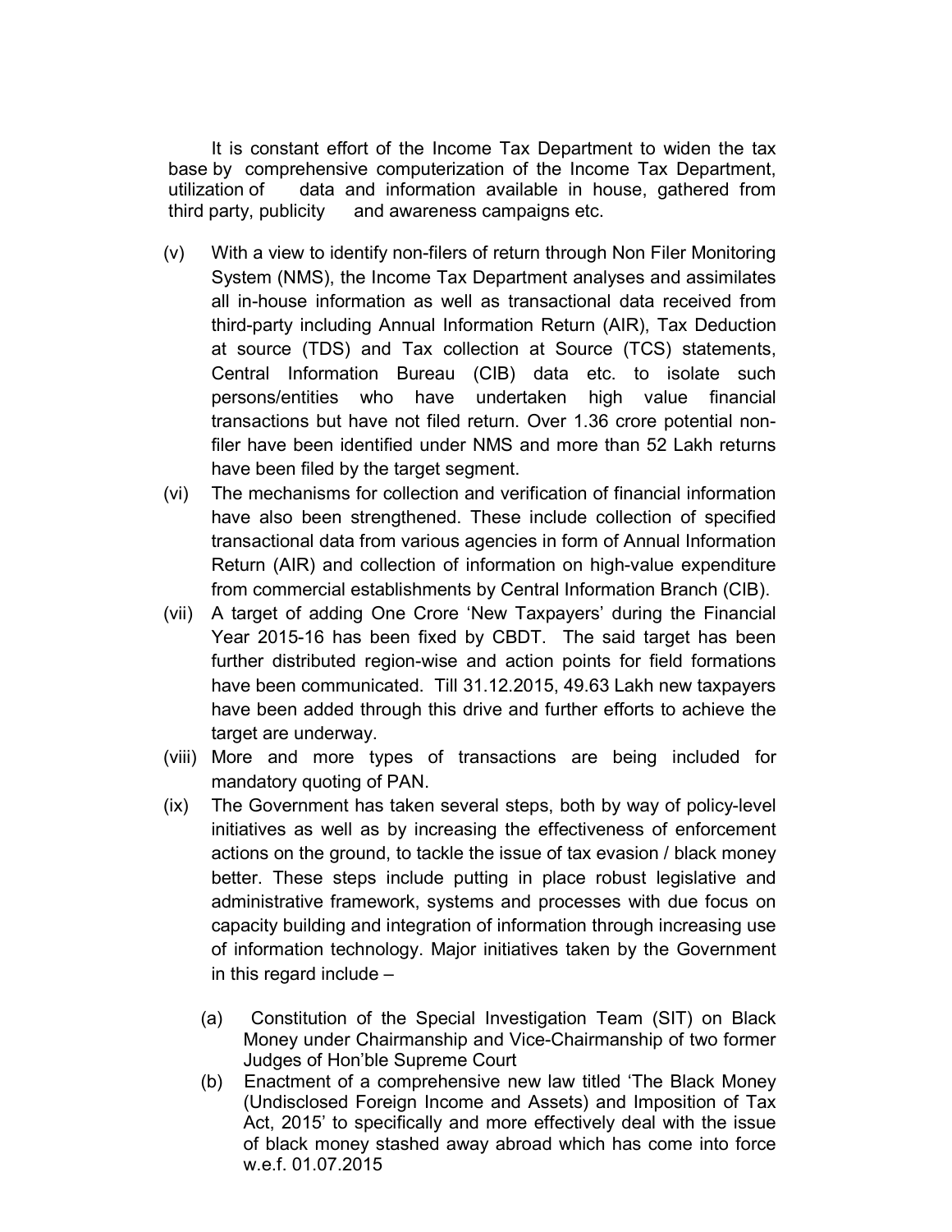It is constant effort of the Income Tax Department to widen the tax base by comprehensive computerization of the Income Tax Department, utilization of data and information available in house, gathered from third party, publicity and awareness campaigns etc.

(v) With a view to identify non-filers of return through Non Filer Monitoring System (NMS), the Income Tax Department analyses and assimilates all in-house information as well as transactional data received from third-party including Annual Information Return (AIR), Tax Deduction at source (TDS) and Tax collection at Source (TCS) statements, Central Information Bureau (CIB) data etc. to isolate such persons/entities who have undertaken high value financial transactions but have not filed return. Over 1.36 crore potential non-filer have been identified under NMS and more than 52 Lakh returns have been filed by the target segment.

(vi) The mechanisms for collection and verification of financial information have also been strengthened. These include collection of specified transactional data from various agencies in form of Annual Information Return (AIR) and collection of information on high-value expenditure from commercial establishments by Central Information Branch (CIB).

(vii) A target of adding One Crore 'New Taxpayers' during the Financial Year 2015-16 has been fixed by CBDT. The said target has been further distributed region-wise and action points for field formations have been communicated. Till 31.12.2015, 49.63 Lakh new taxpayers have been added through this drive and further efforts to achieve the target are underway.

(viii) More and more types of transactions are being included for mandatory quoting of PAN.

(ix) The Government has taken several steps, both by way of policy-level initiatives as well as by increasing the effectiveness of enforcement actions on the ground, to tackle the issue of tax evasion / black money better. These steps include putting in place robust legislative and administrative framework, systems and processes with due focus on capacity building and integration of information through increasing use of information technology. Major initiatives taken by the Government in this regard include –

  (a) Constitution of the Special Investigation Team (SIT) on Black Money under Chairmanship and Vice-Chairmanship of two former Judges of Hon'ble Supreme Court

  (b) Enactment of a comprehensive new law titled 'The Black Money (Undisclosed Foreign Income and Assets) and Imposition of Tax Act, 2015' to specifically and more effectively deal with the issue of black money stashed away abroad which has come into force w.e.f. 01.07.2015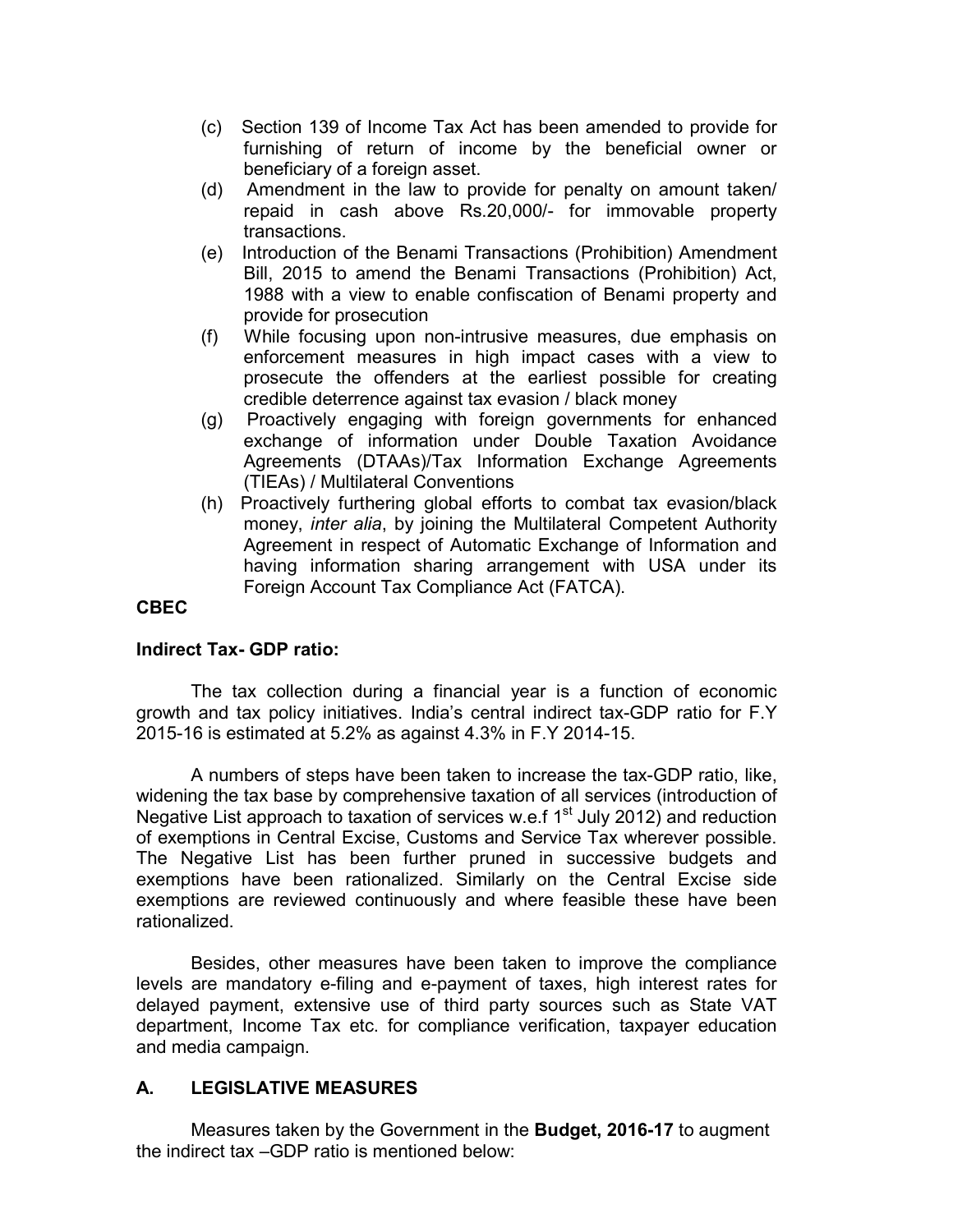(c) Section 139 of Income Tax Act has been amended to provide for furnishing of return of income by the beneficial owner or beneficiary of a foreign asset.

(d) Amendment in the law to provide for penalty on amount taken/ repaid in cash above Rs.20,000/- for immovable property transactions.

(e) Introduction of the Benami Transactions (Prohibition) Amendment Bill, 2015 to amend the Benami Transactions (Prohibition) Act, 1988 with a view to enable confiscation of Benami property and provide for prosecution

(f) While focusing upon non-intrusive measures, due emphasis on enforcement measures in high impact cases with a view to prosecute the offenders at the earliest possible for creating credible deterrence against tax evasion / black money

(g) Proactively engaging with foreign governments for enhanced exchange of information under Double Taxation Avoidance Agreements (DTAAs)/Tax Information Exchange Agreements (TIEAs) / Multilateral Conventions

(h) Proactively furthering global efforts to combat tax evasion/black money, *inter alia*, by joining the Multilateral Competent Authority Agreement in respect of Automatic Exchange of Information and having information sharing arrangement with USA under its Foreign Account Tax Compliance Act (FATCA).

**CBEC**

**Indirect Tax- GDP ratio:**

The tax collection during a financial year is a function of economic growth and tax policy initiatives. India's central indirect tax-GDP ratio for F.Y 2015-16 is estimated at 5.2% as against 4.3% in F.Y 2014-15.

A numbers of steps have been taken to increase the tax-GDP ratio, like, widening the tax base by comprehensive taxation of all services (introduction of Negative List approach to taxation of services w.e.f 1st July 2012) and reduction of exemptions in Central Excise, Customs and Service Tax wherever possible. The Negative List has been further pruned in successive budgets and exemptions have been rationalized. Similarly on the Central Excise side exemptions are reviewed continuously and where feasible these have been rationalized.

Besides, other measures have been taken to improve the compliance levels are mandatory e-filing and e-payment of taxes, high interest rates for delayed payment, extensive use of third party sources such as State VAT department, Income Tax etc. for compliance verification, taxpayer education and media campaign.

## A. LEGISLATIVE MEASURES

Measures taken by the Government in the **Budget, 2016-17** to augment the indirect tax –GDP ratio is mentioned below: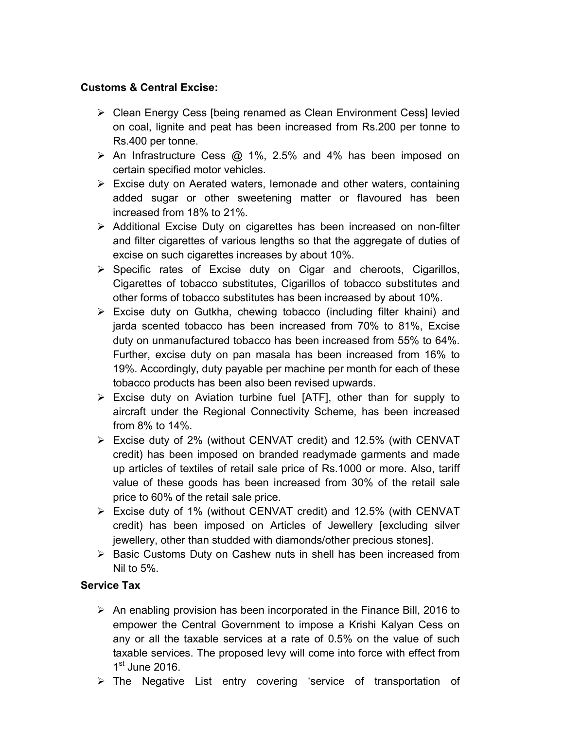**Customs & Central Excise:**

- Clean Energy Cess [being renamed as Clean Environment Cess] levied on coal, lignite and peat has been increased from Rs.200 per tonne to Rs.400 per tonne.
- An Infrastructure Cess @ 1%, 2.5% and 4% has been imposed on certain specified motor vehicles.
- Excise duty on Aerated waters, lemonade and other waters, containing added sugar or other sweetening matter or flavoured has been increased from 18% to 21%.
- Additional Excise Duty on cigarettes has been increased on non-filter and filter cigarettes of various lengths so that the aggregate of duties of excise on such cigarettes increases by about 10%.
- Specific rates of Excise duty on Cigar and cheroots, Cigarillos, Cigarettes of tobacco substitutes, Cigarillos of tobacco substitutes and other forms of tobacco substitutes has been increased by about 10%.
- Excise duty on Gutkha, chewing tobacco (including filter khaini) and jarda scented tobacco has been increased from 70% to 81%, Excise duty on unmanufactured tobacco has been increased from 55% to 64%. Further, excise duty on pan masala has been increased from 16% to 19%. Accordingly, duty payable per machine per month for each of these tobacco products has been also been revised upwards.
- Excise duty on Aviation turbine fuel [ATF], other than for supply to aircraft under the Regional Connectivity Scheme, has been increased from 8% to 14%.
- Excise duty of 2% (without CENVAT credit) and 12.5% (with CENVAT credit) has been imposed on branded readymade garments and made up articles of textiles of retail sale price of Rs.1000 or more. Also, tariff value of these goods has been increased from 30% of the retail sale price to 60% of the retail sale price.
- Excise duty of 1% (without CENVAT credit) and 12.5% (with CENVAT credit) has been imposed on Articles of Jewellery [excluding silver jewellery, other than studded with diamonds/other precious stones].
- Basic Customs Duty on Cashew nuts in shell has been increased from Nil to 5%.

**Service Tax**

- An enabling provision has been incorporated in the Finance Bill, 2016 to empower the Central Government to impose a Krishi Kalyan Cess on any or all the taxable services at a rate of 0.5% on the value of such taxable services. The proposed levy will come into force with effect from 1st June 2016.
- The Negative List entry covering 'service of transportation of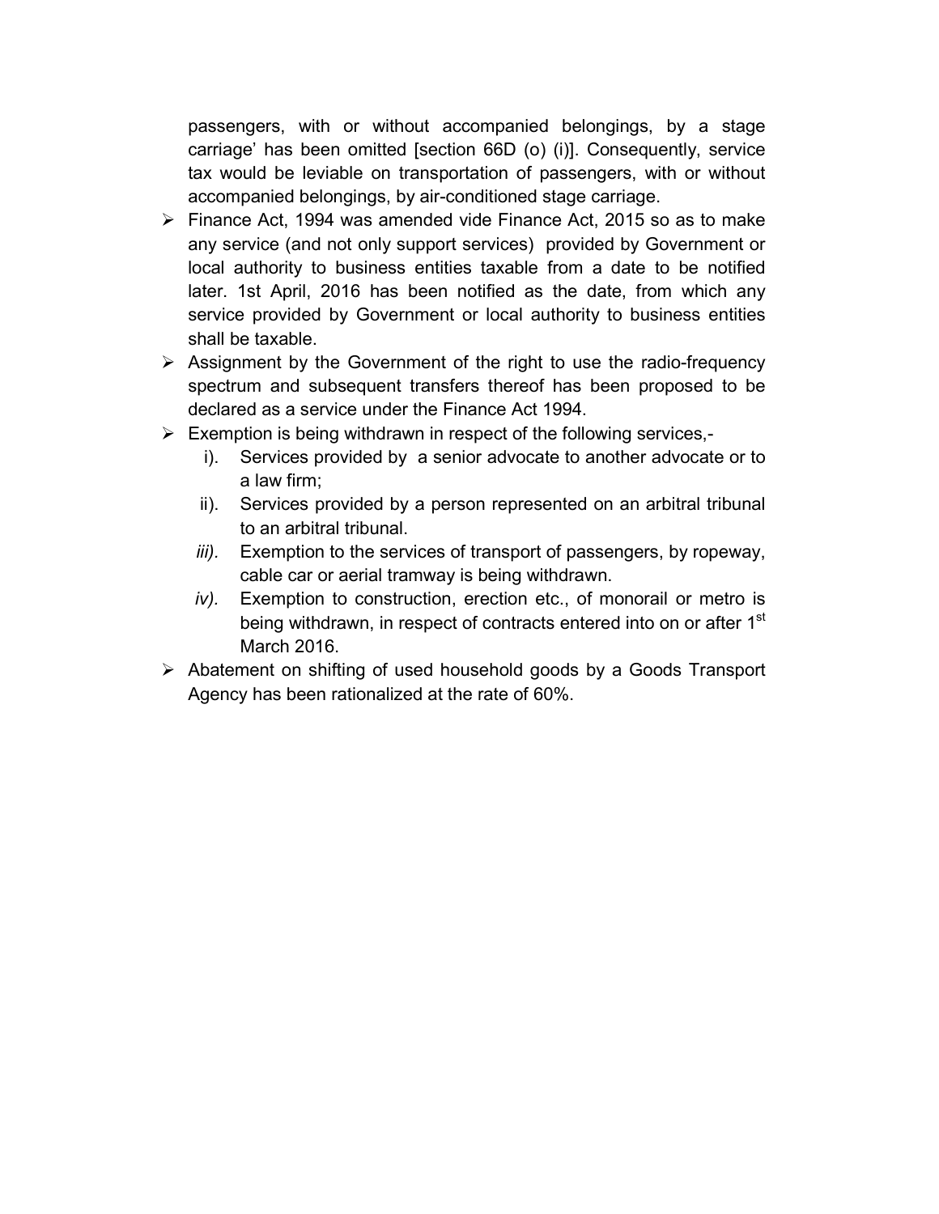passengers, with or without accompanied belongings, by a stage carriage' has been omitted [section 66D (o) (i)]. Consequently, service tax would be leviable on transportation of passengers, with or without accompanied belongings, by air-conditioned stage carriage.

- Finance Act, 1994 was amended vide Finance Act, 2015 so as to make any service (and not only support services) provided by Government or local authority to business entities taxable from a date to be notified later. 1st April, 2016 has been notified as the date, from which any service provided by Government or local authority to business entities shall be taxable.
- Assignment by the Government of the right to use the radio-frequency spectrum and subsequent transfers thereof has been proposed to be declared as a service under the Finance Act 1994.
- Exemption is being withdrawn in respect of the following services,-
  - i). Services provided by a senior advocate to another advocate or to a law firm;
  - ii). Services provided by a person represented on an arbitral tribunal to an arbitral tribunal.
  - *iii).* Exemption to the services of transport of passengers, by ropeway, cable car or aerial tramway is being withdrawn.
  - *iv).* Exemption to construction, erection etc., of monorail or metro is being withdrawn, in respect of contracts entered into on or after 1st March 2016.
- Abatement on shifting of used household goods by a Goods Transport Agency has been rationalized at the rate of 60%.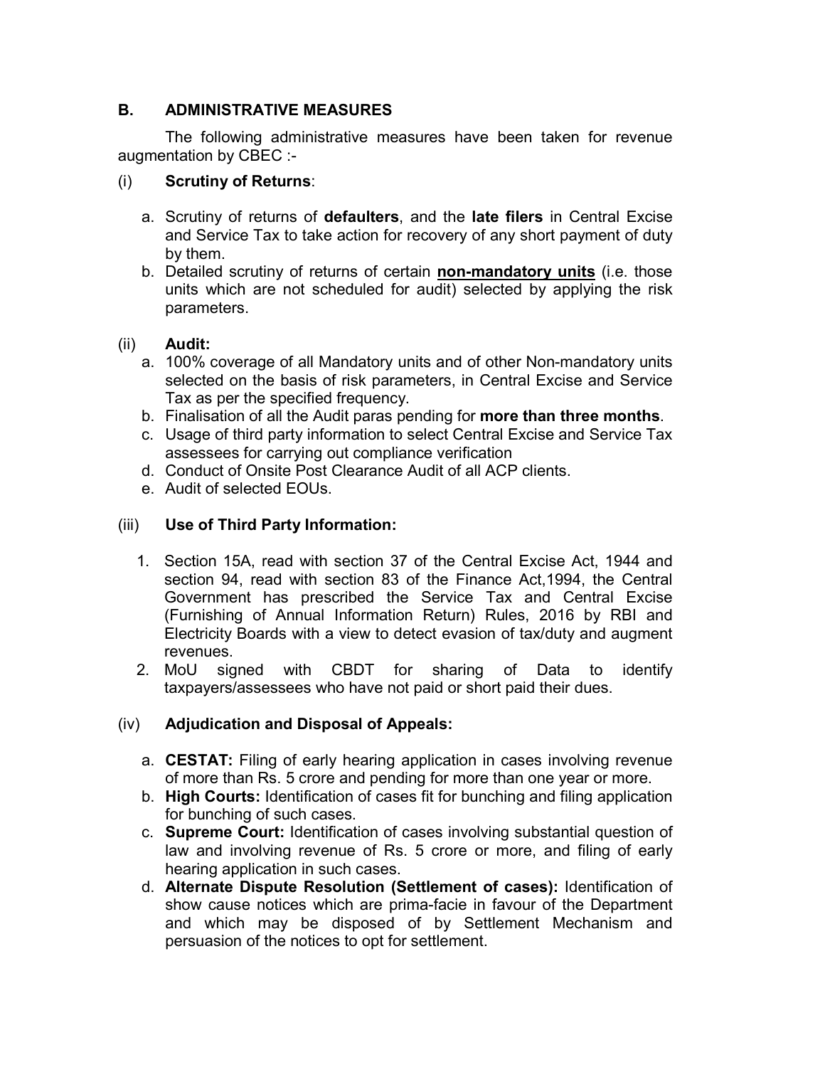## B. ADMINISTRATIVE MEASURES

The following administrative measures have been taken for revenue augmentation by CBEC :-

(i) **Scrutiny of Returns**:

a. Scrutiny of returns of **defaulters**, and the **late filers** in Central Excise and Service Tax to take action for recovery of any short payment of duty by them.
b. Detailed scrutiny of returns of certain **non-mandatory units** (i.e. those units which are not scheduled for audit) selected by applying the risk parameters.

(ii) **Audit:**

a. 100% coverage of all Mandatory units and of other Non-mandatory units selected on the basis of risk parameters, in Central Excise and Service Tax as per the specified frequency.
b. Finalisation of all the Audit paras pending for **more than three months**.
c. Usage of third party information to select Central Excise and Service Tax assessees for carrying out compliance verification
d. Conduct of Onsite Post Clearance Audit of all ACP clients.
e. Audit of selected EOUs.

(iii) **Use of Third Party Information:**

1. Section 15A, read with section 37 of the Central Excise Act, 1944 and section 94, read with section 83 of the Finance Act,1994, the Central Government has prescribed the Service Tax and Central Excise (Furnishing of Annual Information Return) Rules, 2016 by RBI and Electricity Boards with a view to detect evasion of tax/duty and augment revenues.
2. MoU signed with CBDT for sharing of Data to identify taxpayers/assessees who have not paid or short paid their dues.

(iv) **Adjudication and Disposal of Appeals:**

a. **CESTAT:** Filing of early hearing application in cases involving revenue of more than Rs. 5 crore and pending for more than one year or more.
b. **High Courts:** Identification of cases fit for bunching and filing application for bunching of such cases.
c. **Supreme Court:** Identification of cases involving substantial question of law and involving revenue of Rs. 5 crore or more, and filing of early hearing application in such cases.
d. **Alternate Dispute Resolution (Settlement of cases):** Identification of show cause notices which are prima-facie in favour of the Department and which may be disposed of by Settlement Mechanism and persuasion of the notices to opt for settlement.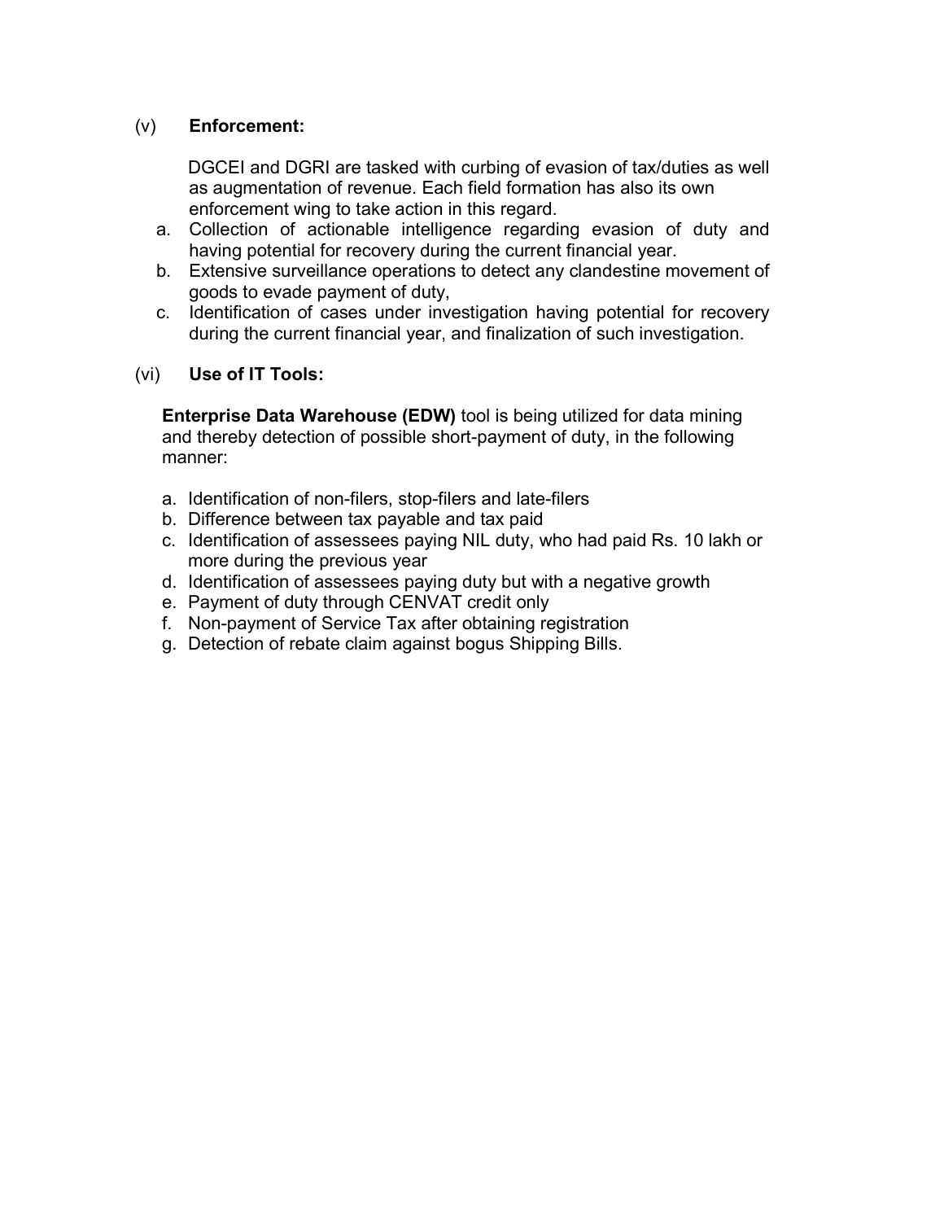(v) **Enforcement:**

DGCEI and DGRI are tasked with curbing of evasion of tax/duties as well as augmentation of revenue. Each field formation has also its own enforcement wing to take action in this regard.

a. Collection of actionable intelligence regarding evasion of duty and having potential for recovery during the current financial year.
b. Extensive surveillance operations to detect any clandestine movement of goods to evade payment of duty,
c. Identification of cases under investigation having potential for recovery during the current financial year, and finalization of such investigation.

(vi) **Use of IT Tools:**

**Enterprise Data Warehouse (EDW)** tool is being utilized for data mining and thereby detection of possible short-payment of duty, in the following manner:

a. Identification of non-filers, stop-filers and late-filers
b. Difference between tax payable and tax paid
c. Identification of assessees paying NIL duty, who had paid Rs. 10 lakh or more during the previous year
d. Identification of assessees paying duty but with a negative growth
e. Payment of duty through CENVAT credit only
f. Non-payment of Service Tax after obtaining registration
g. Detection of rebate claim against bogus Shipping Bills.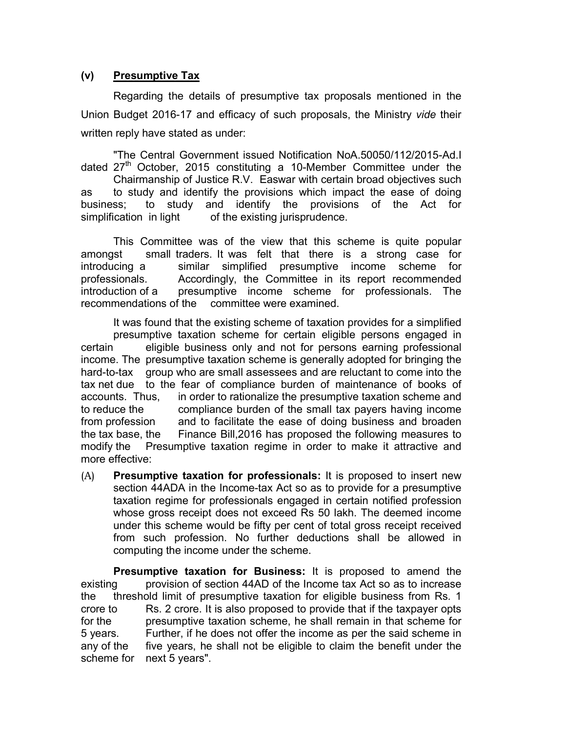### (v) Presumptive Tax

Regarding the details of presumptive tax proposals mentioned in the Union Budget 2016-17 and efficacy of such proposals, the Ministry *vide* their written reply have stated as under:

"The Central Government issued Notification NoA.50050/112/2015-Ad.I dated 27th October, 2015 constituting a 10-Member Committee under the Chairmanship of Justice R.V. Easwar with certain broad objectives such as to study and identify the provisions which impact the ease of doing business; to study and identify the provisions of the Act for simplification in light of the existing jurisprudence.

This Committee was of the view that this scheme is quite popular amongst small traders. It was felt that there is a strong case for introducing a similar simplified presumptive income scheme for professionals. Accordingly, the Committee in its report recommended introduction of a presumptive income scheme for professionals. The recommendations of the committee were examined.

It was found that the existing scheme of taxation provides for a simplified presumptive taxation scheme for certain eligible persons engaged in certain eligible business only and not for persons earning professional income. The presumptive taxation scheme is generally adopted for bringing the hard-to-tax group who are small assessees and are reluctant to come into the tax net due to the fear of compliance burden of maintenance of books of accounts. Thus, in order to rationalize the presumptive taxation scheme and to reduce the compliance burden of the small tax payers having income from profession and to facilitate the ease of doing business and broaden the tax base, the Finance Bill,2016 has proposed the following measures to modify the Presumptive taxation regime in order to make it attractive and more effective:

(A) **Presumptive taxation for professionals:** It is proposed to insert new section 44ADA in the Income-tax Act so as to provide for a presumptive taxation regime for professionals engaged in certain notified profession whose gross receipt does not exceed Rs 50 lakh. The deemed income under this scheme would be fifty per cent of total gross receipt received from such profession. No further deductions shall be allowed in computing the income under the scheme.

**Presumptive taxation for Business:** It is proposed to amend the existing provision of section 44AD of the Income tax Act so as to increase the threshold limit of presumptive taxation for eligible business from Rs. 1 crore to Rs. 2 crore. It is also proposed to provide that if the taxpayer opts for the presumptive taxation scheme, he shall remain in that scheme for 5 years. Further, if he does not offer the income as per the said scheme in any of the five years, he shall not be eligible to claim the benefit under the scheme for next 5 years".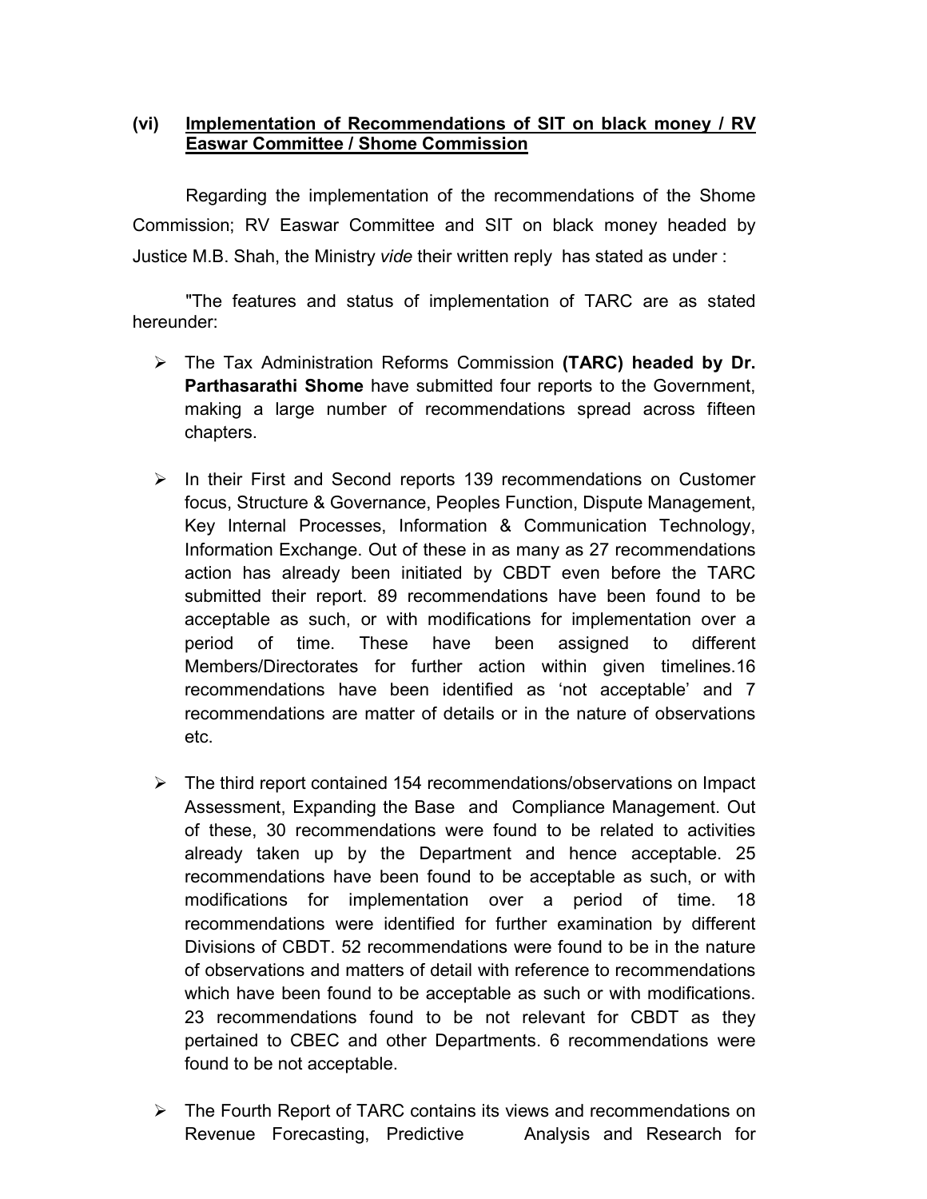**(vi) Implementation of Recommendations of SIT on black money / RV Easwar Committee / Shome Commission**

Regarding the implementation of the recommendations of the Shome Commission; RV Easwar Committee and SIT on black money headed by Justice M.B. Shah, the Ministry *vide* their written reply has stated as under :

"The features and status of implementation of TARC are as stated hereunder:

- The Tax Administration Reforms Commission **(TARC) headed by Dr. Parthasarathi Shome** have submitted four reports to the Government, making a large number of recommendations spread across fifteen chapters.

- In their First and Second reports 139 recommendations on Customer focus, Structure & Governance, Peoples Function, Dispute Management, Key Internal Processes, Information & Communication Technology, Information Exchange. Out of these in as many as 27 recommendations action has already been initiated by CBDT even before the TARC submitted their report. 89 recommendations have been found to be acceptable as such, or with modifications for implementation over a period of time. These have been assigned to different Members/Directorates for further action within given timelines.16 recommendations have been identified as 'not acceptable' and 7 recommendations are matter of details or in the nature of observations etc.

- The third report contained 154 recommendations/observations on Impact Assessment, Expanding the Base and Compliance Management. Out of these, 30 recommendations were found to be related to activities already taken up by the Department and hence acceptable. 25 recommendations have been found to be acceptable as such, or with modifications for implementation over a period of time. 18 recommendations were identified for further examination by different Divisions of CBDT. 52 recommendations were found to be in the nature of observations and matters of detail with reference to recommendations which have been found to be acceptable as such or with modifications. 23 recommendations found to be not relevant for CBDT as they pertained to CBEC and other Departments. 6 recommendations were found to be not acceptable.

- The Fourth Report of TARC contains its views and recommendations on Revenue Forecasting, Predictive Analysis and Research for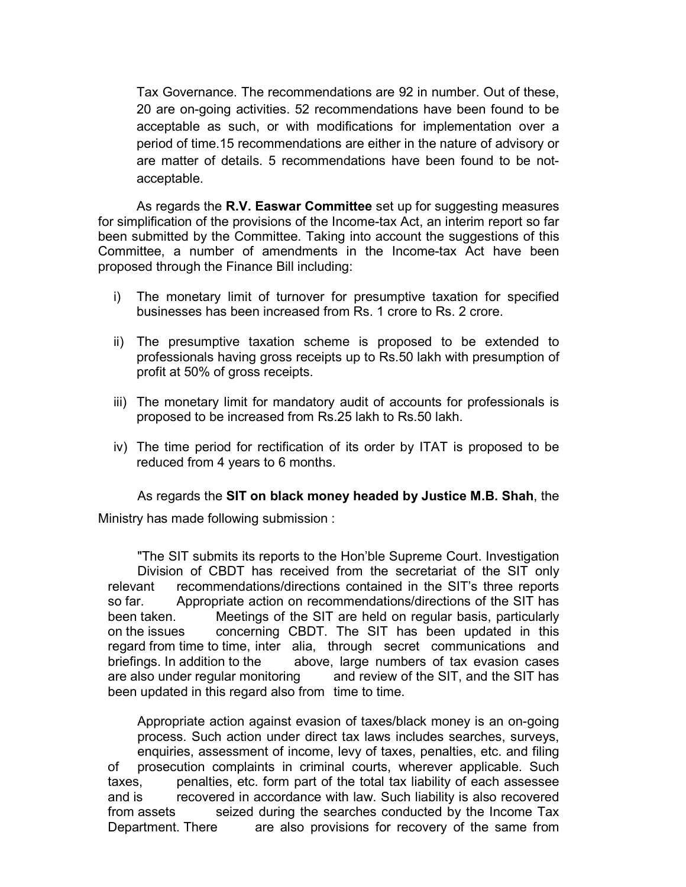Tax Governance. The recommendations are 92 in number. Out of these, 20 are on-going activities. 52 recommendations have been found to be acceptable as such, or with modifications for implementation over a period of time.15 recommendations are either in the nature of advisory or are matter of details. 5 recommendations have been found to be not-acceptable.

As regards the **R.V. Easwar Committee** set up for suggesting measures for simplification of the provisions of the Income-tax Act, an interim report so far been submitted by the Committee. Taking into account the suggestions of this Committee, a number of amendments in the Income-tax Act have been proposed through the Finance Bill including:

i) The monetary limit of turnover for presumptive taxation for specified businesses has been increased from Rs. 1 crore to Rs. 2 crore.

ii) The presumptive taxation scheme is proposed to be extended to professionals having gross receipts up to Rs.50 lakh with presumption of profit at 50% of gross receipts.

iii) The monetary limit for mandatory audit of accounts for professionals is proposed to be increased from Rs.25 lakh to Rs.50 lakh.

iv) The time period for rectification of its order by ITAT is proposed to be reduced from 4 years to 6 months.

As regards the **SIT on black money headed by Justice M.B. Shah**, the Ministry has made following submission :

"The SIT submits its reports to the Hon'ble Supreme Court. Investigation Division of CBDT has received from the secretariat of the SIT only relevant recommendations/directions contained in the SIT's three reports so far. Appropriate action on recommendations/directions of the SIT has been taken. Meetings of the SIT are held on regular basis, particularly on the issues concerning CBDT. The SIT has been updated in this regard from time to time, inter alia, through secret communications and briefings. In addition to the above, large numbers of tax evasion cases are also under regular monitoring and review of the SIT, and the SIT has been updated in this regard also from time to time.

Appropriate action against evasion of taxes/black money is an on-going process. Such action under direct tax laws includes searches, surveys, enquiries, assessment of income, levy of taxes, penalties, etc. and filing of prosecution complaints in criminal courts, wherever applicable. Such taxes, penalties, etc. form part of the total tax liability of each assessee and is recovered in accordance with law. Such liability is also recovered from assets seized during the searches conducted by the Income Tax Department. There are also provisions for recovery of the same from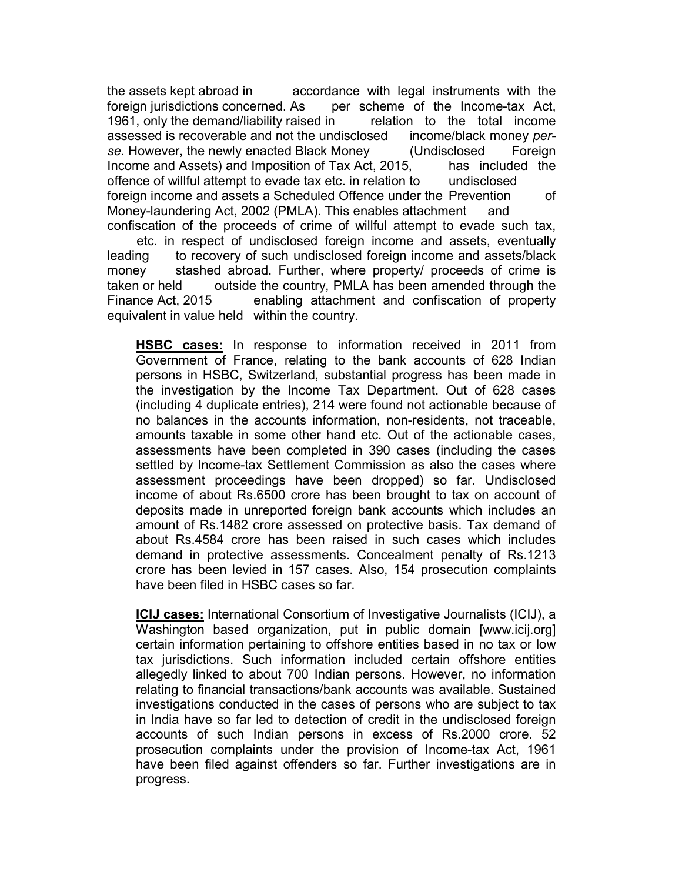the assets kept abroad in accordance with legal instruments with the foreign jurisdictions concerned. As per scheme of the Income-tax Act, 1961, only the demand/liability raised in relation to the total income assessed is recoverable and not the undisclosed income/black money *per-se*. However, the newly enacted Black Money (Undisclosed Foreign Income and Assets) and Imposition of Tax Act, 2015, has included the offence of willful attempt to evade tax etc. in relation to undisclosed foreign income and assets a Scheduled Offence under the Prevention of Money-laundering Act, 2002 (PMLA). This enables attachment and confiscation of the proceeds of crime of willful attempt to evade such tax, etc. in respect of undisclosed foreign income and assets, eventually leading to recovery of such undisclosed foreign income and assets/black money stashed abroad. Further, where property/ proceeds of crime is taken or held outside the country, PMLA has been amended through the Finance Act, 2015 enabling attachment and confiscation of property equivalent in value held within the country.

**HSBC cases:** In response to information received in 2011 from Government of France, relating to the bank accounts of 628 Indian persons in HSBC, Switzerland, substantial progress has been made in the investigation by the Income Tax Department. Out of 628 cases (including 4 duplicate entries), 214 were found not actionable because of no balances in the accounts information, non-residents, not traceable, amounts taxable in some other hand etc. Out of the actionable cases, assessments have been completed in 390 cases (including the cases settled by Income-tax Settlement Commission as also the cases where assessment proceedings have been dropped) so far. Undisclosed income of about Rs.6500 crore has been brought to tax on account of deposits made in unreported foreign bank accounts which includes an amount of Rs.1482 crore assessed on protective basis. Tax demand of about Rs.4584 crore has been raised in such cases which includes demand in protective assessments. Concealment penalty of Rs.1213 crore has been levied in 157 cases. Also, 154 prosecution complaints have been filed in HSBC cases so far.

**ICIJ cases:** International Consortium of Investigative Journalists (ICIJ), a Washington based organization, put in public domain [www.icij.org] certain information pertaining to offshore entities based in no tax or low tax jurisdictions. Such information included certain offshore entities allegedly linked to about 700 Indian persons. However, no information relating to financial transactions/bank accounts was available. Sustained investigations conducted in the cases of persons who are subject to tax in India have so far led to detection of credit in the undisclosed foreign accounts of such Indian persons in excess of Rs.2000 crore. 52 prosecution complaints under the provision of Income-tax Act, 1961 have been filed against offenders so far. Further investigations are in progress.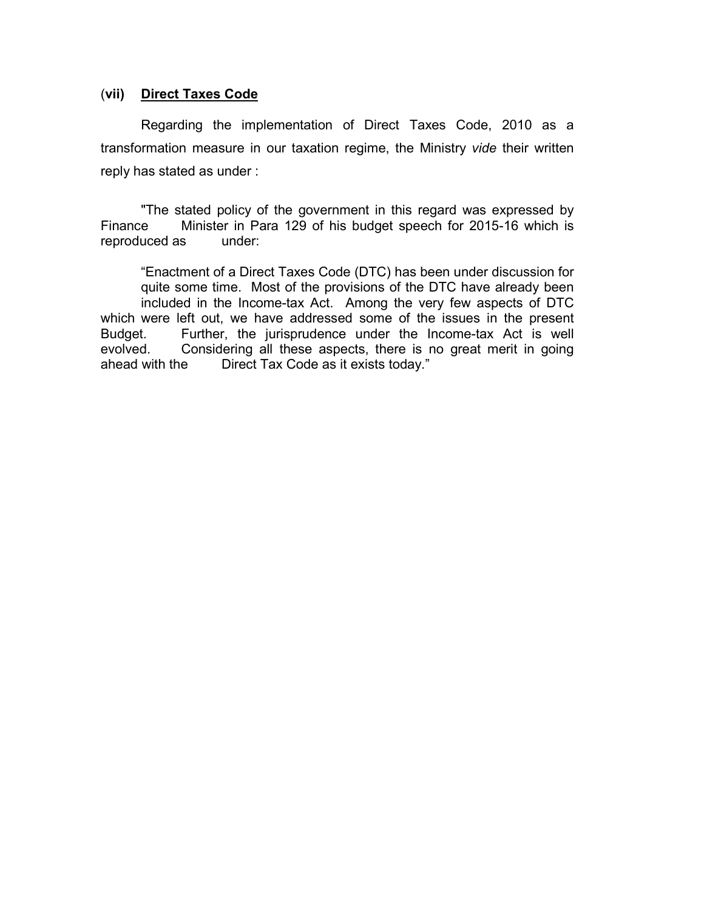### (**vii)** **Direct Taxes Code**

Regarding the implementation of Direct Taxes Code, 2010 as a transformation measure in our taxation regime, the Ministry *vide* their written reply has stated as under :

"The stated policy of the government in this regard was expressed by Finance Minister in Para 129 of his budget speech for 2015-16 which is reproduced as under:

"Enactment of a Direct Taxes Code (DTC) has been under discussion for quite some time. Most of the provisions of the DTC have already been included in the Income-tax Act. Among the very few aspects of DTC which were left out, we have addressed some of the issues in the present Budget. Further, the jurisprudence under the Income-tax Act is well evolved. Considering all these aspects, there is no great merit in going ahead with the Direct Tax Code as it exists today."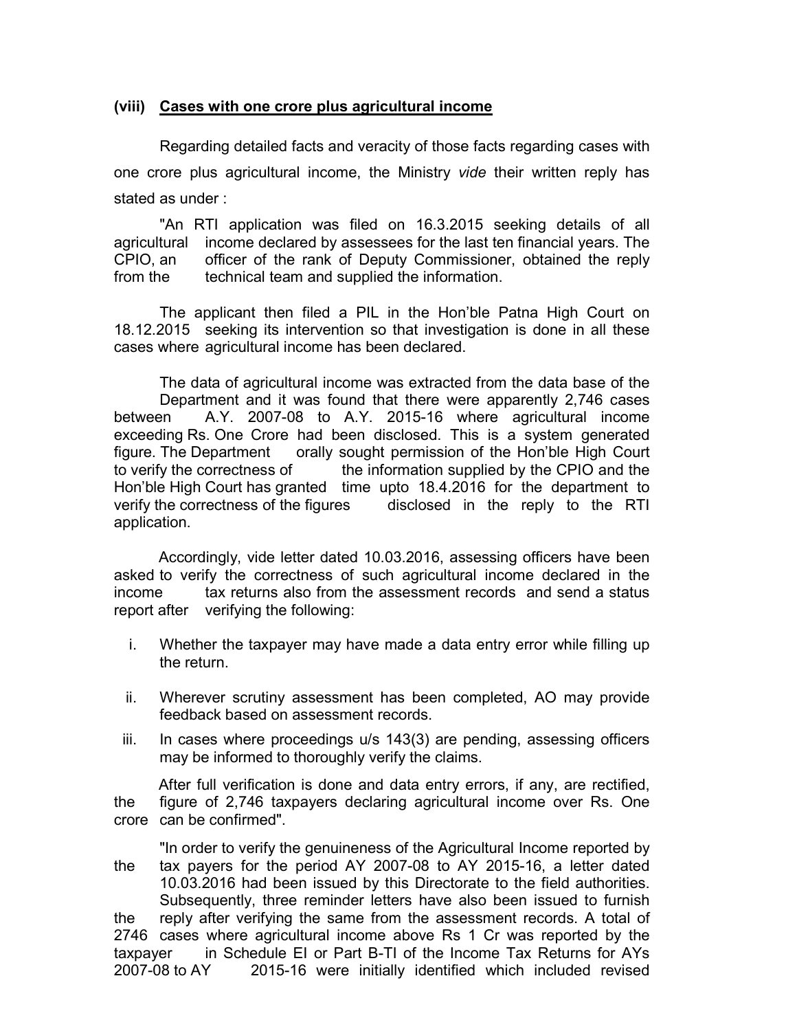### (viii) Cases with one crore plus agricultural income

Regarding detailed facts and veracity of those facts regarding cases with one crore plus agricultural income, the Ministry *vide* their written reply has stated as under :

"An RTI application was filed on 16.3.2015 seeking details of all agricultural income declared by assessees for the last ten financial years. The CPIO, an officer of the rank of Deputy Commissioner, obtained the reply from the technical team and supplied the information.

The applicant then filed a PIL in the Hon'ble Patna High Court on 18.12.2015 seeking its intervention so that investigation is done in all these cases where agricultural income has been declared.

The data of agricultural income was extracted from the data base of the Department and it was found that there were apparently 2,746 cases between A.Y. 2007-08 to A.Y. 2015-16 where agricultural income exceeding Rs. One Crore had been disclosed. This is a system generated figure. The Department orally sought permission of the Hon'ble High Court to verify the correctness of the information supplied by the CPIO and the Hon'ble High Court has granted time upto 18.4.2016 for the department to verify the correctness of the figures disclosed in the reply to the RTI application.

Accordingly, vide letter dated 10.03.2016, assessing officers have been asked to verify the correctness of such agricultural income declared in the income tax returns also from the assessment records and send a status report after verifying the following:

i. Whether the taxpayer may have made a data entry error while filling up the return.

ii. Wherever scrutiny assessment has been completed, AO may provide feedback based on assessment records.

iii. In cases where proceedings u/s 143(3) are pending, assessing officers may be informed to thoroughly verify the claims.

After full verification is done and data entry errors, if any, are rectified, the figure of 2,746 taxpayers declaring agricultural income over Rs. One crore can be confirmed".

"In order to verify the genuineness of the Agricultural Income reported by the tax payers for the period AY 2007-08 to AY 2015-16, a letter dated 10.03.2016 had been issued by this Directorate to the field authorities. Subsequently, three reminder letters have also been issued to furnish the reply after verifying the same from the assessment records. A total of 2746 cases where agricultural income above Rs 1 Cr was reported by the taxpayer in Schedule EI or Part B-TI of the Income Tax Returns for AYs 2007-08 to AY 2015-16 were initially identified which included revised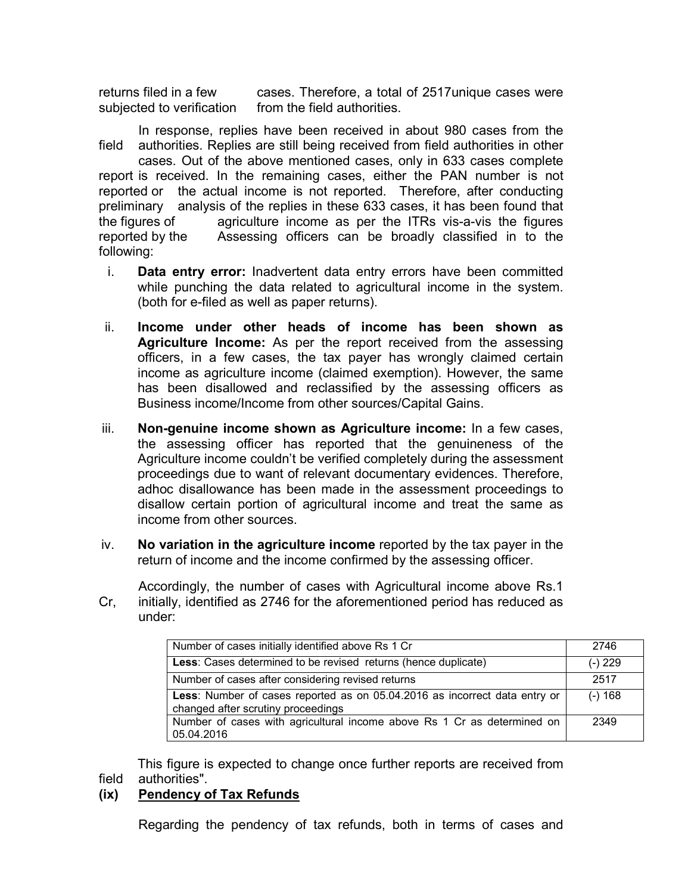returns filed in a few cases. Therefore, a total of 2517unique cases were subjected to verification from the field authorities.

In response, replies have been received in about 980 cases from the field authorities. Replies are still being received from field authorities in other cases. Out of the above mentioned cases, only in 633 cases complete report is received. In the remaining cases, either the PAN number is not reported or the actual income is not reported. Therefore, after conducting preliminary analysis of the replies in these 633 cases, it has been found that the figures of agriculture income as per the ITRs vis-a-vis the figures reported by the Assessing officers can be broadly classified in to the following:

i. **Data entry error:** Inadvertent data entry errors have been committed while punching the data related to agricultural income in the system. (both for e-filed as well as paper returns).

ii. **Income under other heads of income has been shown as Agriculture Income:** As per the report received from the assessing officers, in a few cases, the tax payer has wrongly claimed certain income as agriculture income (claimed exemption). However, the same has been disallowed and reclassified by the assessing officers as Business income/Income from other sources/Capital Gains.

iii. **Non-genuine income shown as Agriculture income:** In a few cases, the assessing officer has reported that the genuineness of the Agriculture income couldn't be verified completely during the assessment proceedings due to want of relevant documentary evidences. Therefore, adhoc disallowance has been made in the assessment proceedings to disallow certain portion of agricultural income and treat the same as income from other sources.

iv. **No variation in the agriculture income** reported by the tax payer in the return of income and the income confirmed by the assessing officer.

Accordingly, the number of cases with Agricultural income above Rs.1 Cr, initially, identified as 2746 for the aforementioned period has reduced as under:

| | |
|---|---|
| Number of cases initially identified above Rs 1 Cr | 2746 |
| **Less**: Cases determined to be revised returns (hence duplicate) | (-) 229 |
| Number of cases after considering revised returns | 2517 |
| **Less**: Number of cases reported as on 05.04.2016 as incorrect data entry or changed after scrutiny proceedings | (-) 168 |
| Number of cases with agricultural income above Rs 1 Cr as determined on 05.04.2016 | 2349 |

This figure is expected to change once further reports are received from field authorities".

**(ix) Pendency of Tax Refunds**

Regarding the pendency of tax refunds, both in terms of cases and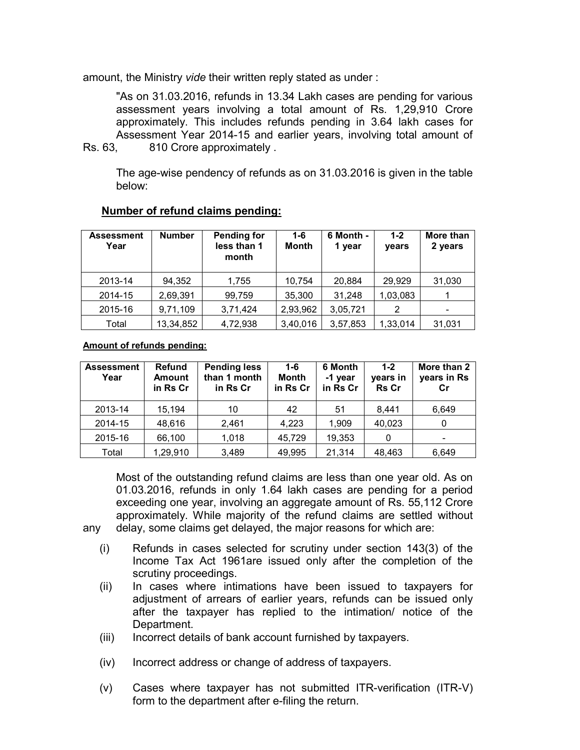amount, the Ministry *vide* their written reply stated as under :

"As on 31.03.2016, refunds in 13.34 Lakh cases are pending for various assessment years involving a total amount of Rs. 1,29,910 Crore approximately. This includes refunds pending in 3.64 lakh cases for Assessment Year 2014-15 and earlier years, involving total amount of Rs. 63, 810 Crore approximately .

The age-wise pendency of refunds as on 31.03.2016 is given in the table below:

**Number of refund claims pending:**

| Assessment Year | Number | Pending for less than 1 month | 1-6 Month | 6 Month - 1 year | 1-2 years | More than 2 years |
|---|---|---|---|---|---|---|
| 2013-14 | 94,352 | 1,755 | 10,754 | 20,884 | 29,929 | 31,030 |
| 2014-15 | 2,69,391 | 99,759 | 35,300 | 31,248 | 1,03,083 | 1 |
| 2015-16 | 9,71,109 | 3,71,424 | 2,93,962 | 3,05,721 | 2 | - |
| Total | 13,34,852 | 4,72,938 | 3,40,016 | 3,57,853 | 1,33,014 | 31,031 |

**Amount of refunds pending:**

| Assessment Year | Refund Amount in Rs Cr | Pending less than 1 month in Rs Cr | 1-6 Month in Rs Cr | 6 Month -1 year in Rs Cr | 1-2 years in Rs Cr | More than 2 years in Rs Cr |
|---|---|---|---|---|---|---|
| 2013-14 | 15,194 | 10 | 42 | 51 | 8,441 | 6,649 |
| 2014-15 | 48,616 | 2,461 | 4,223 | 1,909 | 40,023 | 0 |
| 2015-16 | 66,100 | 1,018 | 45,729 | 19,353 | 0 | - |
| Total | 1,29,910 | 3,489 | 49,995 | 21,314 | 48,463 | 6,649 |

Most of the outstanding refund claims are less than one year old. As on 01.03.2016, refunds in only 1.64 lakh cases are pending for a period exceeding one year, involving an aggregate amount of Rs. 55,112 Crore approximately. While majority of the refund claims are settled without any delay, some claims get delayed, the major reasons for which are:

(i) Refunds in cases selected for scrutiny under section 143(3) of the Income Tax Act 1961are issued only after the completion of the scrutiny proceedings.

(ii) In cases where intimations have been issued to taxpayers for adjustment of arrears of earlier years, refunds can be issued only after the taxpayer has replied to the intimation/ notice of the Department.

(iii) Incorrect details of bank account furnished by taxpayers.

(iv) Incorrect address or change of address of taxpayers.

(v) Cases where taxpayer has not submitted ITR-verification (ITR-V) form to the department after e-filing the return.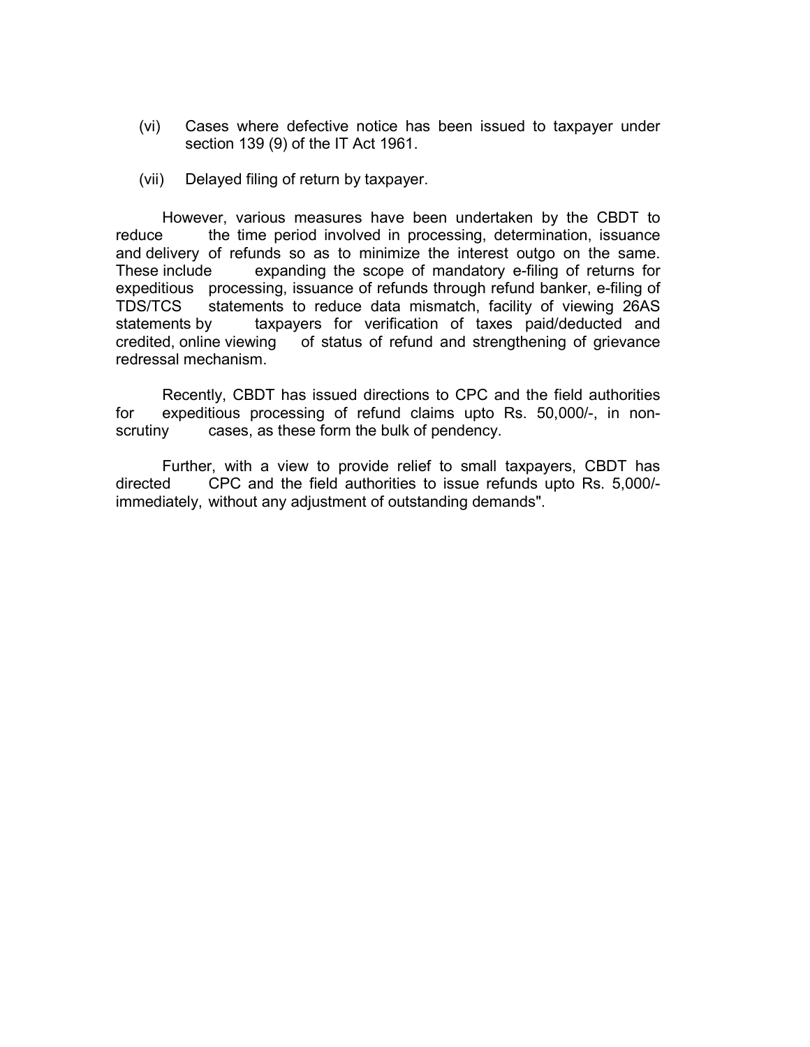(vi) Cases where defective notice has been issued to taxpayer under section 139 (9) of the IT Act 1961.

(vii) Delayed filing of return by taxpayer.

However, various measures have been undertaken by the CBDT to reduce the time period involved in processing, determination, issuance and delivery of refunds so as to minimize the interest outgo on the same. These include expanding the scope of mandatory e-filing of returns for expeditious processing, issuance of refunds through refund banker, e-filing of TDS/TCS statements to reduce data mismatch, facility of viewing 26AS statements by taxpayers for verification of taxes paid/deducted and credited, online viewing of status of refund and strengthening of grievance redressal mechanism.

Recently, CBDT has issued directions to CPC and the field authorities for expeditious processing of refund claims upto Rs. 50,000/-, in non-scrutiny cases, as these form the bulk of pendency.

Further, with a view to provide relief to small taxpayers, CBDT has directed CPC and the field authorities to issue refunds upto Rs. 5,000/- immediately, without any adjustment of outstanding demands".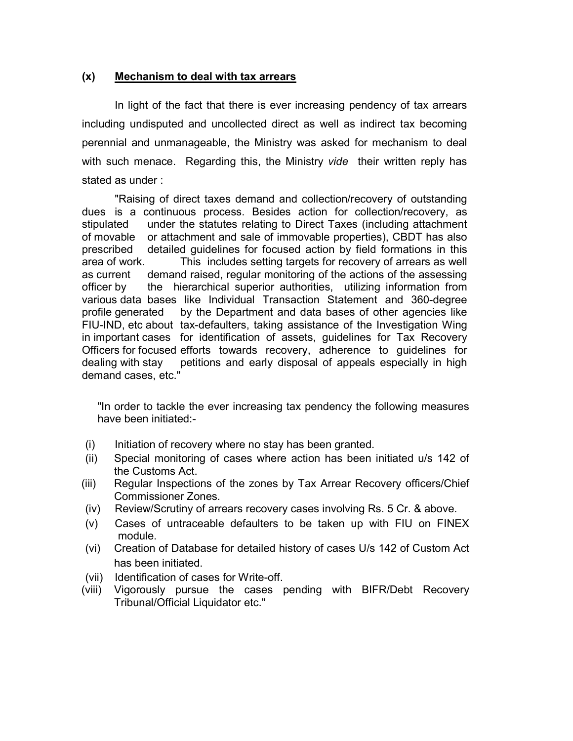### (x) Mechanism to deal with tax arrears

In light of the fact that there is ever increasing pendency of tax arrears including undisputed and uncollected direct as well as indirect tax becoming perennial and unmanageable, the Ministry was asked for mechanism to deal with such menace. Regarding this, the Ministry *vide* their written reply has stated as under :

"Raising of direct taxes demand and collection/recovery of outstanding dues is a continuous process. Besides action for collection/recovery, as stipulated under the statutes relating to Direct Taxes (including attachment of movable or attachment and sale of immovable properties), CBDT has also prescribed detailed guidelines for focused action by field formations in this area of work. This includes setting targets for recovery of arrears as well as current demand raised, regular monitoring of the actions of the assessing officer by the hierarchical superior authorities, utilizing information from various data bases like Individual Transaction Statement and 360-degree profile generated by the Department and data bases of other agencies like FIU-IND, etc about tax-defaulters, taking assistance of the Investigation Wing in important cases for identification of assets, guidelines for Tax Recovery Officers for focused efforts towards recovery, adherence to guidelines for dealing with stay petitions and early disposal of appeals especially in high demand cases, etc."

"In order to tackle the ever increasing tax pendency the following measures have been initiated:-

- (i) Initiation of recovery where no stay has been granted.
- (ii) Special monitoring of cases where action has been initiated u/s 142 of the Customs Act.
- (iii) Regular Inspections of the zones by Tax Arrear Recovery officers/Chief Commissioner Zones.
- (iv) Review/Scrutiny of arrears recovery cases involving Rs. 5 Cr. & above.
- (v) Cases of untraceable defaulters to be taken up with FIU on FINEX module.
- (vi) Creation of Database for detailed history of cases U/s 142 of Custom Act has been initiated.
- (vii) Identification of cases for Write-off.
- (viii) Vigorously pursue the cases pending with BIFR/Debt Recovery Tribunal/Official Liquidator etc."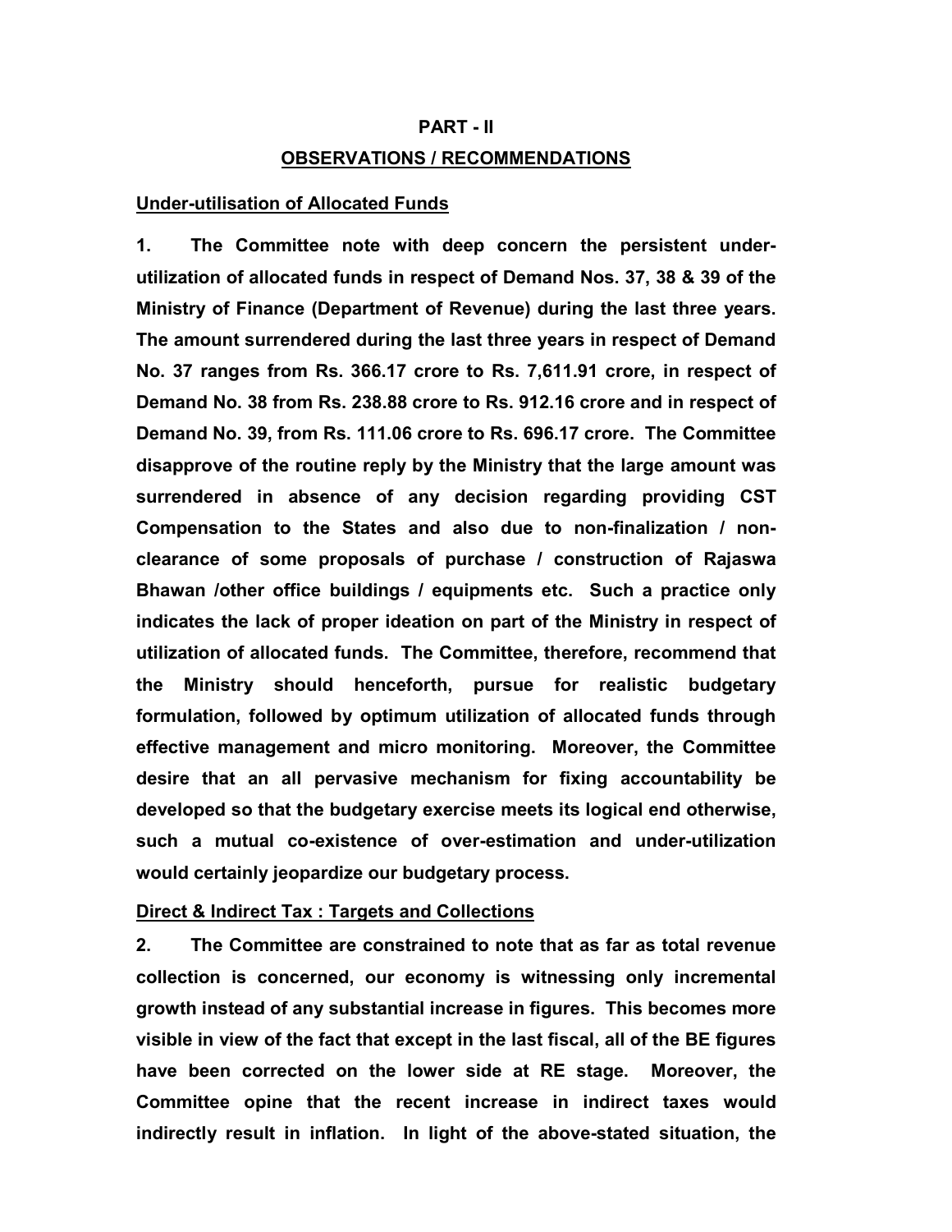## PART - II

## OBSERVATIONS / RECOMMENDATIONS

### Under-utilisation of Allocated Funds

**1. The Committee note with deep concern the persistent under-utilization of allocated funds in respect of Demand Nos. 37, 38 & 39 of the Ministry of Finance (Department of Revenue) during the last three years. The amount surrendered during the last three years in respect of Demand No. 37 ranges from Rs. 366.17 crore to Rs. 7,611.91 crore, in respect of Demand No. 38 from Rs. 238.88 crore to Rs. 912.16 crore and in respect of Demand No. 39, from Rs. 111.06 crore to Rs. 696.17 crore. The Committee disapprove of the routine reply by the Ministry that the large amount was surrendered in absence of any decision regarding providing CST Compensation to the States and also due to non-finalization / non-clearance of some proposals of purchase / construction of Rajaswa Bhawan /other office buildings / equipments etc. Such a practice only indicates the lack of proper ideation on part of the Ministry in respect of utilization of allocated funds. The Committee, therefore, recommend that the Ministry should henceforth, pursue for realistic budgetary formulation, followed by optimum utilization of allocated funds through effective management and micro monitoring. Moreover, the Committee desire that an all pervasive mechanism for fixing accountability be developed so that the budgetary exercise meets its logical end otherwise, such a mutual co-existence of over-estimation and under-utilization would certainly jeopardize our budgetary process.**

### Direct & Indirect Tax : Targets and Collections

**2. The Committee are constrained to note that as far as total revenue collection is concerned, our economy is witnessing only incremental growth instead of any substantial increase in figures. This becomes more visible in view of the fact that except in the last fiscal, all of the BE figures have been corrected on the lower side at RE stage. Moreover, the Committee opine that the recent increase in indirect taxes would indirectly result in inflation. In light of the above-stated situation, the**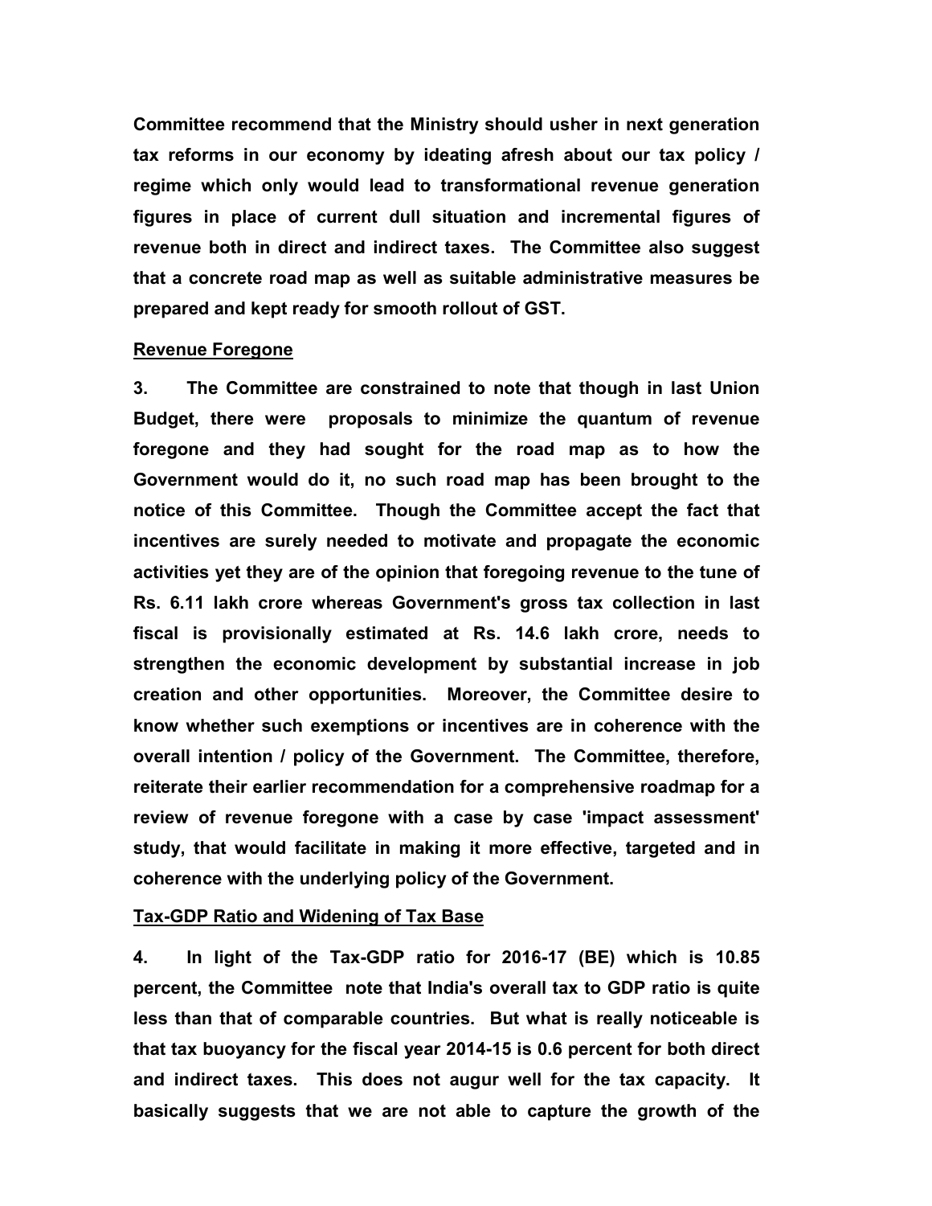**Committee recommend that the Ministry should usher in next generation tax reforms in our economy by ideating afresh about our tax policy / regime which only would lead to transformational revenue generation figures in place of current dull situation and incremental figures of revenue both in direct and indirect taxes. The Committee also suggest that a concrete road map as well as suitable administrative measures be prepared and kept ready for smooth rollout of GST.**

**Revenue Foregone**

**3. The Committee are constrained to note that though in last Union Budget, there were proposals to minimize the quantum of revenue foregone and they had sought for the road map as to how the Government would do it, no such road map has been brought to the notice of this Committee. Though the Committee accept the fact that incentives are surely needed to motivate and propagate the economic activities yet they are of the opinion that foregoing revenue to the tune of Rs. 6.11 lakh crore whereas Government's gross tax collection in last fiscal is provisionally estimated at Rs. 14.6 lakh crore, needs to strengthen the economic development by substantial increase in job creation and other opportunities. Moreover, the Committee desire to know whether such exemptions or incentives are in coherence with the overall intention / policy of the Government. The Committee, therefore, reiterate their earlier recommendation for a comprehensive roadmap for a review of revenue foregone with a case by case 'impact assessment' study, that would facilitate in making it more effective, targeted and in coherence with the underlying policy of the Government.**

**Tax-GDP Ratio and Widening of Tax Base**

**4. In light of the Tax-GDP ratio for 2016-17 (BE) which is 10.85 percent, the Committee note that India's overall tax to GDP ratio is quite less than that of comparable countries. But what is really noticeable is that tax buoyancy for the fiscal year 2014-15 is 0.6 percent for both direct and indirect taxes. This does not augur well for the tax capacity. It basically suggests that we are not able to capture the growth of the**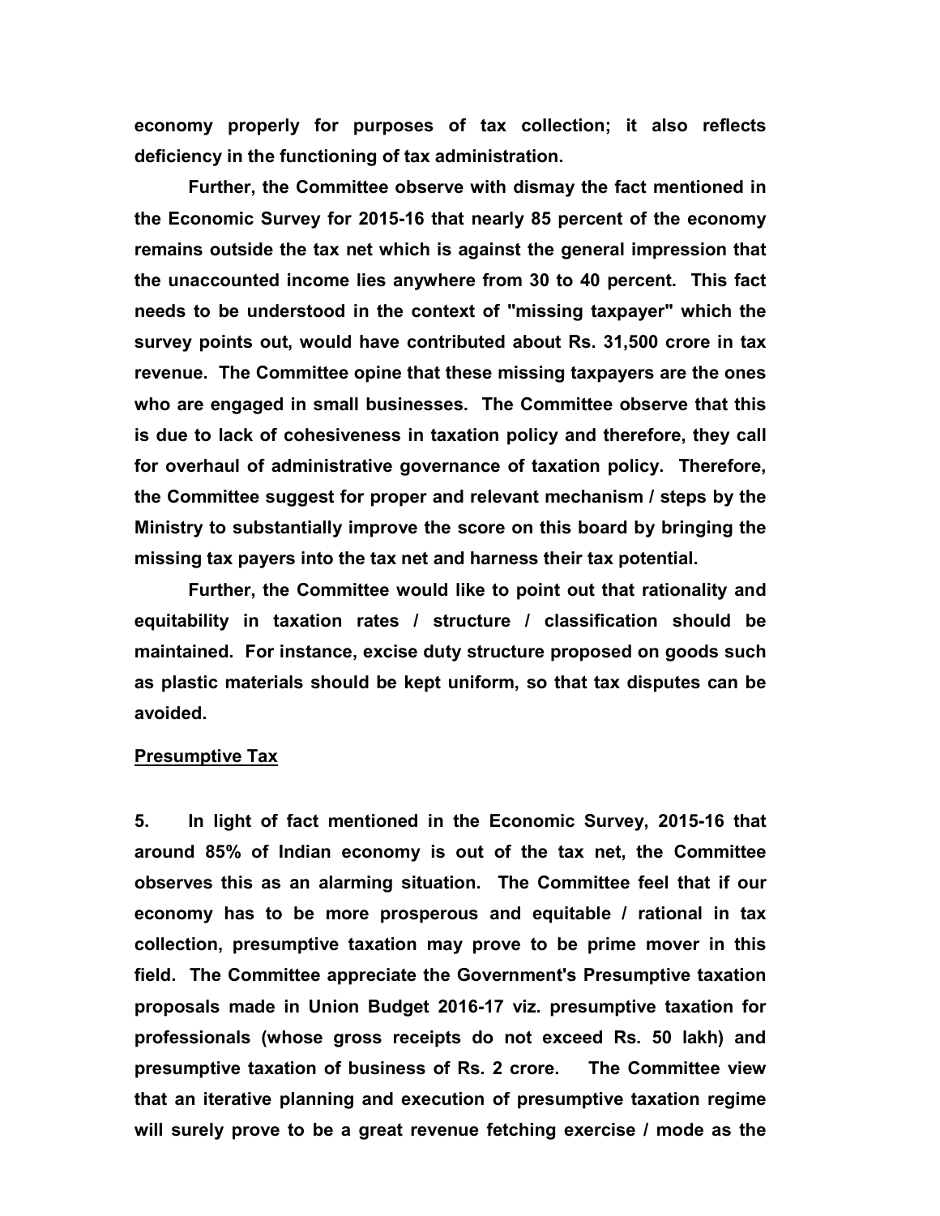**economy properly for purposes of tax collection; it also reflects deficiency in the functioning of tax administration.**

**Further, the Committee observe with dismay the fact mentioned in the Economic Survey for 2015-16 that nearly 85 percent of the economy remains outside the tax net which is against the general impression that the unaccounted income lies anywhere from 30 to 40 percent. This fact needs to be understood in the context of "missing taxpayer" which the survey points out, would have contributed about Rs. 31,500 crore in tax revenue. The Committee opine that these missing taxpayers are the ones who are engaged in small businesses. The Committee observe that this is due to lack of cohesiveness in taxation policy and therefore, they call for overhaul of administrative governance of taxation policy. Therefore, the Committee suggest for proper and relevant mechanism / steps by the Ministry to substantially improve the score on this board by bringing the missing tax payers into the tax net and harness their tax potential.**

**Further, the Committee would like to point out that rationality and equitability in taxation rates / structure / classification should be maintained. For instance, excise duty structure proposed on goods such as plastic materials should be kept uniform, so that tax disputes can be avoided.**

**<u>Presumptive Tax</u>**

**5. In light of fact mentioned in the Economic Survey, 2015-16 that around 85% of Indian economy is out of the tax net, the Committee observes this as an alarming situation. The Committee feel that if our economy has to be more prosperous and equitable / rational in tax collection, presumptive taxation may prove to be prime mover in this field. The Committee appreciate the Government's Presumptive taxation proposals made in Union Budget 2016-17 viz. presumptive taxation for professionals (whose gross receipts do not exceed Rs. 50 lakh) and presumptive taxation of business of Rs. 2 crore. The Committee view that an iterative planning and execution of presumptive taxation regime will surely prove to be a great revenue fetching exercise / mode as the**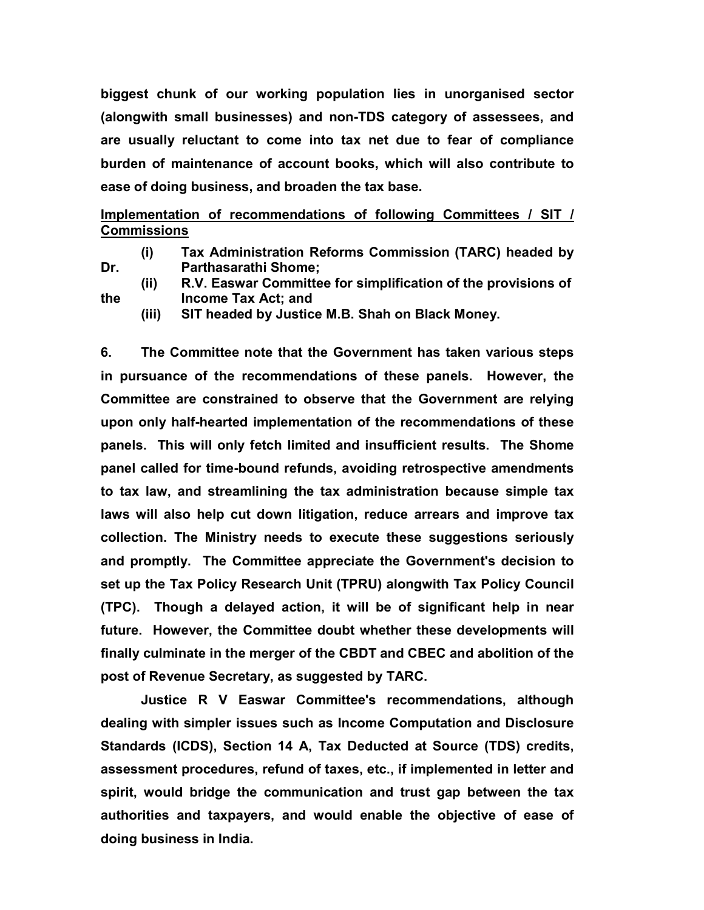**biggest chunk of our working population lies in unorganised sector (alongwith small businesses) and non-TDS category of assessees, and are usually reluctant to come into tax net due to fear of compliance burden of maintenance of account books, which will also contribute to ease of doing business, and broaden the tax base.**

**<u>Implementation of recommendations of following Committees / SIT / Commissions</u>**

**(i) Tax Administration Reforms Commission (TARC) headed by Dr. Parthasarathi Shome;**
**(ii) R.V. Easwar Committee for simplification of the provisions of the Income Tax Act; and**
**(iii) SIT headed by Justice M.B. Shah on Black Money.**

**6. The Committee note that the Government has taken various steps in pursuance of the recommendations of these panels. However, the Committee are constrained to observe that the Government are relying upon only half-hearted implementation of the recommendations of these panels. This will only fetch limited and insufficient results. The Shome panel called for time-bound refunds, avoiding retrospective amendments to tax law, and streamlining the tax administration because simple tax laws will also help cut down litigation, reduce arrears and improve tax collection. The Ministry needs to execute these suggestions seriously and promptly. The Committee appreciate the Government's decision to set up the Tax Policy Research Unit (TPRU) alongwith Tax Policy Council (TPC). Though a delayed action, it will be of significant help in near future. However, the Committee doubt whether these developments will finally culminate in the merger of the CBDT and CBEC and abolition of the post of Revenue Secretary, as suggested by TARC.**

**Justice R V Easwar Committee's recommendations, although dealing with simpler issues such as Income Computation and Disclosure Standards (ICDS), Section 14 A, Tax Deducted at Source (TDS) credits, assessment procedures, refund of taxes, etc., if implemented in letter and spirit, would bridge the communication and trust gap between the tax authorities and taxpayers, and would enable the objective of ease of doing business in India.**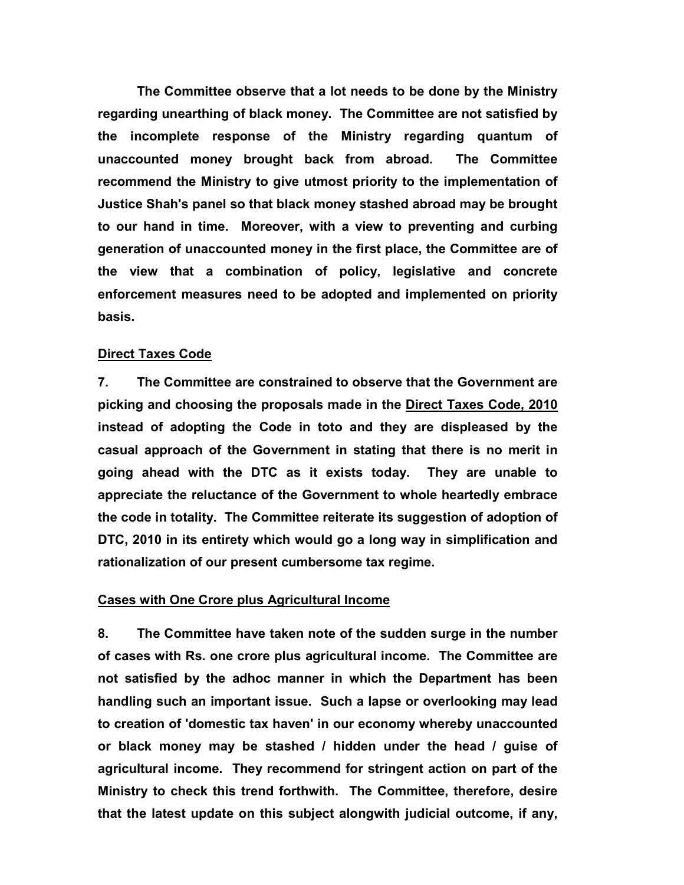**The Committee observe that a lot needs to be done by the Ministry regarding unearthing of black money. The Committee are not satisfied by the incomplete response of the Ministry regarding quantum of unaccounted money brought back from abroad. The Committee recommend the Ministry to give utmost priority to the implementation of Justice Shah's panel so that black money stashed abroad may be brought to our hand in time. Moreover, with a view to preventing and curbing generation of unaccounted money in the first place, the Committee are of the view that a combination of policy, legislative and concrete enforcement measures need to be adopted and implemented on priority basis.**

**<u>Direct Taxes Code</u>**

**7. The Committee are constrained to observe that the Government are picking and choosing the proposals made in the <u>Direct Taxes Code, 2010</u> instead of adopting the Code in toto and they are displeased by the casual approach of the Government in stating that there is no merit in going ahead with the DTC as it exists today. They are unable to appreciate the reluctance of the Government to whole heartedly embrace the code in totality. The Committee reiterate its suggestion of adoption of DTC, 2010 in its entirety which would go a long way in simplification and rationalization of our present cumbersome tax regime.**

**<u>Cases with One Crore plus Agricultural Income</u>**

**8. The Committee have taken note of the sudden surge in the number of cases with Rs. one crore plus agricultural income. The Committee are not satisfied by the adhoc manner in which the Department has been handling such an important issue. Such a lapse or overlooking may lead to creation of 'domestic tax haven' in our economy whereby unaccounted or black money may be stashed / hidden under the head / guise of agricultural income. They recommend for stringent action on part of the Ministry to check this trend forthwith. The Committee, therefore, desire that the latest update on this subject alongwith judicial outcome, if any,**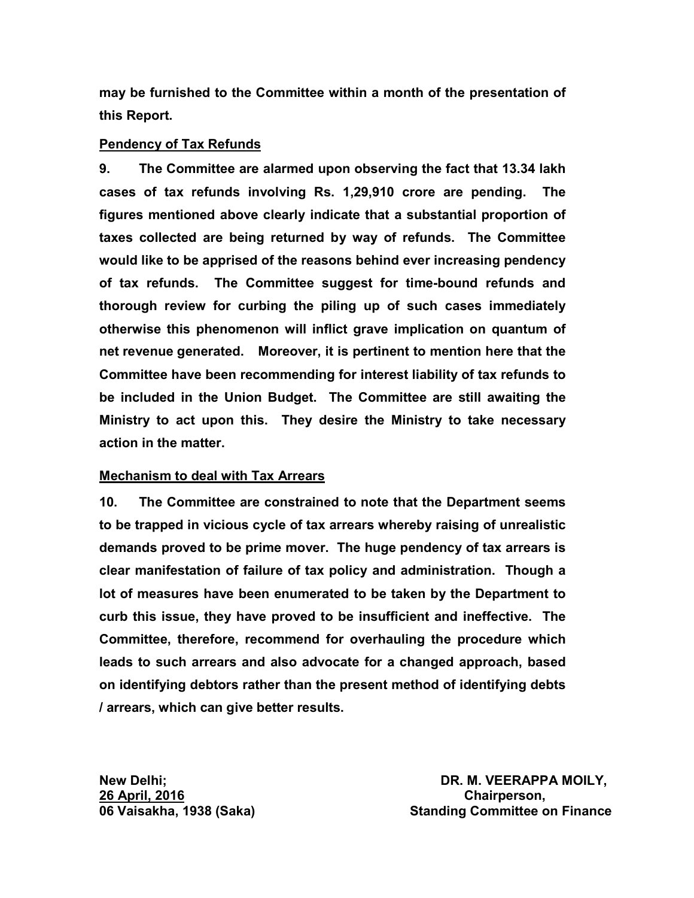**may be furnished to the Committee within a month of the presentation of this Report.**

**Pendency of Tax Refunds**

**9. The Committee are alarmed upon observing the fact that 13.34 lakh cases of tax refunds involving Rs. 1,29,910 crore are pending. The figures mentioned above clearly indicate that a substantial proportion of taxes collected are being returned by way of refunds. The Committee would like to be apprised of the reasons behind ever increasing pendency of tax refunds. The Committee suggest for time-bound refunds and thorough review for curbing the piling up of such cases immediately otherwise this phenomenon will inflict grave implication on quantum of net revenue generated. Moreover, it is pertinent to mention here that the Committee have been recommending for interest liability of tax refunds to be included in the Union Budget. The Committee are still awaiting the Ministry to act upon this. They desire the Ministry to take necessary action in the matter.**

**Mechanism to deal with Tax Arrears**

**10. The Committee are constrained to note that the Department seems to be trapped in vicious cycle of tax arrears whereby raising of unrealistic demands proved to be prime mover. The huge pendency of tax arrears is clear manifestation of failure of tax policy and administration. Though a lot of measures have been enumerated to be taken by the Department to curb this issue, they have proved to be insufficient and ineffective. The Committee, therefore, recommend for overhauling the procedure which leads to such arrears and also advocate for a changed approach, based on identifying debtors rather than the present method of identifying debts / arrears, which can give better results.**

**New Delhi;**
**26 April, 2016**
**06 Vaisakha, 1938 (Saka)**

**DR. M. VEERAPPA MOILY,**
**Chairperson,**
**Standing Committee on Finance**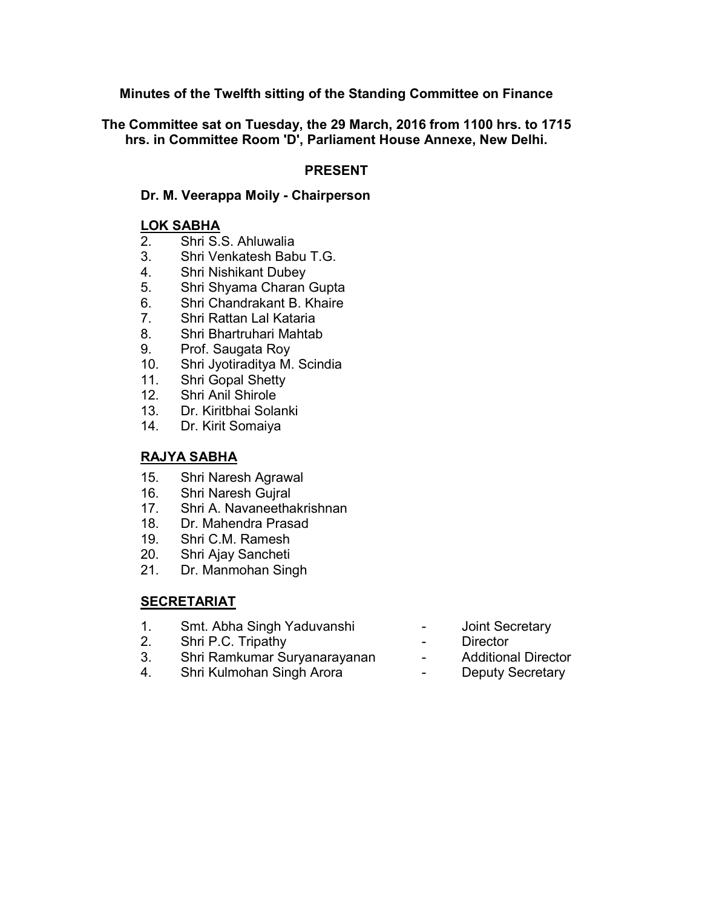**Minutes of the Twelfth sitting of the Standing Committee on Finance**

**The Committee sat on Tuesday, the 29 March, 2016 from 1100 hrs. to 1715 hrs. in Committee Room 'D', Parliament House Annexe, New Delhi.**

**PRESENT**

**Dr. M. Veerappa Moily - Chairperson**

**LOK SABHA**

2. Shri S.S. Ahluwalia
3. Shri Venkatesh Babu T.G.
4. Shri Nishikant Dubey
5. Shri Shyama Charan Gupta
6. Shri Chandrakant B. Khaire
7. Shri Rattan Lal Kataria
8. Shri Bhartruhari Mahtab
9. Prof. Saugata Roy
10. Shri Jyotiraditya M. Scindia
11. Shri Gopal Shetty
12. Shri Anil Shirole
13. Dr. Kiritbhai Solanki
14. Dr. Kirit Somaiya

**RAJYA SABHA**

15. Shri Naresh Agrawal
16. Shri Naresh Gujral
17. Shri A. Navaneethakrishnan
18. Dr. Mahendra Prasad
19. Shri C.M. Ramesh
20. Shri Ajay Sancheti
21. Dr. Manmohan Singh

**SECRETARIAT**

1. Smt. Abha Singh Yaduvanshi - Joint Secretary
2. Shri P.C. Tripathy - Director
3. Shri Ramkumar Suryanarayanan - Additional Director
4. Shri Kulmohan Singh Arora - Deputy Secretary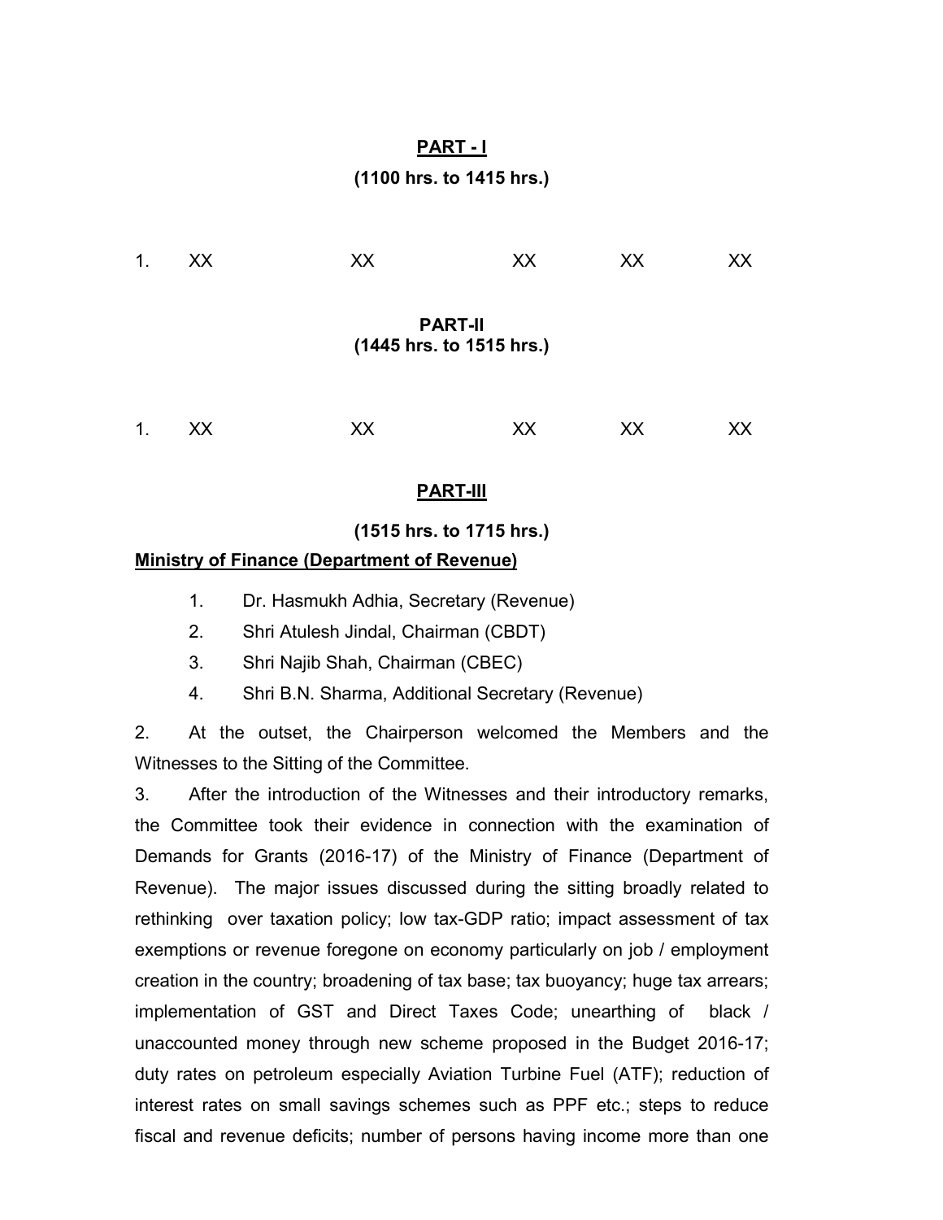**PART - I**

**(1100 hrs. to 1415 hrs.)**

1. XX XX XX XX XX

**PART-II**
**(1445 hrs. to 1515 hrs.)**

1. XX XX XX XX XX

**PART-III**

**(1515 hrs. to 1715 hrs.)**

**Ministry of Finance (Department of Revenue)**

1. Dr. Hasmukh Adhia, Secretary (Revenue)
2. Shri Atulesh Jindal, Chairman (CBDT)
3. Shri Najib Shah, Chairman (CBEC)
4. Shri B.N. Sharma, Additional Secretary (Revenue)

2. At the outset, the Chairperson welcomed the Members and the Witnesses to the Sitting of the Committee.

3. After the introduction of the Witnesses and their introductory remarks, the Committee took their evidence in connection with the examination of Demands for Grants (2016-17) of the Ministry of Finance (Department of Revenue). The major issues discussed during the sitting broadly related to rethinking over taxation policy; low tax-GDP ratio; impact assessment of tax exemptions or revenue foregone on economy particularly on job / employment creation in the country; broadening of tax base; tax buoyancy; huge tax arrears; implementation of GST and Direct Taxes Code; unearthing of black / unaccounted money through new scheme proposed in the Budget 2016-17; duty rates on petroleum especially Aviation Turbine Fuel (ATF); reduction of interest rates on small savings schemes such as PPF etc.; steps to reduce fiscal and revenue deficits; number of persons having income more than one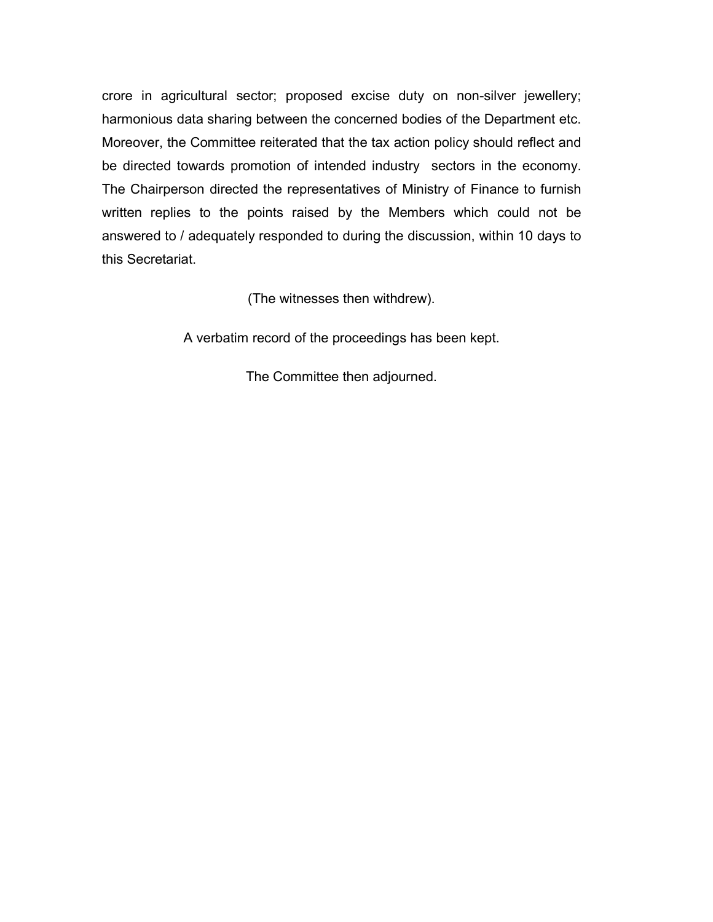crore in agricultural sector; proposed excise duty on non-silver jewellery; harmonious data sharing between the concerned bodies of the Department etc. Moreover, the Committee reiterated that the tax action policy should reflect and be directed towards promotion of intended industry sectors in the economy. The Chairperson directed the representatives of Ministry of Finance to furnish written replies to the points raised by the Members which could not be answered to / adequately responded to during the discussion, within 10 days to this Secretariat.

(The witnesses then withdrew).

A verbatim record of the proceedings has been kept.

The Committee then adjourned.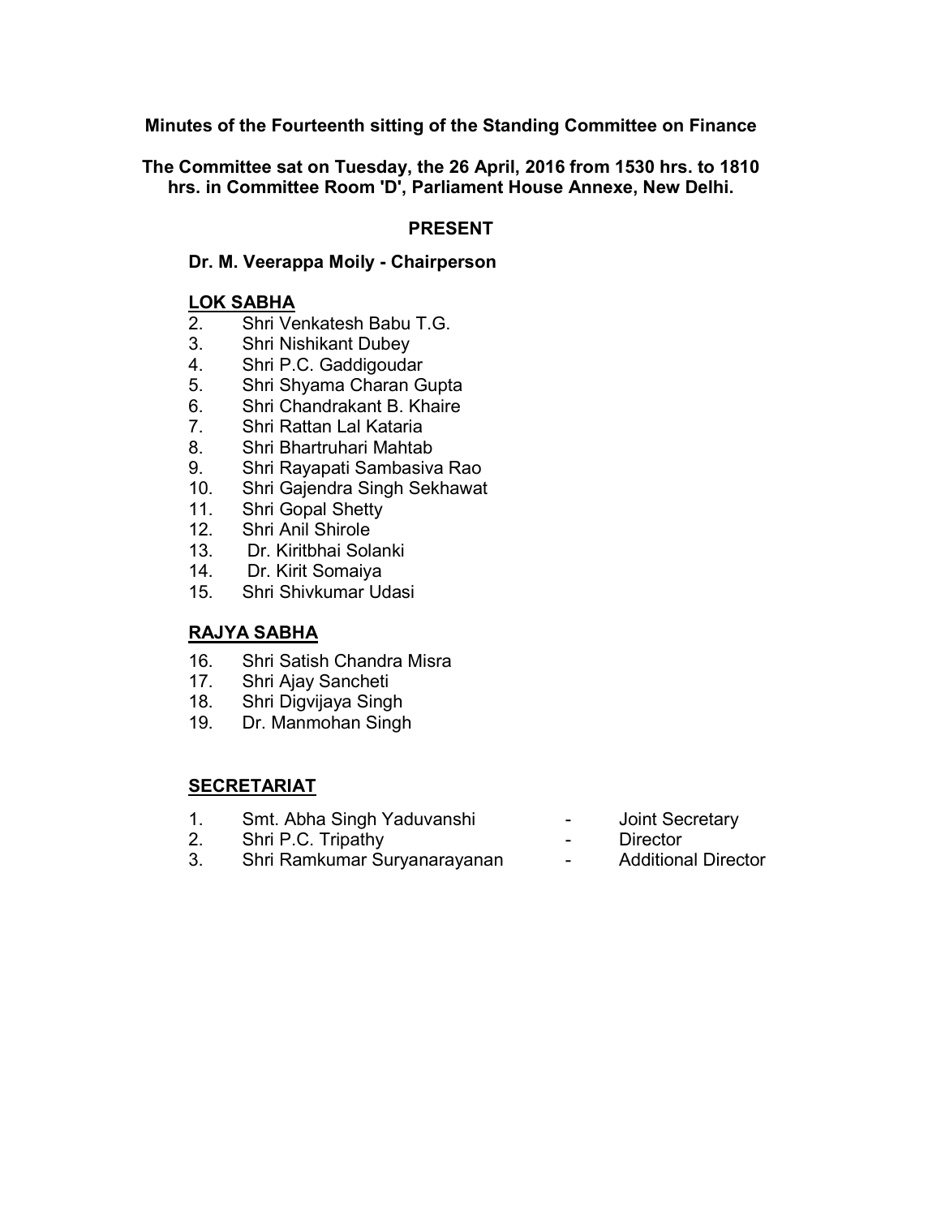**Minutes of the Fourteenth sitting of the Standing Committee on Finance**

**The Committee sat on Tuesday, the 26 April, 2016 from 1530 hrs. to 1810 hrs. in Committee Room 'D', Parliament House Annexe, New Delhi.**

**PRESENT**

**Dr. M. Veerappa Moily - Chairperson**

**LOK SABHA**

2. Shri Venkatesh Babu T.G.
3. Shri Nishikant Dubey
4. Shri P.C. Gaddigoudar
5. Shri Shyama Charan Gupta
6. Shri Chandrakant B. Khaire
7. Shri Rattan Lal Kataria
8. Shri Bhartruhari Mahtab
9. Shri Rayapati Sambasiva Rao
10. Shri Gajendra Singh Sekhawat
11. Shri Gopal Shetty
12. Shri Anil Shirole
13. Dr. Kiritbhai Solanki
14. Dr. Kirit Somaiya
15. Shri Shivkumar Udasi

**RAJYA SABHA**

16. Shri Satish Chandra Misra
17. Shri Ajay Sancheti
18. Shri Digvijaya Singh
19. Dr. Manmohan Singh

**SECRETARIAT**

1. Smt. Abha Singh Yaduvanshi - Joint Secretary
2. Shri P.C. Tripathy - Director
3. Shri Ramkumar Suryanarayanan - Additional Director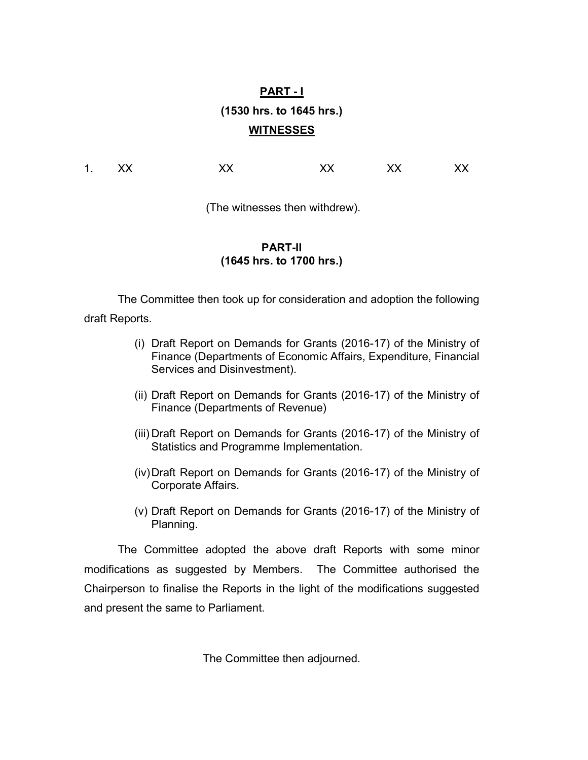**PART - I**

**(1530 hrs. to 1645 hrs.)**

**WITNESSES**

1. XX XX XX XX XX

(The witnesses then withdrew).

**PART-II**
**(1645 hrs. to 1700 hrs.)**

The Committee then took up for consideration and adoption the following draft Reports.

(i) Draft Report on Demands for Grants (2016-17) of the Ministry of Finance (Departments of Economic Affairs, Expenditure, Financial Services and Disinvestment).

(ii) Draft Report on Demands for Grants (2016-17) of the Ministry of Finance (Departments of Revenue)

(iii) Draft Report on Demands for Grants (2016-17) of the Ministry of Statistics and Programme Implementation.

(iv) Draft Report on Demands for Grants (2016-17) of the Ministry of Corporate Affairs.

(v) Draft Report on Demands for Grants (2016-17) of the Ministry of Planning.

The Committee adopted the above draft Reports with some minor modifications as suggested by Members. The Committee authorised the Chairperson to finalise the Reports in the light of the modifications suggested and present the same to Parliament.

The Committee then adjourned.